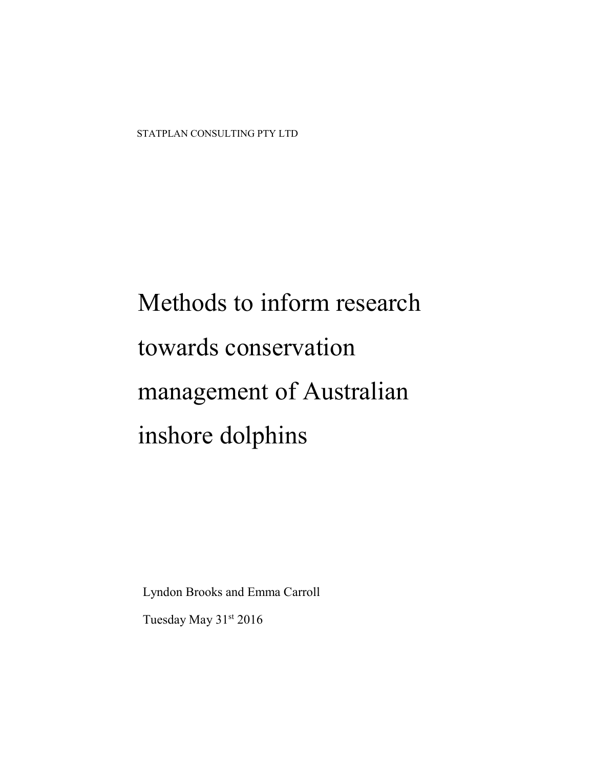STATPLAN CONSULTING PTY LTD

# Methods to inform research towards conservation management of Australian inshore dolphins

Lyndon Brooks and Emma Carroll

Tuesday May 31st 2016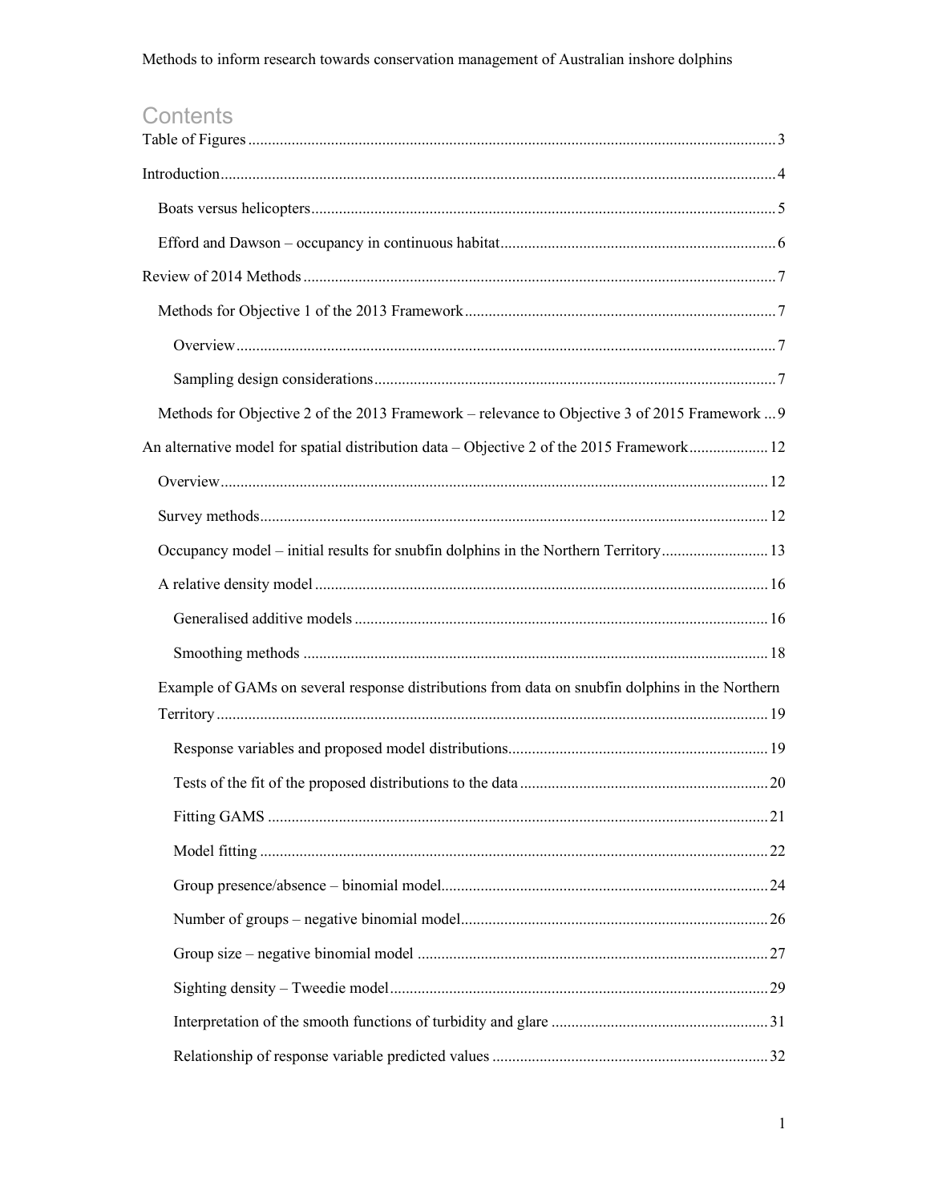# Contents

Table of Figures ..... 3

Introduction ..... 4

- Boats versus helicopters ..... 5
- Efford and Dawson – occupancy in continuous habitat ..... 6

Review of 2014 Methods ..... 7

- Methods for Objective 1 of the 2013 Framework ..... 7
  - Overview ..... 7
  - Sampling design considerations ..... 7
- Methods for Objective 2 of the 2013 Framework – relevance to Objective 3 of 2015 Framework ..... 9

An alternative model for spatial distribution data – Objective 2 of the 2015 Framework ..... 12

- Overview ..... 12
- Survey methods ..... 12
- Occupancy model – initial results for snubfin dolphins in the Northern Territory ..... 13
- A relative density model ..... 16
  - Generalised additive models ..... 16
  - Smoothing methods ..... 18
- Example of GAMs on several response distributions from data on snubfin dolphins in the Northern Territory ..... 19
  - Response variables and proposed model distributions ..... 19
  - Tests of the fit of the proposed distributions to the data ..... 20
  - Fitting GAMS ..... 21
  - Model fitting ..... 22
  - Group presence/absence – binomial model ..... 24
  - Number of groups – negative binomial model ..... 26
  - Group size – negative binomial model ..... 27
  - Sighting density – Tweedie model ..... 29
  - Interpretation of the smooth functions of turbidity and glare ..... 31
  - Relationship of response variable predicted values ..... 32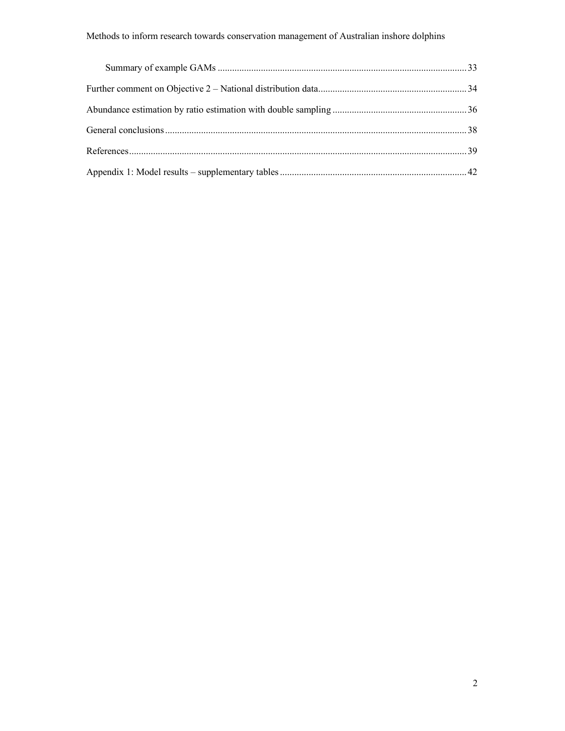Summary of example GAMs ........................................................................................................ 33

Further comment on Objective 2 – National distribution data............................................................. 34

Abundance estimation by ratio estimation with double sampling ........................................................ 36

General conclusions ............................................................................................................................. 38

References............................................................................................................................................ 39

Appendix 1: Model results – supplementary tables ............................................................................. 42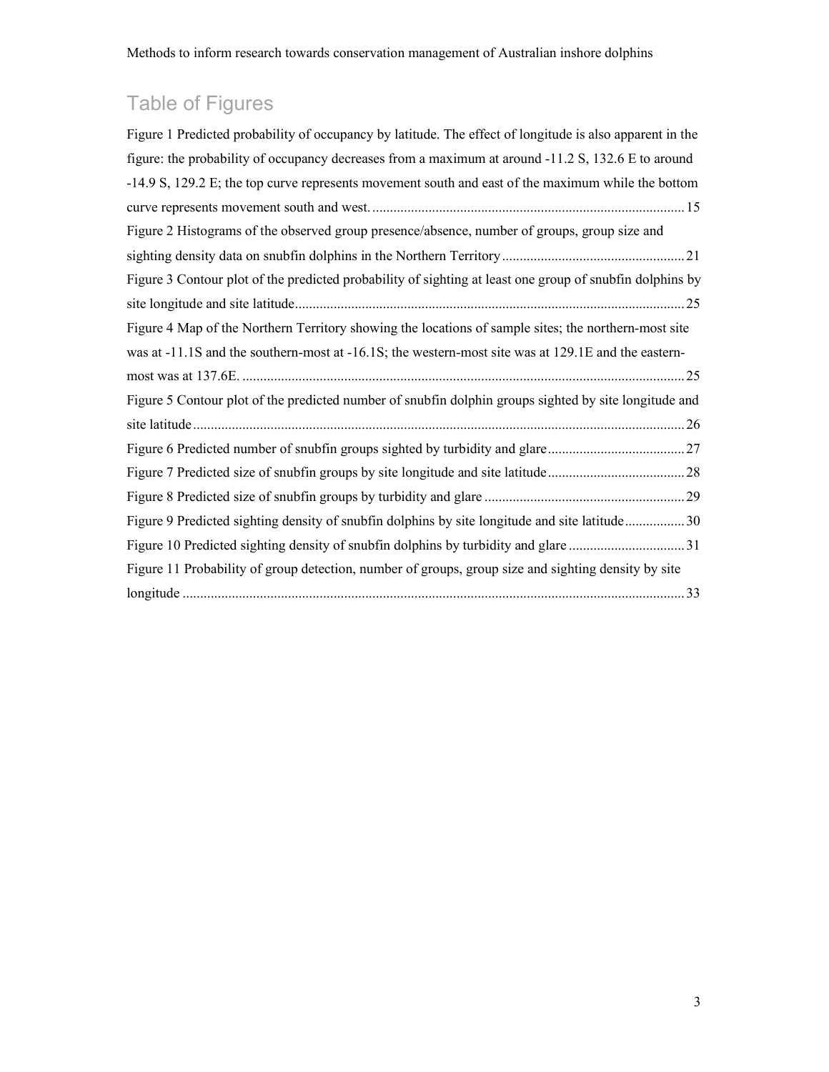# Table of Figures

Figure 1 Predicted probability of occupancy by latitude. The effect of longitude is also apparent in the figure: the probability of occupancy decreases from a maximum at around -11.2 S, 132.6 E to around -14.9 S, 129.2 E; the top curve represents movement south and east of the maximum while the bottom curve represents movement south and west. ........ 15

Figure 2 Histograms of the observed group presence/absence, number of groups, group size and sighting density data on snubfin dolphins in the Northern Territory ........ 21

Figure 3 Contour plot of the predicted probability of sighting at least one group of snubfin dolphins by site longitude and site latitude ........ 25

Figure 4 Map of the Northern Territory showing the locations of sample sites; the northern-most site was at -11.1S and the southern-most at -16.1S; the western-most site was at 129.1E and the eastern-most was at 137.6E. ........ 25

Figure 5 Contour plot of the predicted number of snubfin dolphin groups sighted by site longitude and site latitude ........ 26

Figure 6 Predicted number of snubfin groups sighted by turbidity and glare ........ 27

Figure 7 Predicted size of snubfin groups by site longitude and site latitude ........ 28

Figure 8 Predicted size of snubfin groups by turbidity and glare ........ 29

Figure 9 Predicted sighting density of snubfin dolphins by site longitude and site latitude ........ 30

Figure 10 Predicted sighting density of snubfin dolphins by turbidity and glare ........ 31

Figure 11 Probability of group detection, number of groups, group size and sighting density by site longitude ........ 33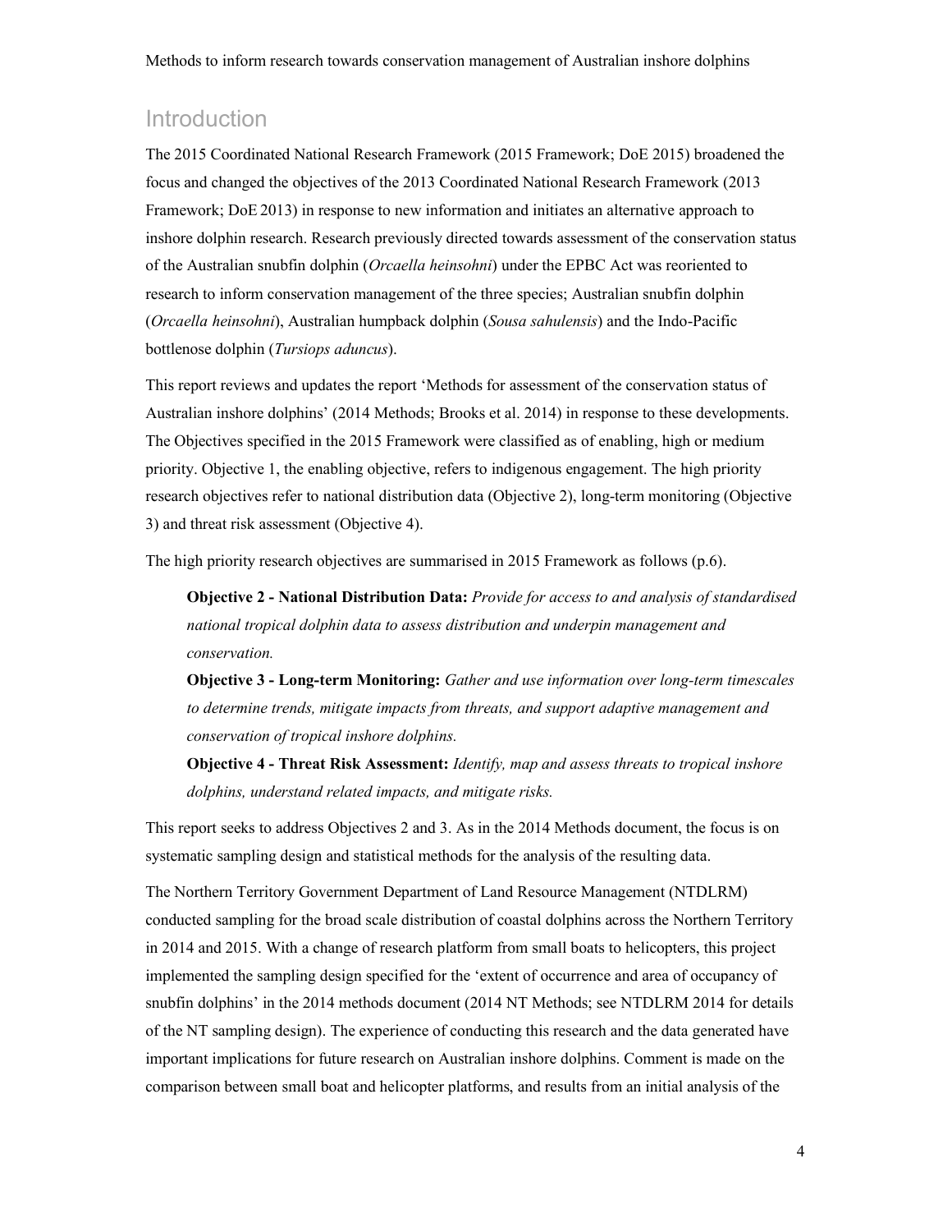## Introduction

The 2015 Coordinated National Research Framework (2015 Framework; DoE 2015) broadened the focus and changed the objectives of the 2013 Coordinated National Research Framework (2013 Framework; DoE 2013) in response to new information and initiates an alternative approach to inshore dolphin research. Research previously directed towards assessment of the conservation status of the Australian snubfin dolphin (*Orcaella heinsohni*) under the EPBC Act was reoriented to research to inform conservation management of the three species; Australian snubfin dolphin (*Orcaella heinsohni*), Australian humpback dolphin (*Sousa sahulensis*) and the Indo-Pacific bottlenose dolphin (*Tursiops aduncus*).

This report reviews and updates the report 'Methods for assessment of the conservation status of Australian inshore dolphins' (2014 Methods; Brooks et al. 2014) in response to these developments. The Objectives specified in the 2015 Framework were classified as of enabling, high or medium priority. Objective 1, the enabling objective, refers to indigenous engagement. The high priority research objectives refer to national distribution data (Objective 2), long-term monitoring (Objective 3) and threat risk assessment (Objective 4).

The high priority research objectives are summarised in 2015 Framework as follows (p.6).

> **Objective 2 - National Distribution Data:** *Provide for access to and analysis of standardised national tropical dolphin data to assess distribution and underpin management and conservation.*
>
> **Objective 3 - Long-term Monitoring:** *Gather and use information over long-term timescales to determine trends, mitigate impacts from threats, and support adaptive management and conservation of tropical inshore dolphins.*
>
> **Objective 4 - Threat Risk Assessment:** *Identify, map and assess threats to tropical inshore dolphins, understand related impacts, and mitigate risks.*

This report seeks to address Objectives 2 and 3. As in the 2014 Methods document, the focus is on systematic sampling design and statistical methods for the analysis of the resulting data.

The Northern Territory Government Department of Land Resource Management (NTDLRM) conducted sampling for the broad scale distribution of coastal dolphins across the Northern Territory in 2014 and 2015. With a change of research platform from small boats to helicopters, this project implemented the sampling design specified for the 'extent of occurrence and area of occupancy of snubfin dolphins' in the 2014 methods document (2014 NT Methods; see NTDLRM 2014 for details of the NT sampling design). The experience of conducting this research and the data generated have important implications for future research on Australian inshore dolphins. Comment is made on the comparison between small boat and helicopter platforms, and results from an initial analysis of the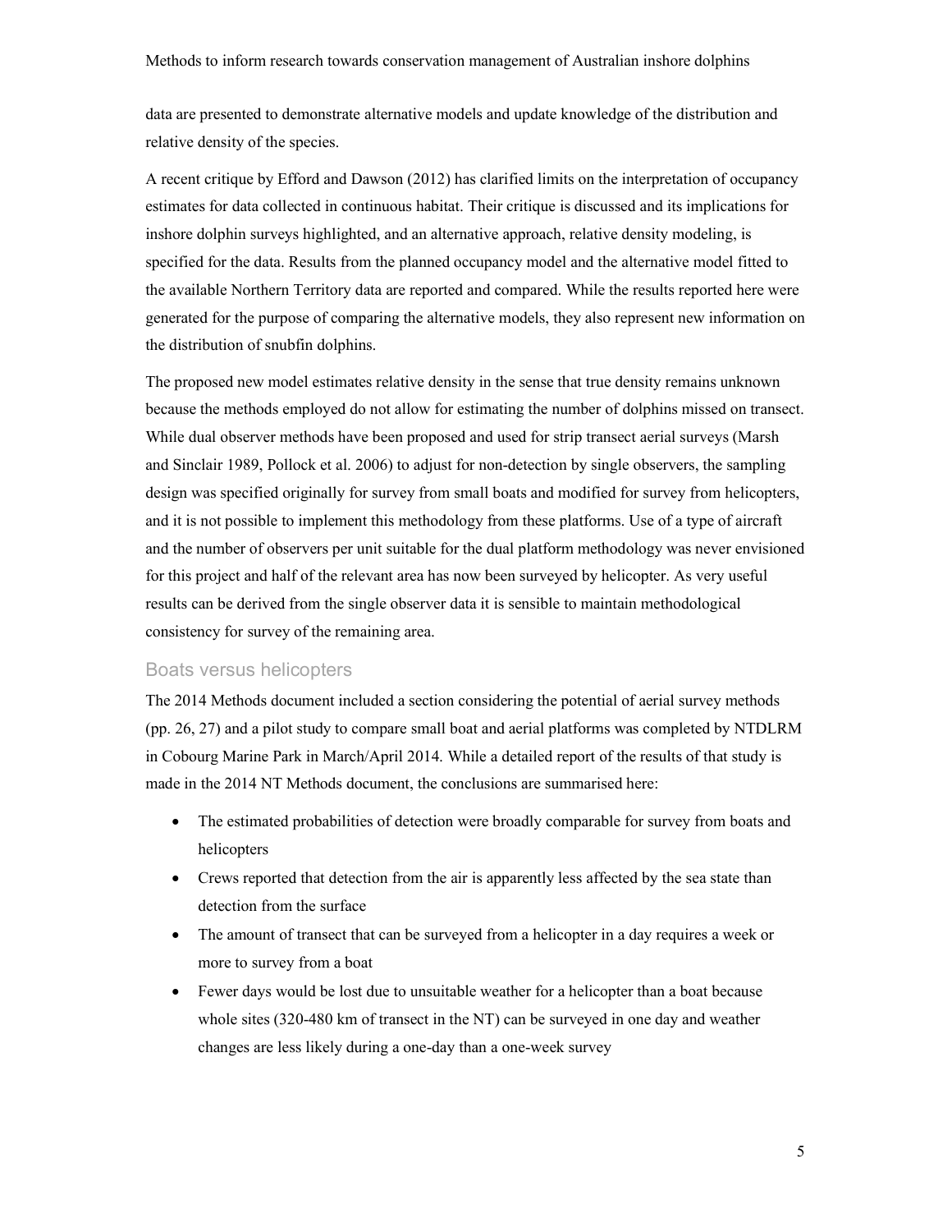data are presented to demonstrate alternative models and update knowledge of the distribution and relative density of the species.

A recent critique by Efford and Dawson (2012) has clarified limits on the interpretation of occupancy estimates for data collected in continuous habitat. Their critique is discussed and its implications for inshore dolphin surveys highlighted, and an alternative approach, relative density modeling, is specified for the data. Results from the planned occupancy model and the alternative model fitted to the available Northern Territory data are reported and compared. While the results reported here were generated for the purpose of comparing the alternative models, they also represent new information on the distribution of snubfin dolphins.

The proposed new model estimates relative density in the sense that true density remains unknown because the methods employed do not allow for estimating the number of dolphins missed on transect. While dual observer methods have been proposed and used for strip transect aerial surveys (Marsh and Sinclair 1989, Pollock et al. 2006) to adjust for non-detection by single observers, the sampling design was specified originally for survey from small boats and modified for survey from helicopters, and it is not possible to implement this methodology from these platforms. Use of a type of aircraft and the number of observers per unit suitable for the dual platform methodology was never envisioned for this project and half of the relevant area has now been surveyed by helicopter. As very useful results can be derived from the single observer data it is sensible to maintain methodological consistency for survey of the remaining area.

## Boats versus helicopters

The 2014 Methods document included a section considering the potential of aerial survey methods (pp. 26, 27) and a pilot study to compare small boat and aerial platforms was completed by NTDLRM in Cobourg Marine Park in March/April 2014. While a detailed report of the results of that study is made in the 2014 NT Methods document, the conclusions are summarised here:

- The estimated probabilities of detection were broadly comparable for survey from boats and helicopters
- Crews reported that detection from the air is apparently less affected by the sea state than detection from the surface
- The amount of transect that can be surveyed from a helicopter in a day requires a week or more to survey from a boat
- Fewer days would be lost due to unsuitable weather for a helicopter than a boat because whole sites (320-480 km of transect in the NT) can be surveyed in one day and weather changes are less likely during a one-day than a one-week survey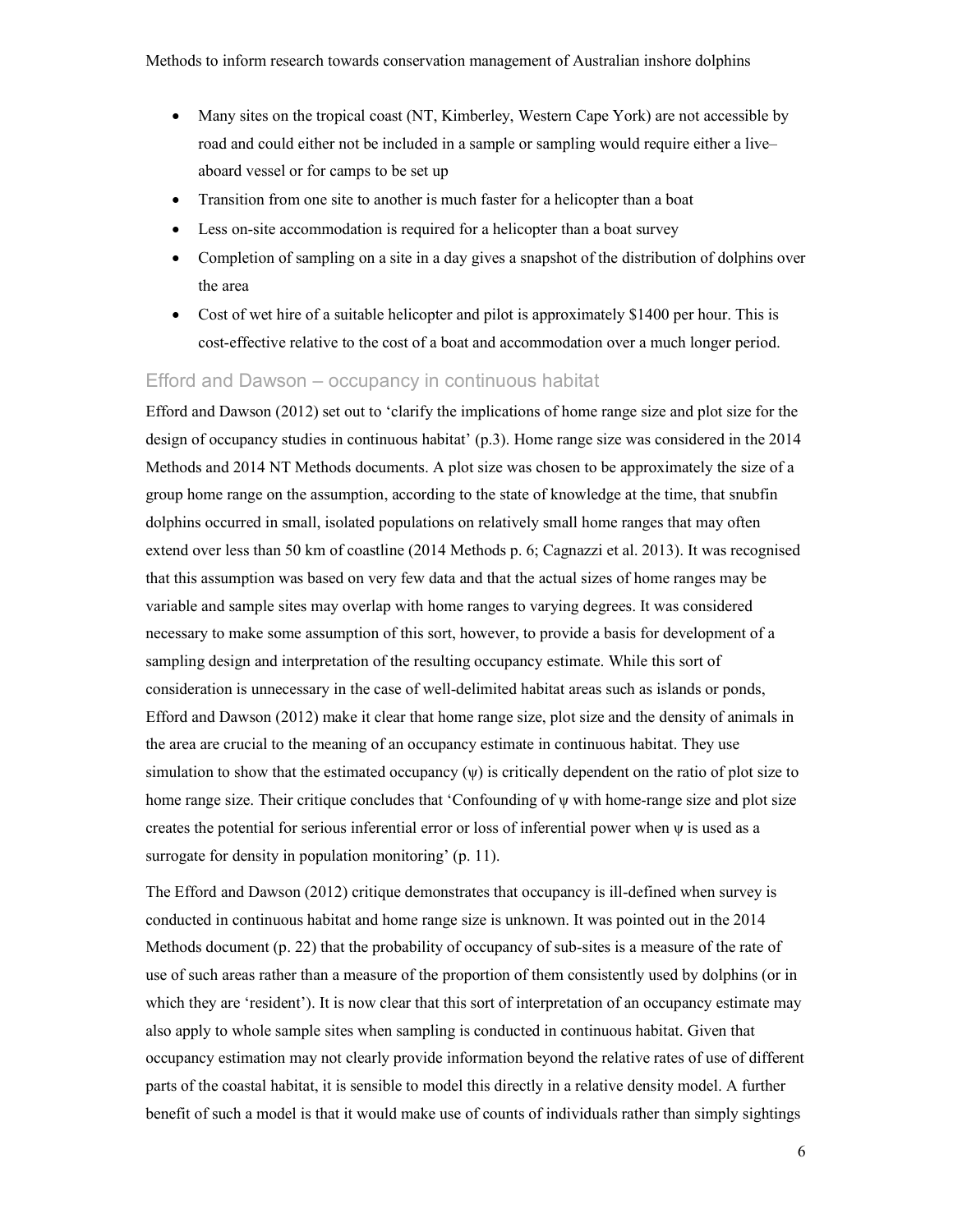- Many sites on the tropical coast (NT, Kimberley, Western Cape York) are not accessible by road and could either not be included in a sample or sampling would require either a live–aboard vessel or for camps to be set up
- Transition from one site to another is much faster for a helicopter than a boat
- Less on-site accommodation is required for a helicopter than a boat survey
- Completion of sampling on a site in a day gives a snapshot of the distribution of dolphins over the area
- Cost of wet hire of a suitable helicopter and pilot is approximately $1400 per hour. This is cost-effective relative to the cost of a boat and accommodation over a much longer period.

## Efford and Dawson – occupancy in continuous habitat

Efford and Dawson (2012) set out to 'clarify the implications of home range size and plot size for the design of occupancy studies in continuous habitat' (p.3). Home range size was considered in the 2014 Methods and 2014 NT Methods documents. A plot size was chosen to be approximately the size of a group home range on the assumption, according to the state of knowledge at the time, that snubfin dolphins occurred in small, isolated populations on relatively small home ranges that may often extend over less than 50 km of coastline (2014 Methods p. 6; Cagnazzi et al. 2013). It was recognised that this assumption was based on very few data and that the actual sizes of home ranges may be variable and sample sites may overlap with home ranges to varying degrees. It was considered necessary to make some assumption of this sort, however, to provide a basis for development of a sampling design and interpretation of the resulting occupancy estimate. While this sort of consideration is unnecessary in the case of well-delimited habitat areas such as islands or ponds, Efford and Dawson (2012) make it clear that home range size, plot size and the density of animals in the area are crucial to the meaning of an occupancy estimate in continuous habitat. They use simulation to show that the estimated occupancy ($\psi$) is critically dependent on the ratio of plot size to home range size. Their critique concludes that 'Confounding of $\psi$ with home-range size and plot size creates the potential for serious inferential error or loss of inferential power when $\psi$ is used as a surrogate for density in population monitoring' (p. 11).

The Efford and Dawson (2012) critique demonstrates that occupancy is ill-defined when survey is conducted in continuous habitat and home range size is unknown. It was pointed out in the 2014 Methods document (p. 22) that the probability of occupancy of sub-sites is a measure of the rate of use of such areas rather than a measure of the proportion of them consistently used by dolphins (or in which they are 'resident'). It is now clear that this sort of interpretation of an occupancy estimate may also apply to whole sample sites when sampling is conducted in continuous habitat. Given that occupancy estimation may not clearly provide information beyond the relative rates of use of different parts of the coastal habitat, it is sensible to model this directly in a relative density model. A further benefit of such a model is that it would make use of counts of individuals rather than simply sightings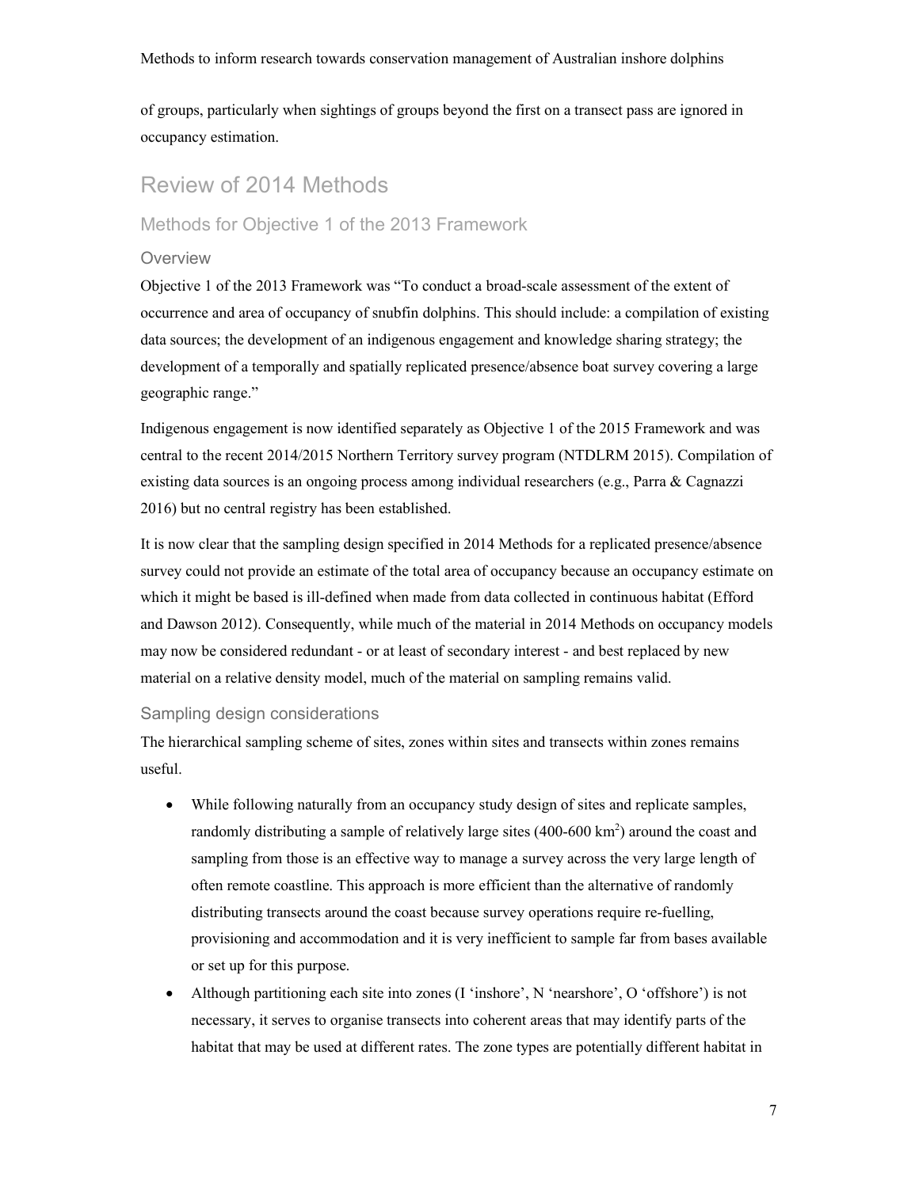of groups, particularly when sightings of groups beyond the first on a transect pass are ignored in occupancy estimation.

# Review of 2014 Methods

## Methods for Objective 1 of the 2013 Framework

### Overview

Objective 1 of the 2013 Framework was "To conduct a broad-scale assessment of the extent of occurrence and area of occupancy of snubfin dolphins. This should include: a compilation of existing data sources; the development of an indigenous engagement and knowledge sharing strategy; the development of a temporally and spatially replicated presence/absence boat survey covering a large geographic range."

Indigenous engagement is now identified separately as Objective 1 of the 2015 Framework and was central to the recent 2014/2015 Northern Territory survey program (NTDLRM 2015). Compilation of existing data sources is an ongoing process among individual researchers (e.g., Parra & Cagnazzi 2016) but no central registry has been established.

It is now clear that the sampling design specified in 2014 Methods for a replicated presence/absence survey could not provide an estimate of the total area of occupancy because an occupancy estimate on which it might be based is ill-defined when made from data collected in continuous habitat (Efford and Dawson 2012). Consequently, while much of the material in 2014 Methods on occupancy models may now be considered redundant - or at least of secondary interest - and best replaced by new material on a relative density model, much of the material on sampling remains valid.

### Sampling design considerations

The hierarchical sampling scheme of sites, zones within sites and transects within zones remains useful.

- While following naturally from an occupancy study design of sites and replicate samples, randomly distributing a sample of relatively large sites (400-600 km$^2$) around the coast and sampling from those is an effective way to manage a survey across the very large length of often remote coastline. This approach is more efficient than the alternative of randomly distributing transects around the coast because survey operations require re-fuelling, provisioning and accommodation and it is very inefficient to sample far from bases available or set up for this purpose.
- Although partitioning each site into zones (I 'inshore', N 'nearshore', O 'offshore') is not necessary, it serves to organise transects into coherent areas that may identify parts of the habitat that may be used at different rates. The zone types are potentially different habitat in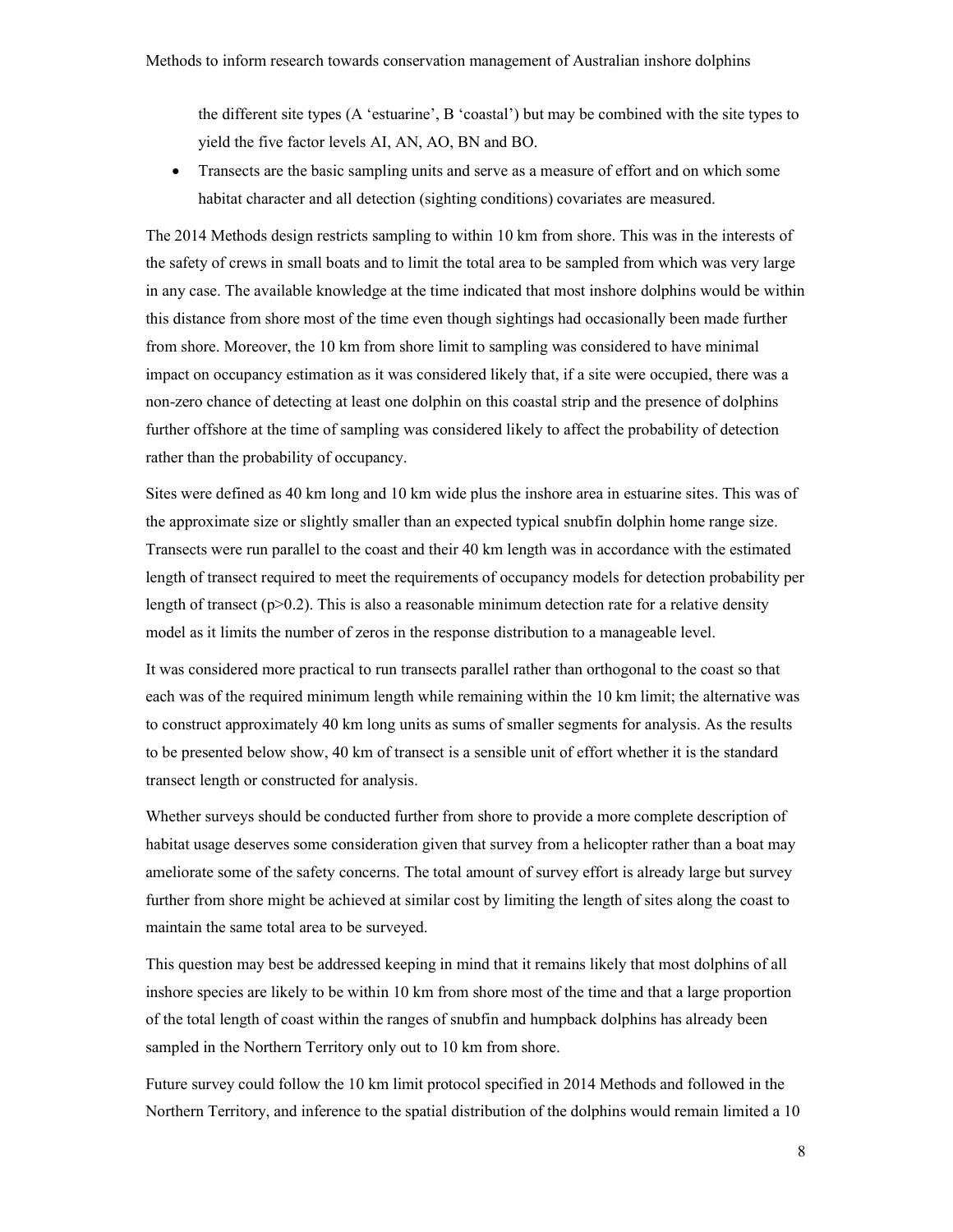the different site types (A 'estuarine', B 'coastal') but may be combined with the site types to yield the five factor levels AI, AN, AO, BN and BO.

- Transects are the basic sampling units and serve as a measure of effort and on which some habitat character and all detection (sighting conditions) covariates are measured.

The 2014 Methods design restricts sampling to within 10 km from shore. This was in the interests of the safety of crews in small boats and to limit the total area to be sampled from which was very large in any case. The available knowledge at the time indicated that most inshore dolphins would be within this distance from shore most of the time even though sightings had occasionally been made further from shore. Moreover, the 10 km from shore limit to sampling was considered to have minimal impact on occupancy estimation as it was considered likely that, if a site were occupied, there was a non-zero chance of detecting at least one dolphin on this coastal strip and the presence of dolphins further offshore at the time of sampling was considered likely to affect the probability of detection rather than the probability of occupancy.

Sites were defined as 40 km long and 10 km wide plus the inshore area in estuarine sites. This was of the approximate size or slightly smaller than an expected typical snubfin dolphin home range size. Transects were run parallel to the coast and their 40 km length was in accordance with the estimated length of transect required to meet the requirements of occupancy models for detection probability per length of transect ($p>0.2$). This is also a reasonable minimum detection rate for a relative density model as it limits the number of zeros in the response distribution to a manageable level.

It was considered more practical to run transects parallel rather than orthogonal to the coast so that each was of the required minimum length while remaining within the 10 km limit; the alternative was to construct approximately 40 km long units as sums of smaller segments for analysis. As the results to be presented below show, 40 km of transect is a sensible unit of effort whether it is the standard transect length or constructed for analysis.

Whether surveys should be conducted further from shore to provide a more complete description of habitat usage deserves some consideration given that survey from a helicopter rather than a boat may ameliorate some of the safety concerns. The total amount of survey effort is already large but survey further from shore might be achieved at similar cost by limiting the length of sites along the coast to maintain the same total area to be surveyed.

This question may best be addressed keeping in mind that it remains likely that most dolphins of all inshore species are likely to be within 10 km from shore most of the time and that a large proportion of the total length of coast within the ranges of snubfin and humpback dolphins has already been sampled in the Northern Territory only out to 10 km from shore.

Future survey could follow the 10 km limit protocol specified in 2014 Methods and followed in the Northern Territory, and inference to the spatial distribution of the dolphins would remain limited a 10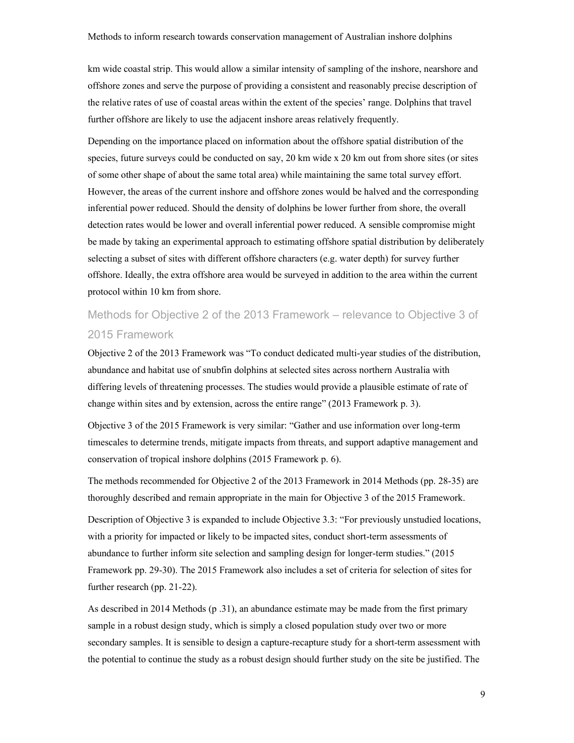km wide coastal strip. This would allow a similar intensity of sampling of the inshore, nearshore and offshore zones and serve the purpose of providing a consistent and reasonably precise description of the relative rates of use of coastal areas within the extent of the species' range. Dolphins that travel further offshore are likely to use the adjacent inshore areas relatively frequently.

Depending on the importance placed on information about the offshore spatial distribution of the species, future surveys could be conducted on say, 20 km wide x 20 km out from shore sites (or sites of some other shape of about the same total area) while maintaining the same total survey effort. However, the areas of the current inshore and offshore zones would be halved and the corresponding inferential power reduced. Should the density of dolphins be lower further from shore, the overall detection rates would be lower and overall inferential power reduced. A sensible compromise might be made by taking an experimental approach to estimating offshore spatial distribution by deliberately selecting a subset of sites with different offshore characters (e.g. water depth) for survey further offshore. Ideally, the extra offshore area would be surveyed in addition to the area within the current protocol within 10 km from shore.

## Methods for Objective 2 of the 2013 Framework – relevance to Objective 3 of 2015 Framework

Objective 2 of the 2013 Framework was "To conduct dedicated multi-year studies of the distribution, abundance and habitat use of snubfin dolphins at selected sites across northern Australia with differing levels of threatening processes. The studies would provide a plausible estimate of rate of change within sites and by extension, across the entire range" (2013 Framework p. 3).

Objective 3 of the 2015 Framework is very similar: "Gather and use information over long-term timescales to determine trends, mitigate impacts from threats, and support adaptive management and conservation of tropical inshore dolphins (2015 Framework p. 6).

The methods recommended for Objective 2 of the 2013 Framework in 2014 Methods (pp. 28-35) are thoroughly described and remain appropriate in the main for Objective 3 of the 2015 Framework.

Description of Objective 3 is expanded to include Objective 3.3: "For previously unstudied locations, with a priority for impacted or likely to be impacted sites, conduct short-term assessments of abundance to further inform site selection and sampling design for longer-term studies." (2015 Framework pp. 29-30). The 2015 Framework also includes a set of criteria for selection of sites for further research (pp. 21-22).

As described in 2014 Methods (p .31), an abundance estimate may be made from the first primary sample in a robust design study, which is simply a closed population study over two or more secondary samples. It is sensible to design a capture-recapture study for a short-term assessment with the potential to continue the study as a robust design should further study on the site be justified. The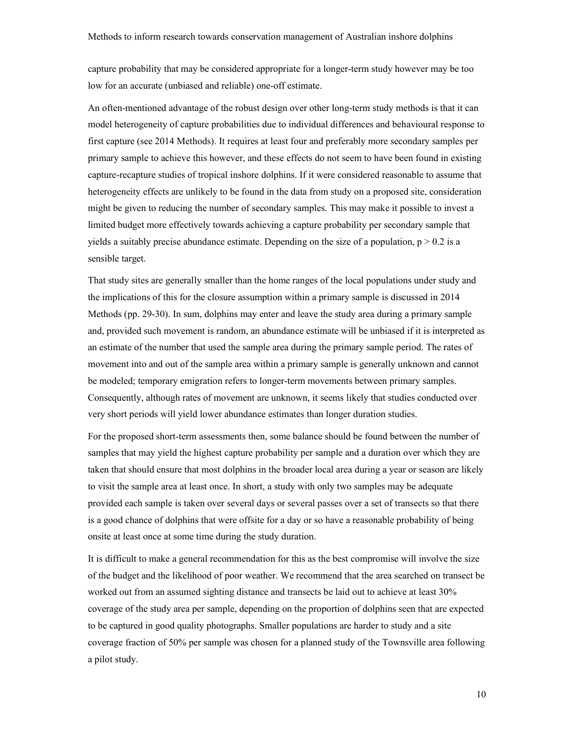capture probability that may be considered appropriate for a longer-term study however may be too low for an accurate (unbiased and reliable) one-off estimate.

An often-mentioned advantage of the robust design over other long-term study methods is that it can model heterogeneity of capture probabilities due to individual differences and behavioural response to first capture (see 2014 Methods). It requires at least four and preferably more secondary samples per primary sample to achieve this however, and these effects do not seem to have been found in existing capture-recapture studies of tropical inshore dolphins. If it were considered reasonable to assume that heterogeneity effects are unlikely to be found in the data from study on a proposed site, consideration might be given to reducing the number of secondary samples. This may make it possible to invest a limited budget more effectively towards achieving a capture probability per secondary sample that yields a suitably precise abundance estimate. Depending on the size of a population, $p > 0.2$ is a sensible target.

That study sites are generally smaller than the home ranges of the local populations under study and the implications of this for the closure assumption within a primary sample is discussed in 2014 Methods (pp. 29-30). In sum, dolphins may enter and leave the study area during a primary sample and, provided such movement is random, an abundance estimate will be unbiased if it is interpreted as an estimate of the number that used the sample area during the primary sample period. The rates of movement into and out of the sample area within a primary sample is generally unknown and cannot be modeled; temporary emigration refers to longer-term movements between primary samples. Consequently, although rates of movement are unknown, it seems likely that studies conducted over very short periods will yield lower abundance estimates than longer duration studies.

For the proposed short-term assessments then, some balance should be found between the number of samples that may yield the highest capture probability per sample and a duration over which they are taken that should ensure that most dolphins in the broader local area during a year or season are likely to visit the sample area at least once. In short, a study with only two samples may be adequate provided each sample is taken over several days or several passes over a set of transects so that there is a good chance of dolphins that were offsite for a day or so have a reasonable probability of being onsite at least once at some time during the study duration.

It is difficult to make a general recommendation for this as the best compromise will involve the size of the budget and the likelihood of poor weather. We recommend that the area searched on transect be worked out from an assumed sighting distance and transects be laid out to achieve at least 30% coverage of the study area per sample, depending on the proportion of dolphins seen that are expected to be captured in good quality photographs. Smaller populations are harder to study and a site coverage fraction of 50% per sample was chosen for a planned study of the Townsville area following a pilot study.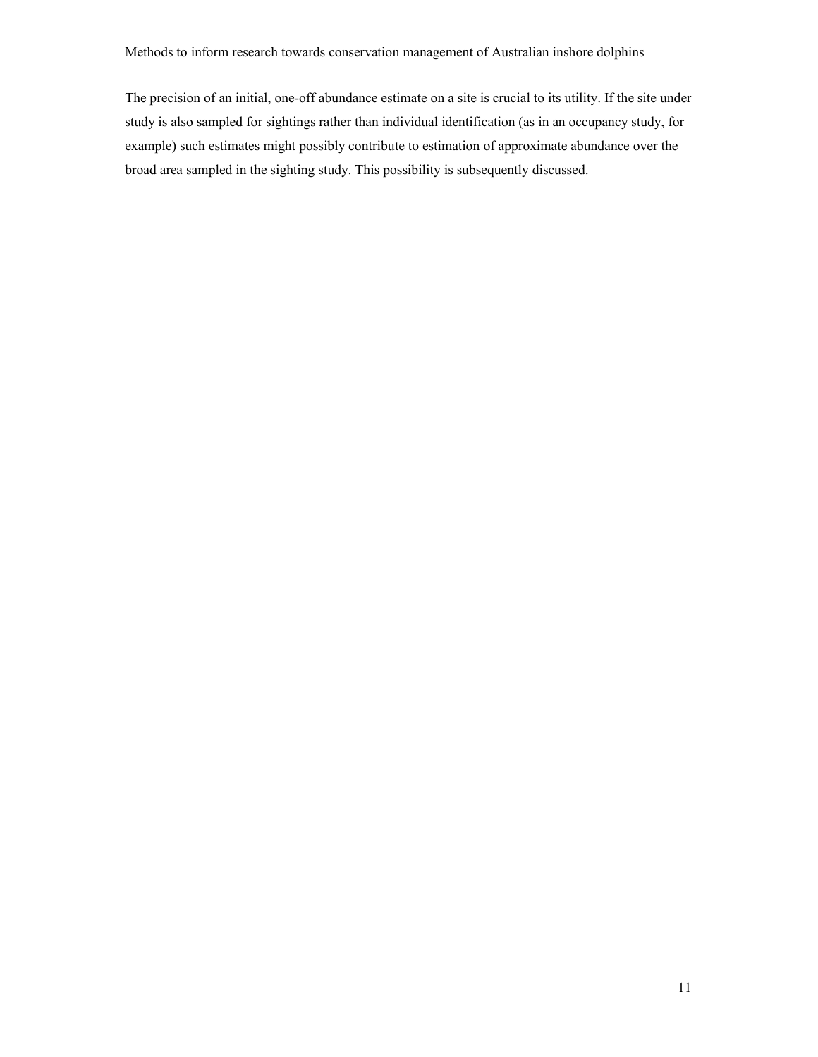The precision of an initial, one-off abundance estimate on a site is crucial to its utility. If the site under study is also sampled for sightings rather than individual identification (as in an occupancy study, for example) such estimates might possibly contribute to estimation of approximate abundance over the broad area sampled in the sighting study. This possibility is subsequently discussed.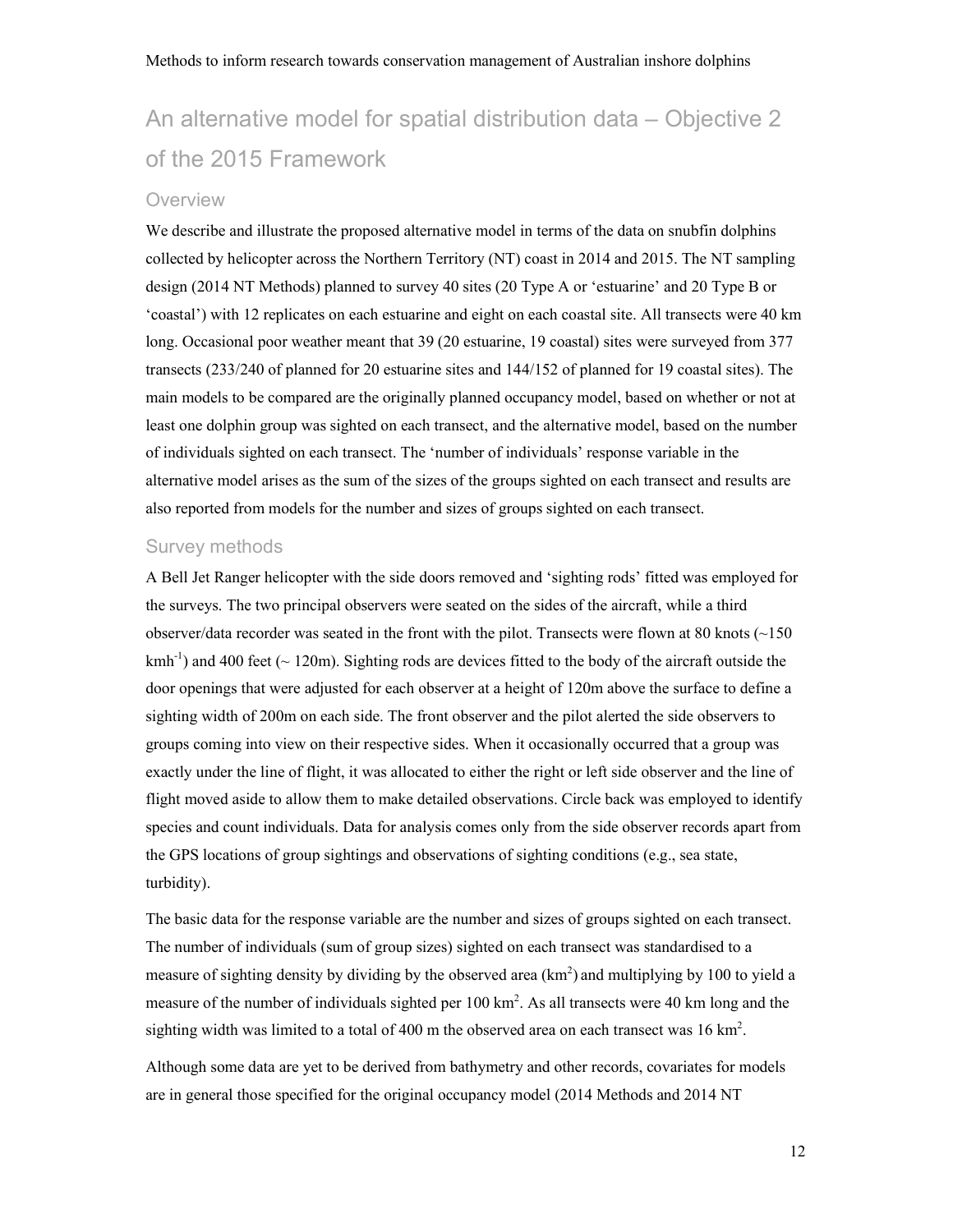## An alternative model for spatial distribution data – Objective 2 of the 2015 Framework

### Overview

We describe and illustrate the proposed alternative model in terms of the data on snubfin dolphins collected by helicopter across the Northern Territory (NT) coast in 2014 and 2015. The NT sampling design (2014 NT Methods) planned to survey 40 sites (20 Type A or 'estuarine' and 20 Type B or 'coastal') with 12 replicates on each estuarine and eight on each coastal site. All transects were 40 km long. Occasional poor weather meant that 39 (20 estuarine, 19 coastal) sites were surveyed from 377 transects (233/240 of planned for 20 estuarine sites and 144/152 of planned for 19 coastal sites). The main models to be compared are the originally planned occupancy model, based on whether or not at least one dolphin group was sighted on each transect, and the alternative model, based on the number of individuals sighted on each transect. The 'number of individuals' response variable in the alternative model arises as the sum of the sizes of the groups sighted on each transect and results are also reported from models for the number and sizes of groups sighted on each transect.

### Survey methods

A Bell Jet Ranger helicopter with the side doors removed and 'sighting rods' fitted was employed for the surveys. The two principal observers were seated on the sides of the aircraft, while a third observer/data recorder was seated in the front with the pilot. Transects were flown at 80 knots (~150 kmh$^{-1}$) and 400 feet (~ 120m). Sighting rods are devices fitted to the body of the aircraft outside the door openings that were adjusted for each observer at a height of 120m above the surface to define a sighting width of 200m on each side. The front observer and the pilot alerted the side observers to groups coming into view on their respective sides. When it occasionally occurred that a group was exactly under the line of flight, it was allocated to either the right or left side observer and the line of flight moved aside to allow them to make detailed observations. Circle back was employed to identify species and count individuals. Data for analysis comes only from the side observer records apart from the GPS locations of group sightings and observations of sighting conditions (e.g., sea state, turbidity).

The basic data for the response variable are the number and sizes of groups sighted on each transect. The number of individuals (sum of group sizes) sighted on each transect was standardised to a measure of sighting density by dividing by the observed area (km$^2$) and multiplying by 100 to yield a measure of the number of individuals sighted per 100 km$^2$. As all transects were 40 km long and the sighting width was limited to a total of 400 m the observed area on each transect was 16 km$^2$.

Although some data are yet to be derived from bathymetry and other records, covariates for models are in general those specified for the original occupancy model (2014 Methods and 2014 NT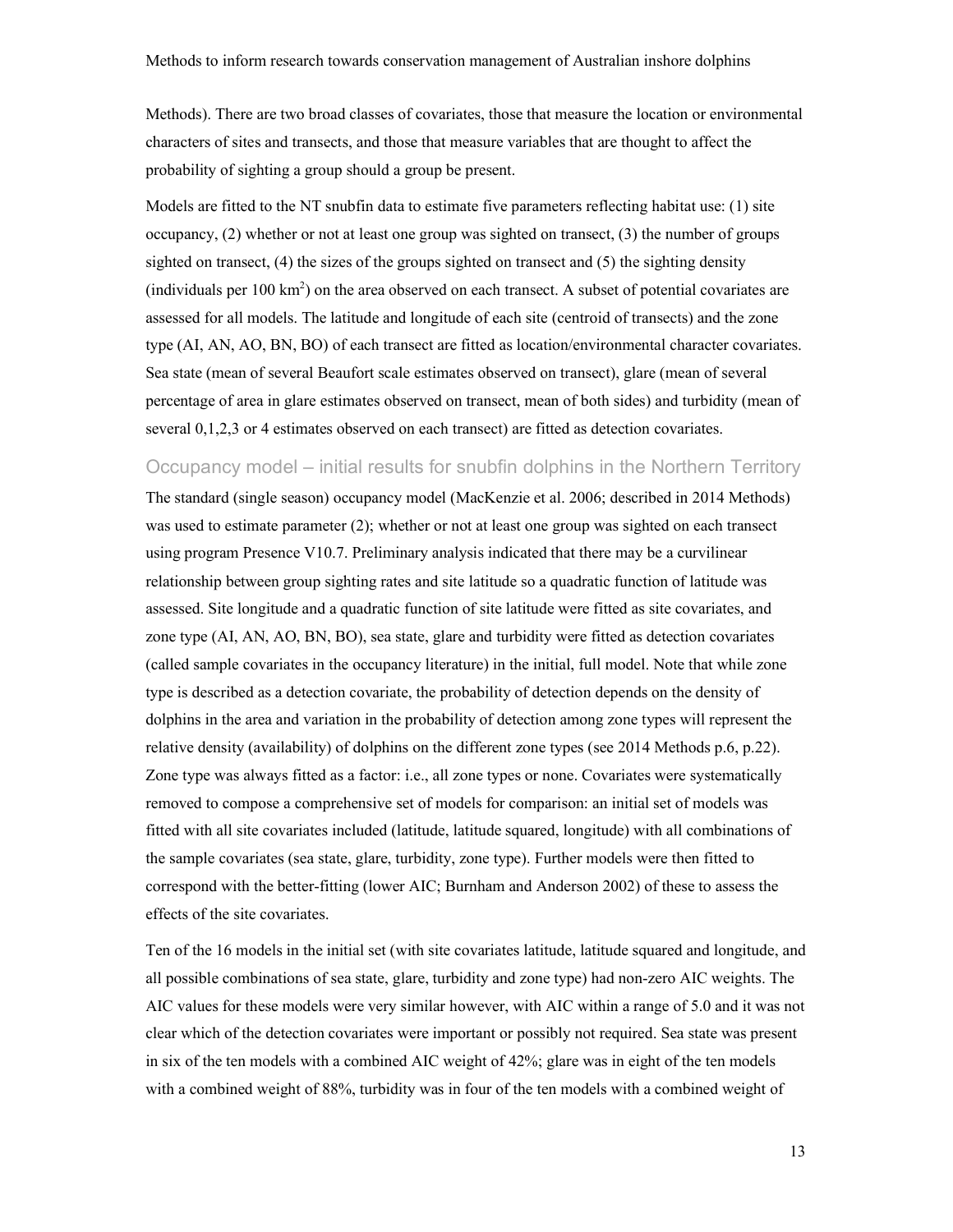Methods). There are two broad classes of covariates, those that measure the location or environmental characters of sites and transects, and those that measure variables that are thought to affect the probability of sighting a group should a group be present.

Models are fitted to the NT snubfin data to estimate five parameters reflecting habitat use: (1) site occupancy, (2) whether or not at least one group was sighted on transect, (3) the number of groups sighted on transect, (4) the sizes of the groups sighted on transect and (5) the sighting density (individuals per 100 $km^2$) on the area observed on each transect. A subset of potential covariates are assessed for all models. The latitude and longitude of each site (centroid of transects) and the zone type (AI, AN, AO, BN, BO) of each transect are fitted as location/environmental character covariates. Sea state (mean of several Beaufort scale estimates observed on transect), glare (mean of several percentage of area in glare estimates observed on transect, mean of both sides) and turbidity (mean of several 0,1,2,3 or 4 estimates observed on each transect) are fitted as detection covariates.

## Occupancy model – initial results for snubfin dolphins in the Northern Territory

The standard (single season) occupancy model (MacKenzie et al. 2006; described in 2014 Methods) was used to estimate parameter (2); whether or not at least one group was sighted on each transect using program Presence V10.7. Preliminary analysis indicated that there may be a curvilinear relationship between group sighting rates and site latitude so a quadratic function of latitude was assessed. Site longitude and a quadratic function of site latitude were fitted as site covariates, and zone type (AI, AN, AO, BN, BO), sea state, glare and turbidity were fitted as detection covariates (called sample covariates in the occupancy literature) in the initial, full model. Note that while zone type is described as a detection covariate, the probability of detection depends on the density of dolphins in the area and variation in the probability of detection among zone types will represent the relative density (availability) of dolphins on the different zone types (see 2014 Methods p.6, p.22). Zone type was always fitted as a factor: i.e., all zone types or none. Covariates were systematically removed to compose a comprehensive set of models for comparison: an initial set of models was fitted with all site covariates included (latitude, latitude squared, longitude) with all combinations of the sample covariates (sea state, glare, turbidity, zone type). Further models were then fitted to correspond with the better-fitting (lower AIC; Burnham and Anderson 2002) of these to assess the effects of the site covariates.

Ten of the 16 models in the initial set (with site covariates latitude, latitude squared and longitude, and all possible combinations of sea state, glare, turbidity and zone type) had non-zero AIC weights. The AIC values for these models were very similar however, with AIC within a range of 5.0 and it was not clear which of the detection covariates were important or possibly not required. Sea state was present in six of the ten models with a combined AIC weight of 42%; glare was in eight of the ten models with a combined weight of 88%, turbidity was in four of the ten models with a combined weight of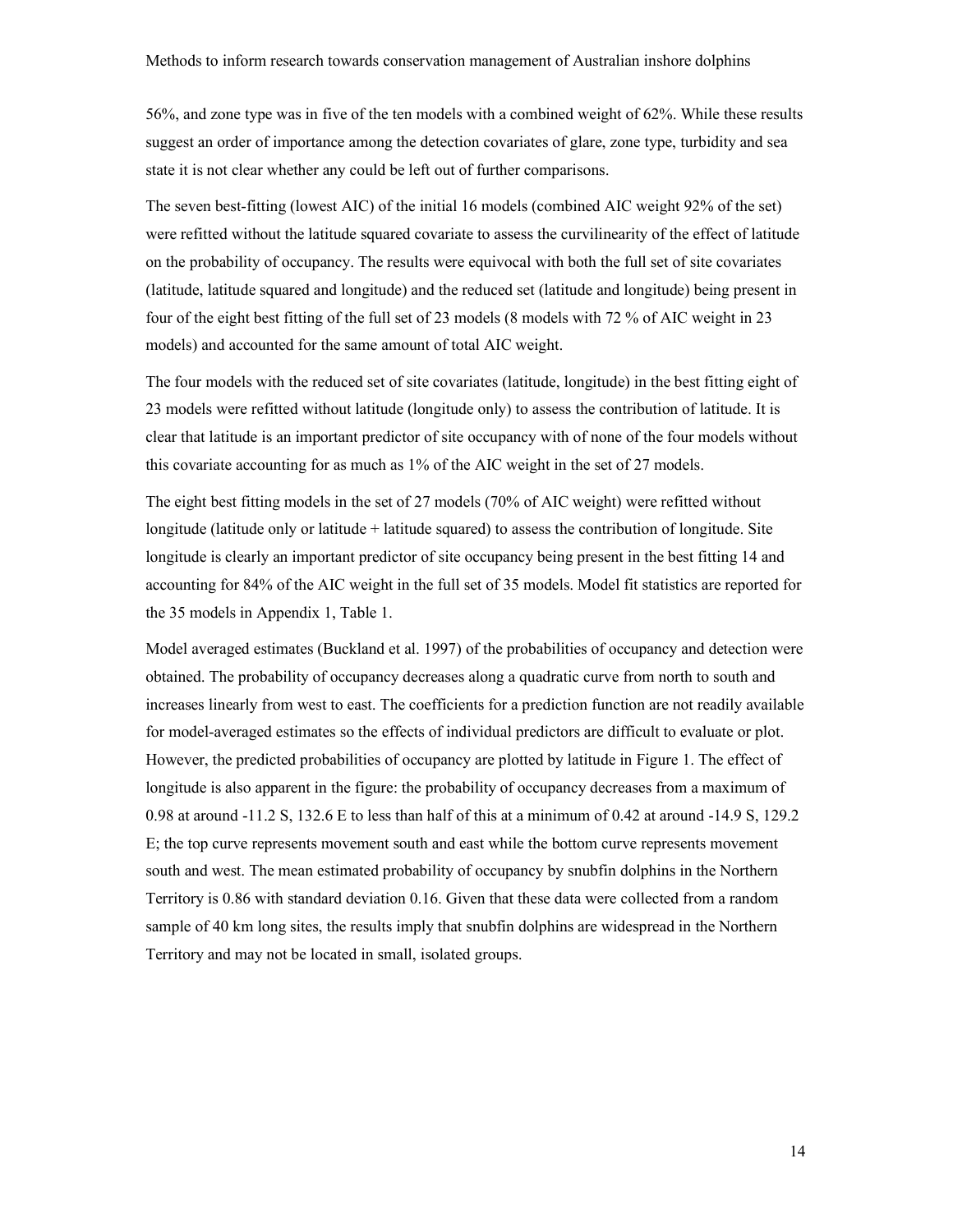56%, and zone type was in five of the ten models with a combined weight of 62%. While these results suggest an order of importance among the detection covariates of glare, zone type, turbidity and sea state it is not clear whether any could be left out of further comparisons.

The seven best-fitting (lowest AIC) of the initial 16 models (combined AIC weight 92% of the set) were refitted without the latitude squared covariate to assess the curvilinearity of the effect of latitude on the probability of occupancy. The results were equivocal with both the full set of site covariates (latitude, latitude squared and longitude) and the reduced set (latitude and longitude) being present in four of the eight best fitting of the full set of 23 models (8 models with 72 % of AIC weight in 23 models) and accounted for the same amount of total AIC weight.

The four models with the reduced set of site covariates (latitude, longitude) in the best fitting eight of 23 models were refitted without latitude (longitude only) to assess the contribution of latitude. It is clear that latitude is an important predictor of site occupancy with of none of the four models without this covariate accounting for as much as 1% of the AIC weight in the set of 27 models.

The eight best fitting models in the set of 27 models (70% of AIC weight) were refitted without longitude (latitude only or latitude + latitude squared) to assess the contribution of longitude. Site longitude is clearly an important predictor of site occupancy being present in the best fitting 14 and accounting for 84% of the AIC weight in the full set of 35 models. Model fit statistics are reported for the 35 models in Appendix 1, Table 1.

Model averaged estimates (Buckland et al. 1997) of the probabilities of occupancy and detection were obtained. The probability of occupancy decreases along a quadratic curve from north to south and increases linearly from west to east. The coefficients for a prediction function are not readily available for model-averaged estimates so the effects of individual predictors are difficult to evaluate or plot. However, the predicted probabilities of occupancy are plotted by latitude in Figure 1. The effect of longitude is also apparent in the figure: the probability of occupancy decreases from a maximum of 0.98 at around -11.2 S, 132.6 E to less than half of this at a minimum of 0.42 at around -14.9 S, 129.2 E; the top curve represents movement south and east while the bottom curve represents movement south and west. The mean estimated probability of occupancy by snubfin dolphins in the Northern Territory is 0.86 with standard deviation 0.16. Given that these data were collected from a random sample of 40 km long sites, the results imply that snubfin dolphins are widespread in the Northern Territory and may not be located in small, isolated groups.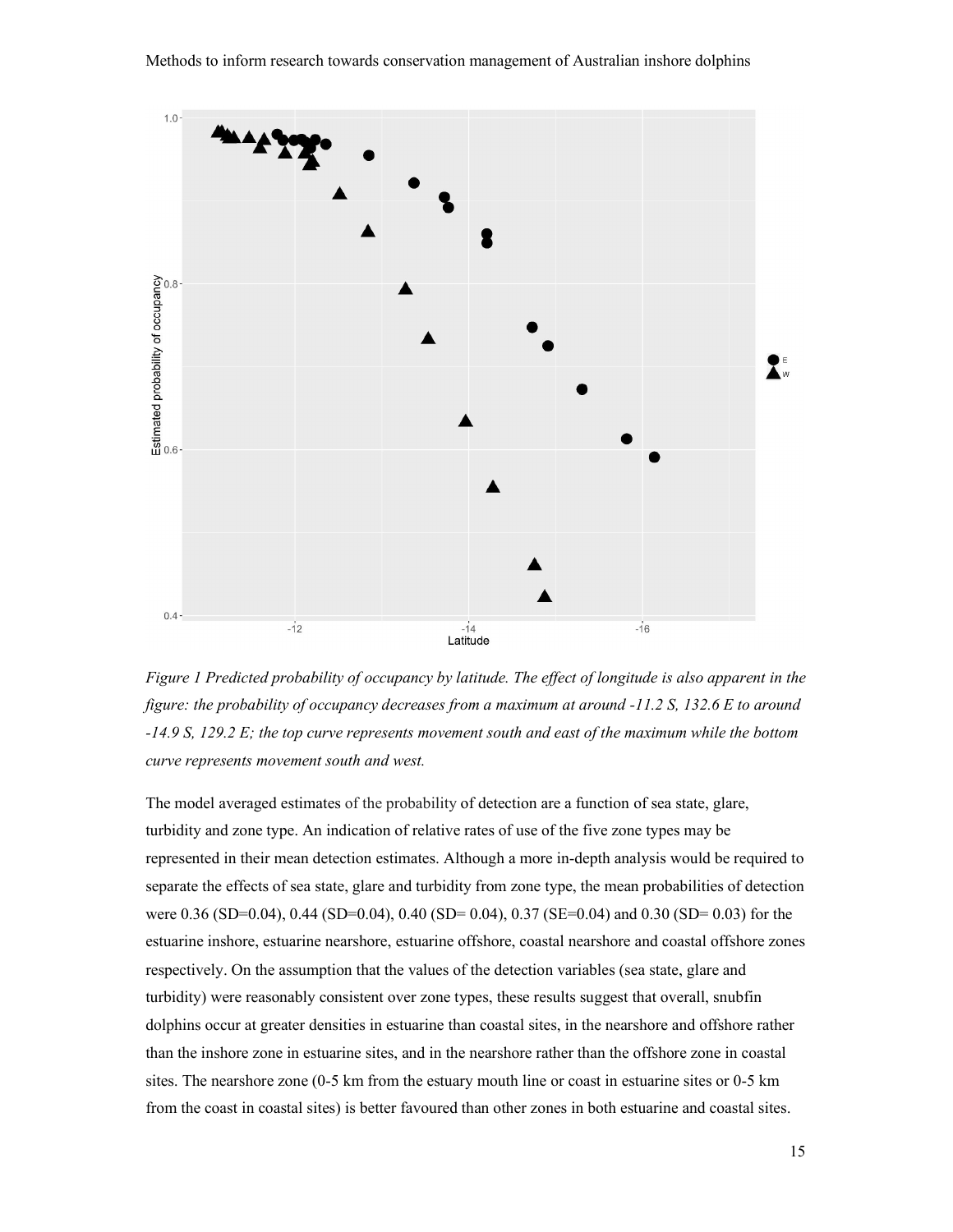*Figure 1 Predicted probability of occupancy by latitude. The effect of longitude is also apparent in the figure: the probability of occupancy decreases from a maximum at around -11.2 S, 132.6 E to around -14.9 S, 129.2 E; the top curve represents movement south and east of the maximum while the bottom curve represents movement south and west.*

The model averaged estimates of the probability of detection are a function of sea state, glare, turbidity and zone type. An indication of relative rates of use of the five zone types may be represented in their mean detection estimates. Although a more in-depth analysis would be required to separate the effects of sea state, glare and turbidity from zone type, the mean probabilities of detection were 0.36 (SD=0.04), 0.44 (SD=0.04), 0.40 (SD= 0.04), 0.37 (SE=0.04) and 0.30 (SD= 0.03) for the estuarine inshore, estuarine nearshore, estuarine offshore, coastal nearshore and coastal offshore zones respectively. On the assumption that the values of the detection variables (sea state, glare and turbidity) were reasonably consistent over zone types, these results suggest that overall, snubfin dolphins occur at greater densities in estuarine than coastal sites, in the nearshore and offshore rather than the inshore zone in estuarine sites, and in the nearshore rather than the offshore zone in coastal sites. The nearshore zone (0-5 km from the estuary mouth line or coast in estuarine sites or 0-5 km from the coast in coastal sites) is better favoured than other zones in both estuarine and coastal sites.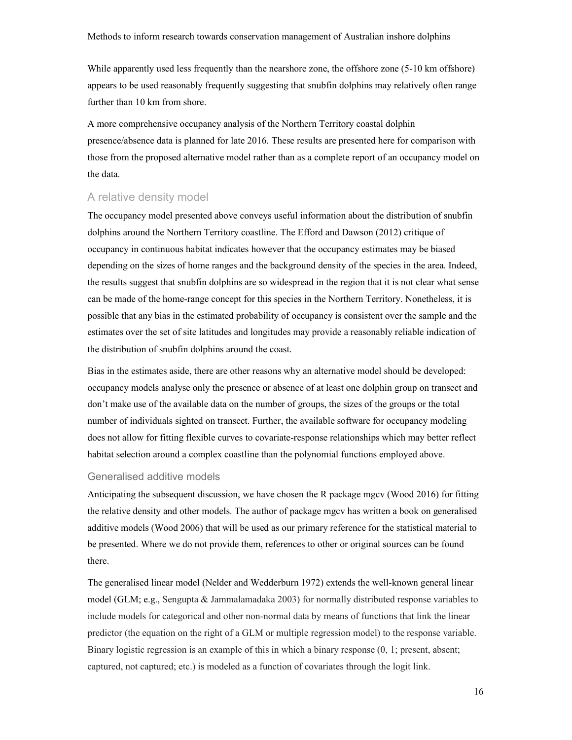While apparently used less frequently than the nearshore zone, the offshore zone (5-10 km offshore) appears to be used reasonably frequently suggesting that snubfin dolphins may relatively often range further than 10 km from shore.

A more comprehensive occupancy analysis of the Northern Territory coastal dolphin presence/absence data is planned for late 2016. These results are presented here for comparison with those from the proposed alternative model rather than as a complete report of an occupancy model on the data.

## A relative density model

The occupancy model presented above conveys useful information about the distribution of snubfin dolphins around the Northern Territory coastline. The Efford and Dawson (2012) critique of occupancy in continuous habitat indicates however that the occupancy estimates may be biased depending on the sizes of home ranges and the background density of the species in the area. Indeed, the results suggest that snubfin dolphins are so widespread in the region that it is not clear what sense can be made of the home-range concept for this species in the Northern Territory. Nonetheless, it is possible that any bias in the estimated probability of occupancy is consistent over the sample and the estimates over the set of site latitudes and longitudes may provide a reasonably reliable indication of the distribution of snubfin dolphins around the coast.

Bias in the estimates aside, there are other reasons why an alternative model should be developed: occupancy models analyse only the presence or absence of at least one dolphin group on transect and don't make use of the available data on the number of groups, the sizes of the groups or the total number of individuals sighted on transect. Further, the available software for occupancy modeling does not allow for fitting flexible curves to covariate-response relationships which may better reflect habitat selection around a complex coastline than the polynomial functions employed above.

### Generalised additive models

Anticipating the subsequent discussion, we have chosen the R package mgcv (Wood 2016) for fitting the relative density and other models. The author of package mgcv has written a book on generalised additive models (Wood 2006) that will be used as our primary reference for the statistical material to be presented. Where we do not provide them, references to other or original sources can be found there.

The generalised linear model (Nelder and Wedderburn 1972) extends the well-known general linear model (GLM; e.g., Sengupta & Jammalamadaka 2003) for normally distributed response variables to include models for categorical and other non-normal data by means of functions that link the linear predictor (the equation on the right of a GLM or multiple regression model) to the response variable. Binary logistic regression is an example of this in which a binary response (0, 1; present, absent; captured, not captured; etc.) is modeled as a function of covariates through the logit link.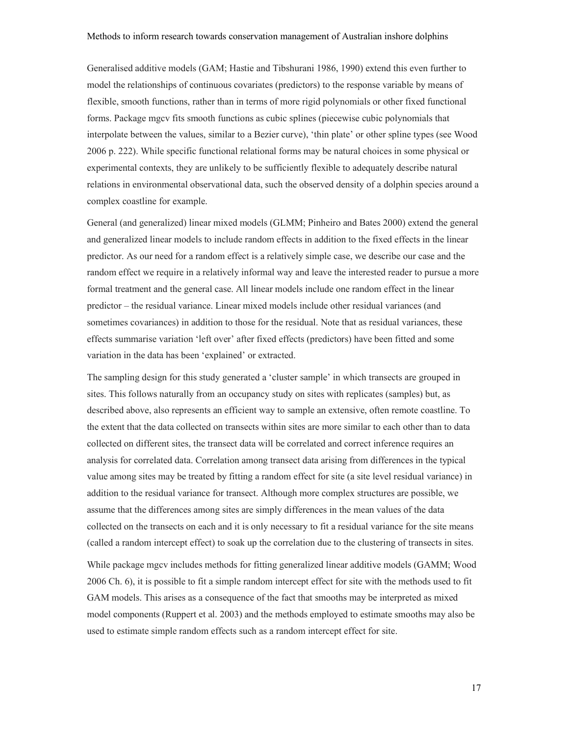Generalised additive models (GAM; Hastie and Tibshurani 1986, 1990) extend this even further to model the relationships of continuous covariates (predictors) to the response variable by means of flexible, smooth functions, rather than in terms of more rigid polynomials or other fixed functional forms. Package mgcv fits smooth functions as cubic splines (piecewise cubic polynomials that interpolate between the values, similar to a Bezier curve), 'thin plate' or other spline types (see Wood 2006 p. 222). While specific functional relational forms may be natural choices in some physical or experimental contexts, they are unlikely to be sufficiently flexible to adequately describe natural relations in environmental observational data, such the observed density of a dolphin species around a complex coastline for example.

General (and generalized) linear mixed models (GLMM; Pinheiro and Bates 2000) extend the general and generalized linear models to include random effects in addition to the fixed effects in the linear predictor. As our need for a random effect is a relatively simple case, we describe our case and the random effect we require in a relatively informal way and leave the interested reader to pursue a more formal treatment and the general case. All linear models include one random effect in the linear predictor – the residual variance. Linear mixed models include other residual variances (and sometimes covariances) in addition to those for the residual. Note that as residual variances, these effects summarise variation 'left over' after fixed effects (predictors) have been fitted and some variation in the data has been 'explained' or extracted.

The sampling design for this study generated a 'cluster sample' in which transects are grouped in sites. This follows naturally from an occupancy study on sites with replicates (samples) but, as described above, also represents an efficient way to sample an extensive, often remote coastline. To the extent that the data collected on transects within sites are more similar to each other than to data collected on different sites, the transect data will be correlated and correct inference requires an analysis for correlated data. Correlation among transect data arising from differences in the typical value among sites may be treated by fitting a random effect for site (a site level residual variance) in addition to the residual variance for transect. Although more complex structures are possible, we assume that the differences among sites are simply differences in the mean values of the data collected on the transects on each and it is only necessary to fit a residual variance for the site means (called a random intercept effect) to soak up the correlation due to the clustering of transects in sites.

While package mgcv includes methods for fitting generalized linear additive models (GAMM; Wood 2006 Ch. 6), it is possible to fit a simple random intercept effect for site with the methods used to fit GAM models. This arises as a consequence of the fact that smooths may be interpreted as mixed model components (Ruppert et al. 2003) and the methods employed to estimate smooths may also be used to estimate simple random effects such as a random intercept effect for site.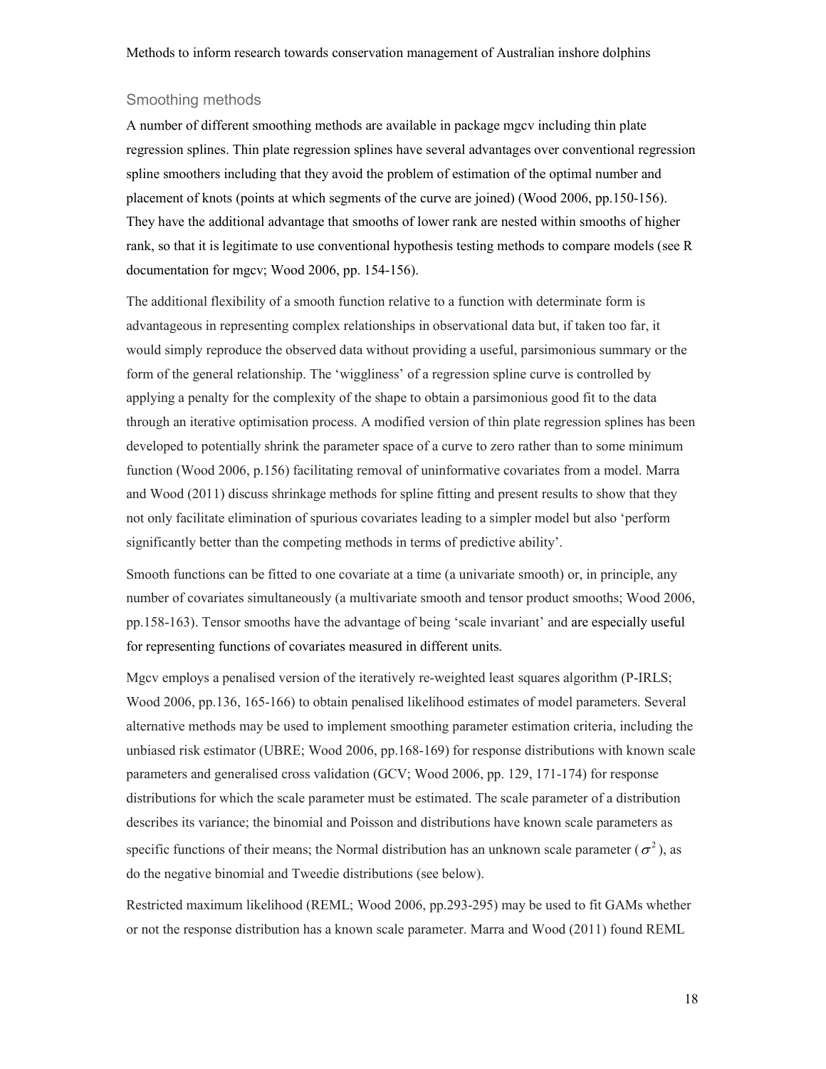## Smoothing methods

A number of different smoothing methods are available in package mgcv including thin plate regression splines. Thin plate regression splines have several advantages over conventional regression spline smoothers including that they avoid the problem of estimation of the optimal number and placement of knots (points at which segments of the curve are joined) (Wood 2006, pp.150-156). They have the additional advantage that smooths of lower rank are nested within smooths of higher rank, so that it is legitimate to use conventional hypothesis testing methods to compare models (see R documentation for mgcv; Wood 2006, pp. 154-156).

The additional flexibility of a smooth function relative to a function with determinate form is advantageous in representing complex relationships in observational data but, if taken too far, it would simply reproduce the observed data without providing a useful, parsimonious summary or the form of the general relationship. The 'wiggliness' of a regression spline curve is controlled by applying a penalty for the complexity of the shape to obtain a parsimonious good fit to the data through an iterative optimisation process. A modified version of thin plate regression splines has been developed to potentially shrink the parameter space of a curve to zero rather than to some minimum function (Wood 2006, p.156) facilitating removal of uninformative covariates from a model. Marra and Wood (2011) discuss shrinkage methods for spline fitting and present results to show that they not only facilitate elimination of spurious covariates leading to a simpler model but also 'perform significantly better than the competing methods in terms of predictive ability'.

Smooth functions can be fitted to one covariate at a time (a univariate smooth) or, in principle, any number of covariates simultaneously (a multivariate smooth and tensor product smooths; Wood 2006, pp.158-163). Tensor smooths have the advantage of being 'scale invariant' and are especially useful for representing functions of covariates measured in different units.

Mgcv employs a penalised version of the iteratively re-weighted least squares algorithm (P-IRLS; Wood 2006, pp.136, 165-166) to obtain penalised likelihood estimates of model parameters. Several alternative methods may be used to implement smoothing parameter estimation criteria, including the unbiased risk estimator (UBRE; Wood 2006, pp.168-169) for response distributions with known scale parameters and generalised cross validation (GCV; Wood 2006, pp. 129, 171-174) for response distributions for which the scale parameter must be estimated. The scale parameter of a distribution describes its variance; the binomial and Poisson and distributions have known scale parameters as specific functions of their means; the Normal distribution has an unknown scale parameter ($\sigma^2$), as do the negative binomial and Tweedie distributions (see below).

Restricted maximum likelihood (REML; Wood 2006, pp.293-295) may be used to fit GAMs whether or not the response distribution has a known scale parameter. Marra and Wood (2011) found REML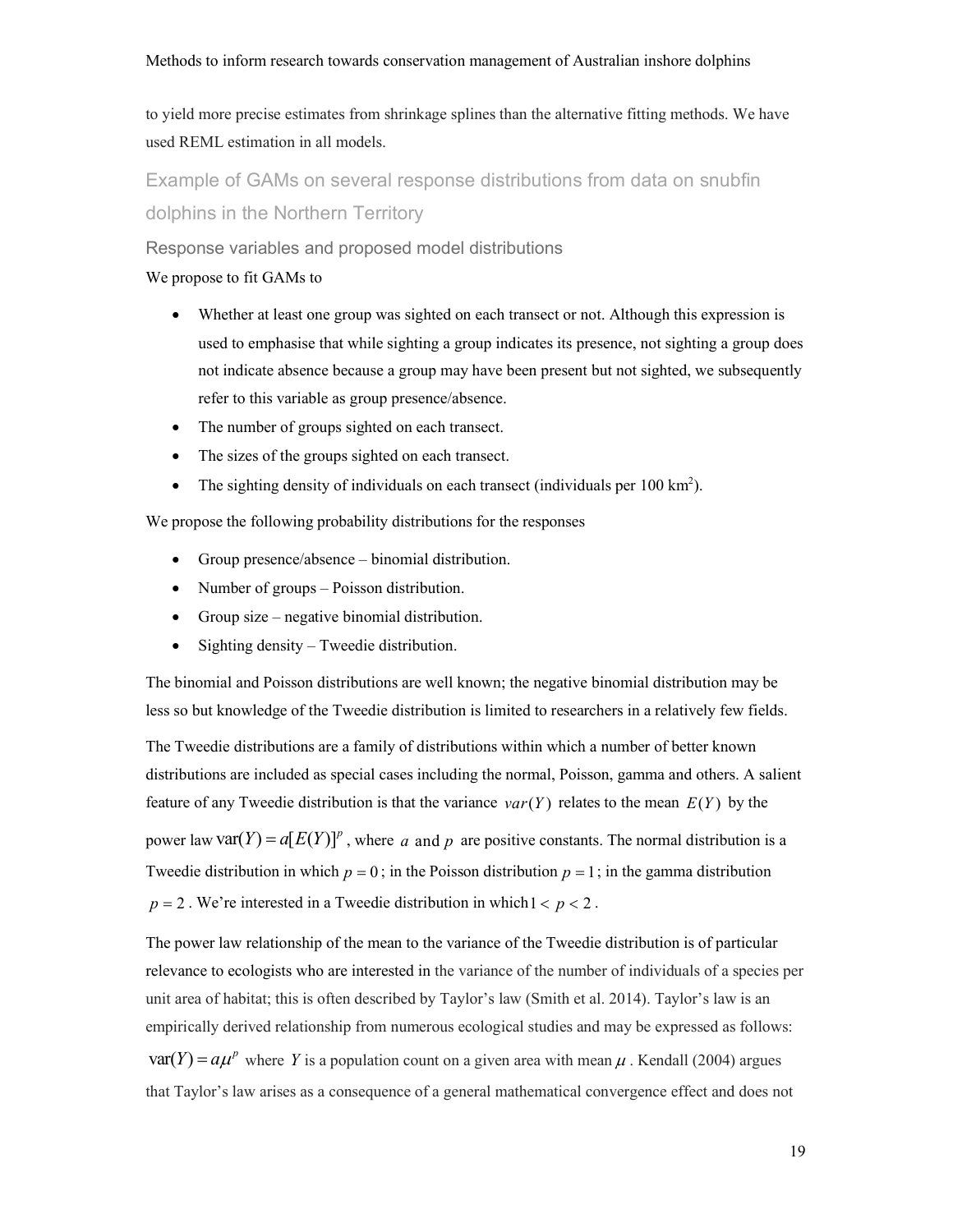to yield more precise estimates from shrinkage splines than the alternative fitting methods. We have used REML estimation in all models.

## Example of GAMs on several response distributions from data on snubfin dolphins in the Northern Territory

### Response variables and proposed model distributions

We propose to fit GAMs to

- Whether at least one group was sighted on each transect or not. Although this expression is used to emphasise that while sighting a group indicates its presence, not sighting a group does not indicate absence because a group may have been present but not sighted, we subsequently refer to this variable as group presence/absence.
- The number of groups sighted on each transect.
- The sizes of the groups sighted on each transect.
- The sighting density of individuals on each transect (individuals per 100 km$^2$).

We propose the following probability distributions for the responses

- Group presence/absence – binomial distribution.
- Number of groups – Poisson distribution.
- Group size – negative binomial distribution.
- Sighting density – Tweedie distribution.

The binomial and Poisson distributions are well known; the negative binomial distribution may be less so but knowledge of the Tweedie distribution is limited to researchers in a relatively few fields.

The Tweedie distributions are a family of distributions within which a number of better known distributions are included as special cases including the normal, Poisson, gamma and others. A salient feature of any Tweedie distribution is that the variance $var(Y)$ relates to the mean $E(Y)$ by the power law $\text{var}(Y) = a[E(Y)]^p$, where $a$ and $p$ are positive constants. The normal distribution is a Tweedie distribution in which $p = 0$; in the Poisson distribution $p = 1$; in the gamma distribution $p = 2$. We're interested in a Tweedie distribution in which $1 < p < 2$.

The power law relationship of the mean to the variance of the Tweedie distribution is of particular relevance to ecologists who are interested in the variance of the number of individuals of a species per unit area of habitat; this is often described by Taylor's law (Smith et al. 2014). Taylor's law is an empirically derived relationship from numerous ecological studies and may be expressed as follows: $\text{var}(Y) = a\mu^p$ where $Y$ is a population count on a given area with mean $\mu$. Kendall (2004) argues that Taylor's law arises as a consequence of a general mathematical convergence effect and does not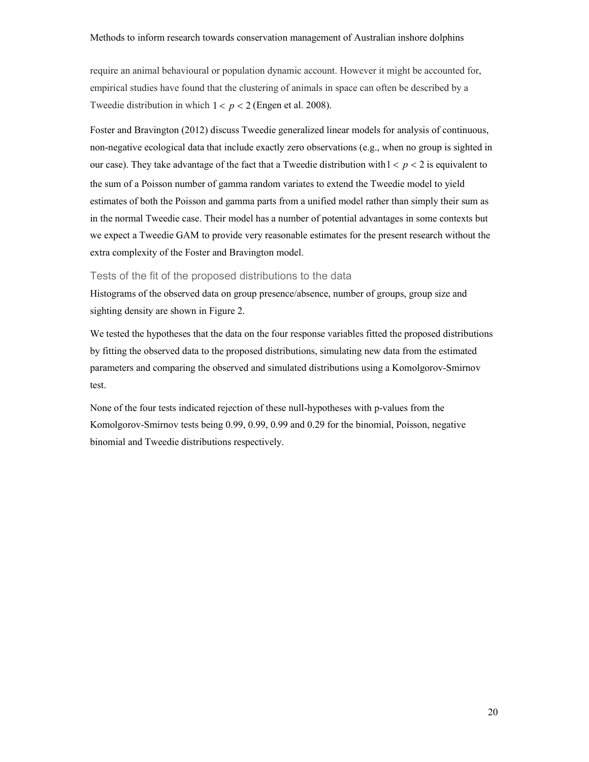require an animal behavioural or population dynamic account. However it might be accounted for, empirical studies have found that the clustering of animals in space can often be described by a Tweedie distribution in which $1 < p < 2$ (Engen et al. 2008).

Foster and Bravington (2012) discuss Tweedie generalized linear models for analysis of continuous, non-negative ecological data that include exactly zero observations (e.g., when no group is sighted in our case). They take advantage of the fact that a Tweedie distribution with $1 < p < 2$ is equivalent to the sum of a Poisson number of gamma random variates to extend the Tweedie model to yield estimates of both the Poisson and gamma parts from a unified model rather than simply their sum as in the normal Tweedie case. Their model has a number of potential advantages in some contexts but we expect a Tweedie GAM to provide very reasonable estimates for the present research without the extra complexity of the Foster and Bravington model.

### Tests of the fit of the proposed distributions to the data

Histograms of the observed data on group presence/absence, number of groups, group size and sighting density are shown in Figure 2.

We tested the hypotheses that the data on the four response variables fitted the proposed distributions by fitting the observed data to the proposed distributions, simulating new data from the estimated parameters and comparing the observed and simulated distributions using a Komolgorov-Smirnov test.

None of the four tests indicated rejection of these null-hypotheses with p-values from the Komolgorov-Smirnov tests being 0.99, 0.99, 0.99 and 0.29 for the binomial, Poisson, negative binomial and Tweedie distributions respectively.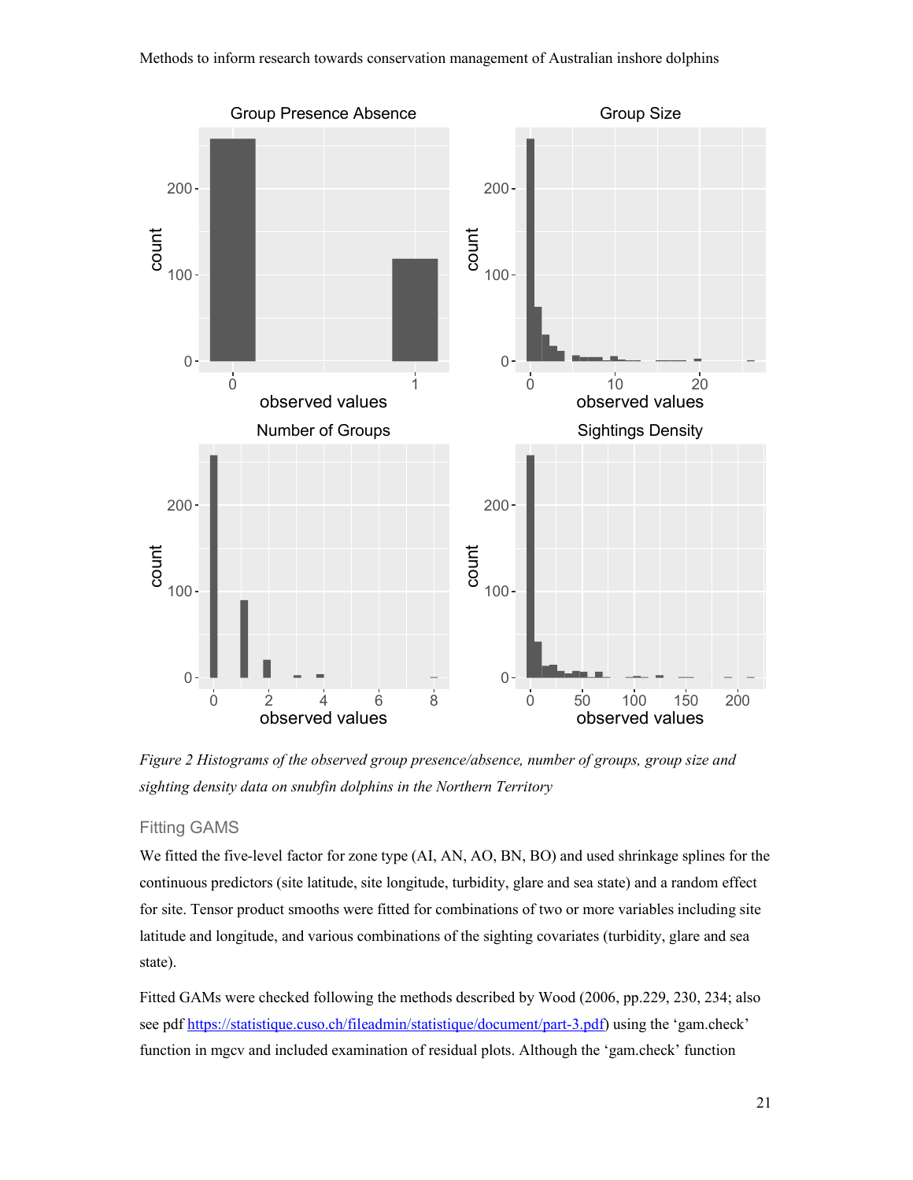*Figure 2 Histograms of the observed group presence/absence, number of groups, group size and sighting density data on snubfin dolphins in the Northern Territory*

### Fitting GAMS

We fitted the five-level factor for zone type (AI, AN, AO, BN, BO) and used shrinkage splines for the continuous predictors (site latitude, site longitude, turbidity, glare and sea state) and a random effect for site. Tensor product smooths were fitted for combinations of two or more variables including site latitude and longitude, and various combinations of the sighting covariates (turbidity, glare and sea state).

Fitted GAMs were checked following the methods described by Wood (2006, pp.229, 230, 234; also see pdf [https://statistique.cuso.ch/fileadmin/statistique/document/part-3.pdf](https://statistique.cuso.ch/fileadmin/statistique/document/part-3.pdf)) using the 'gam.check' function in mgcv and included examination of residual plots. Although the 'gam.check' function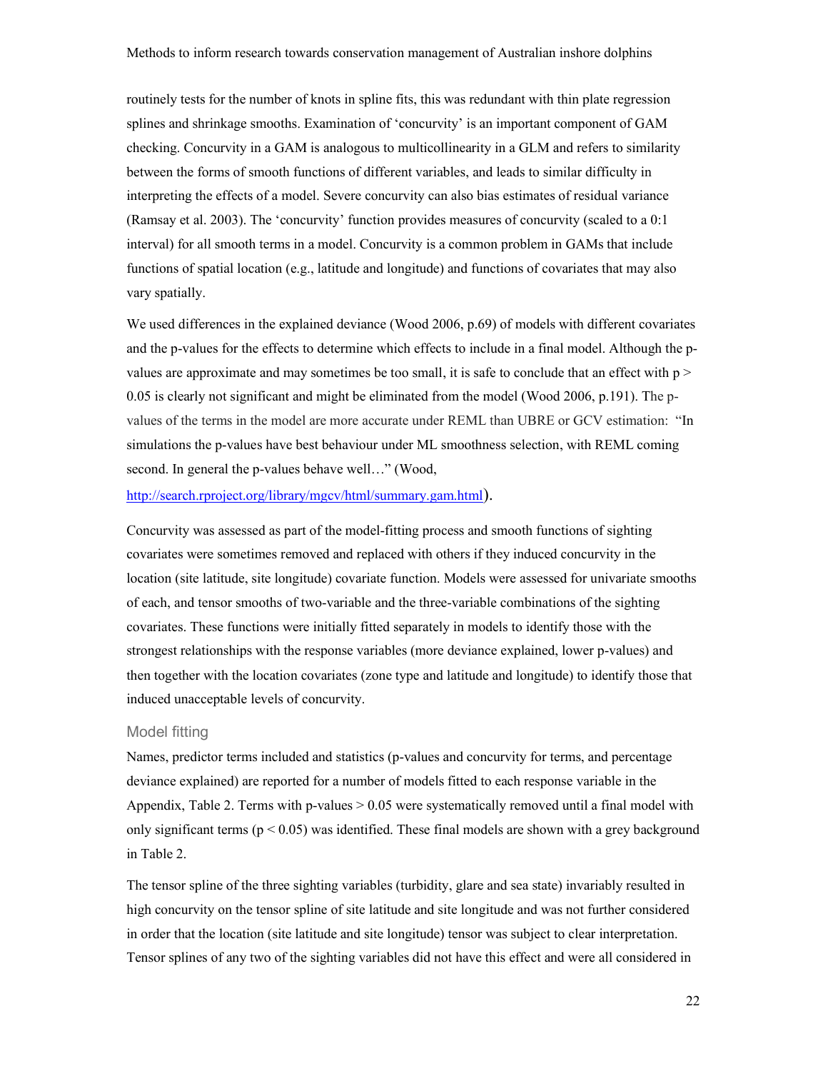routinely tests for the number of knots in spline fits, this was redundant with thin plate regression splines and shrinkage smooths. Examination of 'concurvity' is an important component of GAM checking. Concurvity in a GAM is analogous to multicollinearity in a GLM and refers to similarity between the forms of smooth functions of different variables, and leads to similar difficulty in interpreting the effects of a model. Severe concurvity can also bias estimates of residual variance (Ramsay et al. 2003). The 'concurvity' function provides measures of concurvity (scaled to a 0:1 interval) for all smooth terms in a model. Concurvity is a common problem in GAMs that include functions of spatial location (e.g., latitude and longitude) and functions of covariates that may also vary spatially.

We used differences in the explained deviance (Wood 2006, p.69) of models with different covariates and the p-values for the effects to determine which effects to include in a final model. Although the p-values are approximate and may sometimes be too small, it is safe to conclude that an effect with $p > 0.05$ is clearly not significant and might be eliminated from the model (Wood 2006, p.191). The p-values of the terms in the model are more accurate under REML than UBRE or GCV estimation: "In simulations the p-values have best behaviour under ML smoothness selection, with REML coming second. In general the p-values behave well…" (Wood, http://search.rproject.org/library/mgcv/html/summary.gam.html).

Concurvity was assessed as part of the model-fitting process and smooth functions of sighting covariates were sometimes removed and replaced with others if they induced concurvity in the location (site latitude, site longitude) covariate function. Models were assessed for univariate smooths of each, and tensor smooths of two-variable and the three-variable combinations of the sighting covariates. These functions were initially fitted separately in models to identify those with the strongest relationships with the response variables (more deviance explained, lower p-values) and then together with the location covariates (zone type and latitude and longitude) to identify those that induced unacceptable levels of concurvity.

### Model fitting

Names, predictor terms included and statistics (p-values and concurvity for terms, and percentage deviance explained) are reported for a number of models fitted to each response variable in the Appendix, Table 2. Terms with p-values > 0.05 were systematically removed until a final model with only significant terms ($p < 0.05$) was identified. These final models are shown with a grey background in Table 2.

The tensor spline of the three sighting variables (turbidity, glare and sea state) invariably resulted in high concurvity on the tensor spline of site latitude and site longitude and was not further considered in order that the location (site latitude and site longitude) tensor was subject to clear interpretation. Tensor splines of any two of the sighting variables did not have this effect and were all considered in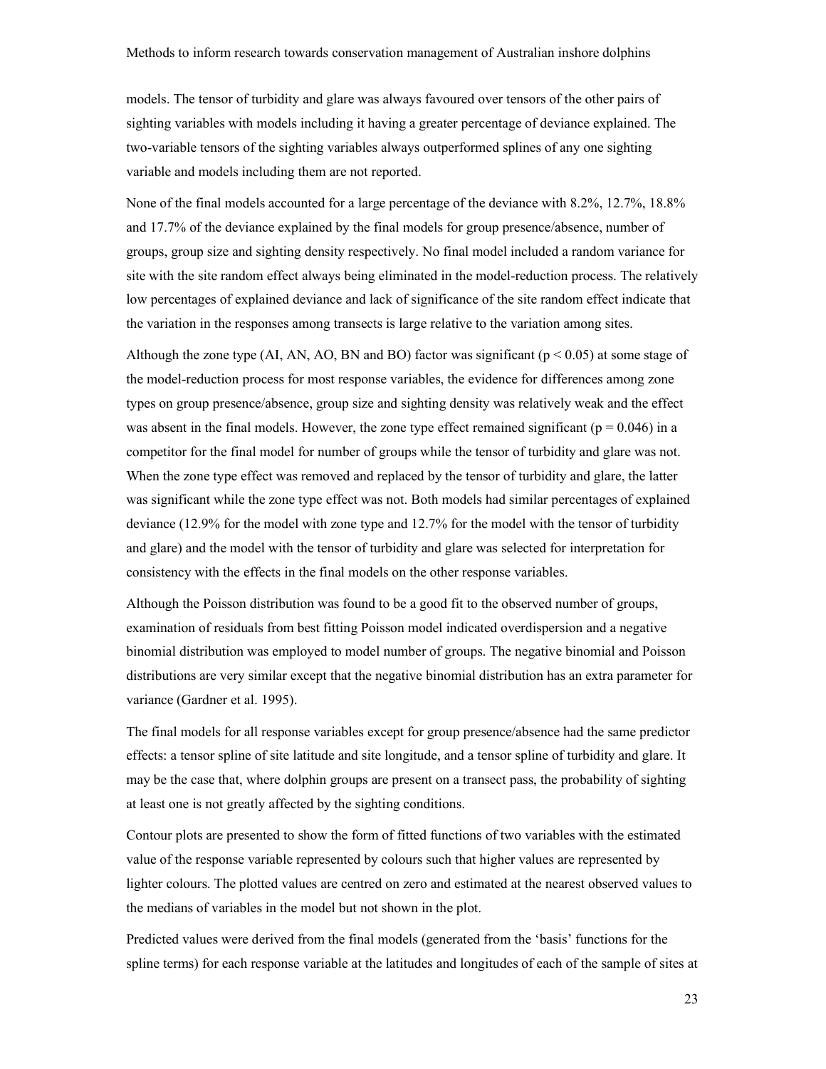models. The tensor of turbidity and glare was always favoured over tensors of the other pairs of sighting variables with models including it having a greater percentage of deviance explained. The two-variable tensors of the sighting variables always outperformed splines of any one sighting variable and models including them are not reported.

None of the final models accounted for a large percentage of the deviance with 8.2%, 12.7%, 18.8% and 17.7% of the deviance explained by the final models for group presence/absence, number of groups, group size and sighting density respectively. No final model included a random variance for site with the site random effect always being eliminated in the model-reduction process. The relatively low percentages of explained deviance and lack of significance of the site random effect indicate that the variation in the responses among transects is large relative to the variation among sites.

Although the zone type (AI, AN, AO, BN and BO) factor was significant ($p < 0.05$) at some stage of the model-reduction process for most response variables, the evidence for differences among zone types on group presence/absence, group size and sighting density was relatively weak and the effect was absent in the final models. However, the zone type effect remained significant ($p = 0.046$) in a competitor for the final model for number of groups while the tensor of turbidity and glare was not. When the zone type effect was removed and replaced by the tensor of turbidity and glare, the latter was significant while the zone type effect was not. Both models had similar percentages of explained deviance (12.9% for the model with zone type and 12.7% for the model with the tensor of turbidity and glare) and the model with the tensor of turbidity and glare was selected for interpretation for consistency with the effects in the final models on the other response variables.

Although the Poisson distribution was found to be a good fit to the observed number of groups, examination of residuals from best fitting Poisson model indicated overdispersion and a negative binomial distribution was employed to model number of groups. The negative binomial and Poisson distributions are very similar except that the negative binomial distribution has an extra parameter for variance (Gardner et al. 1995).

The final models for all response variables except for group presence/absence had the same predictor effects: a tensor spline of site latitude and site longitude, and a tensor spline of turbidity and glare. It may be the case that, where dolphin groups are present on a transect pass, the probability of sighting at least one is not greatly affected by the sighting conditions.

Contour plots are presented to show the form of fitted functions of two variables with the estimated value of the response variable represented by colours such that higher values are represented by lighter colours. The plotted values are centred on zero and estimated at the nearest observed values to the medians of variables in the model but not shown in the plot.

Predicted values were derived from the final models (generated from the 'basis' functions for the spline terms) for each response variable at the latitudes and longitudes of each of the sample of sites at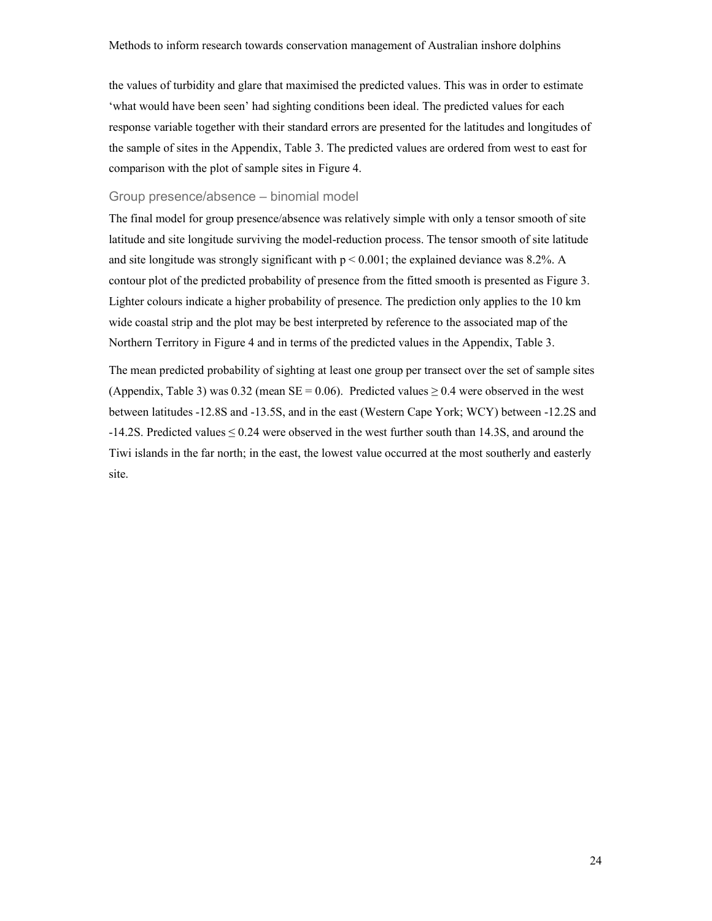the values of turbidity and glare that maximised the predicted values. This was in order to estimate 'what would have been seen' had sighting conditions been ideal. The predicted values for each response variable together with their standard errors are presented for the latitudes and longitudes of the sample of sites in the Appendix, Table 3. The predicted values are ordered from west to east for comparison with the plot of sample sites in Figure 4.

### Group presence/absence – binomial model

The final model for group presence/absence was relatively simple with only a tensor smooth of site latitude and site longitude surviving the model-reduction process. The tensor smooth of site latitude and site longitude was strongly significant with $p < 0.001$; the explained deviance was 8.2%. A contour plot of the predicted probability of presence from the fitted smooth is presented as Figure 3. Lighter colours indicate a higher probability of presence. The prediction only applies to the 10 km wide coastal strip and the plot may be best interpreted by reference to the associated map of the Northern Territory in Figure 4 and in terms of the predicted values in the Appendix, Table 3.

The mean predicted probability of sighting at least one group per transect over the set of sample sites (Appendix, Table 3) was 0.32 (mean SE = 0.06). Predicted values $\geq 0.4$ were observed in the west between latitudes -12.8S and -13.5S, and in the east (Western Cape York; WCY) between -12.2S and -14.2S. Predicted values $\leq 0.24$ were observed in the west further south than 14.3S, and around the Tiwi islands in the far north; in the east, the lowest value occurred at the most southerly and easterly site.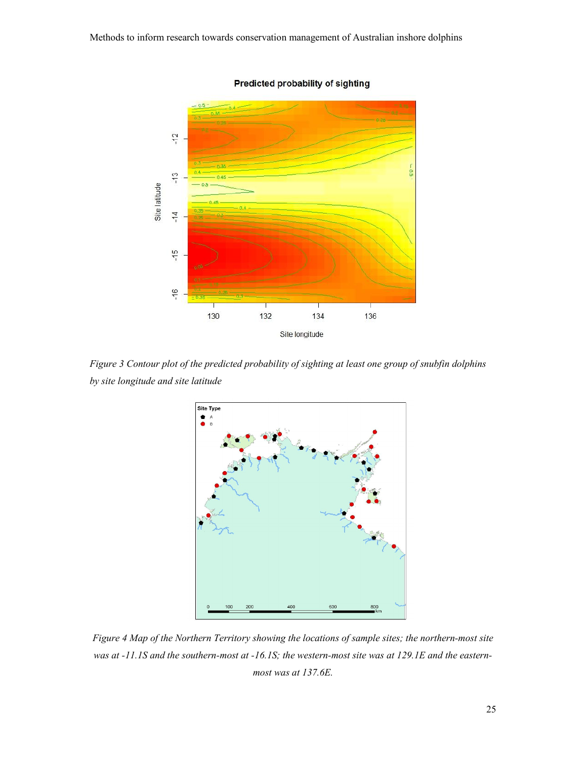*Figure 3 Contour plot of the predicted probability of sighting at least one group of snubfin dolphins by site longitude and site latitude*

*Figure 4 Map of the Northern Territory showing the locations of sample sites; the northern-most site was at -11.1S and the southern-most at -16.1S; the western-most site was at 129.1E and the eastern-most was at 137.6E.*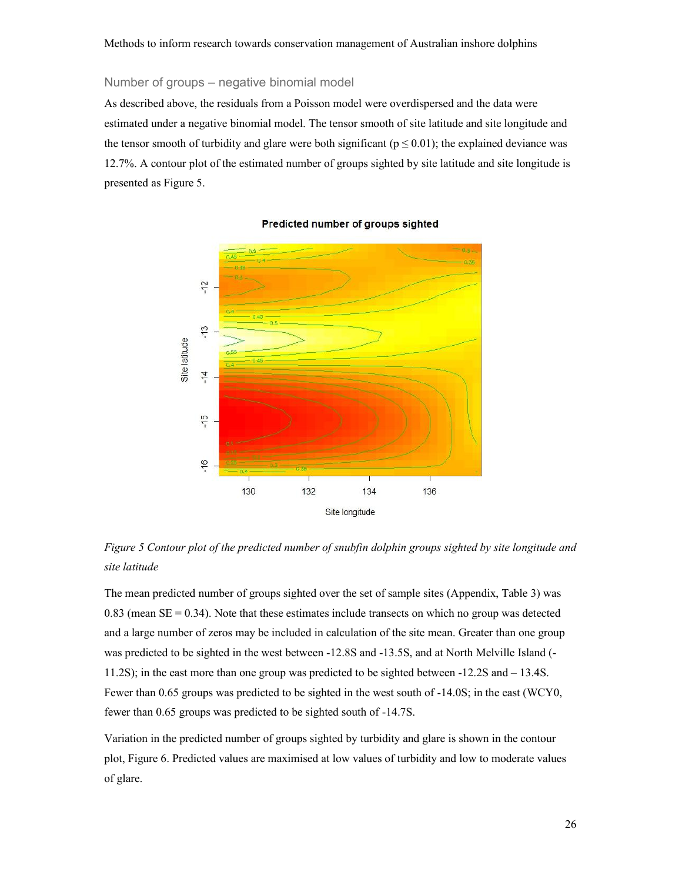### Number of groups – negative binomial model

As described above, the residuals from a Poisson model were overdispersed and the data were estimated under a negative binomial model. The tensor smooth of site latitude and site longitude and the tensor smooth of turbidity and glare were both significant ($p \leq 0.01$); the explained deviance was 12.7%. A contour plot of the estimated number of groups sighted by site latitude and site longitude is presented as Figure 5.

*Figure 5 Contour plot of the predicted number of snubfin dolphin groups sighted by site longitude and site latitude*

The mean predicted number of groups sighted over the set of sample sites (Appendix, Table 3) was 0.83 (mean SE = 0.34). Note that these estimates include transects on which no group was detected and a large number of zeros may be included in calculation of the site mean. Greater than one group was predicted to be sighted in the west between -12.8S and -13.5S, and at North Melville Island (-11.2S); in the east more than one group was predicted to be sighted between -12.2S and – 13.4S. Fewer than 0.65 groups was predicted to be sighted in the west south of -14.0S; in the east (WCY0, fewer than 0.65 groups was predicted to be sighted south of -14.7S.

Variation in the predicted number of groups sighted by turbidity and glare is shown in the contour plot, Figure 6. Predicted values are maximised at low values of turbidity and low to moderate values of glare.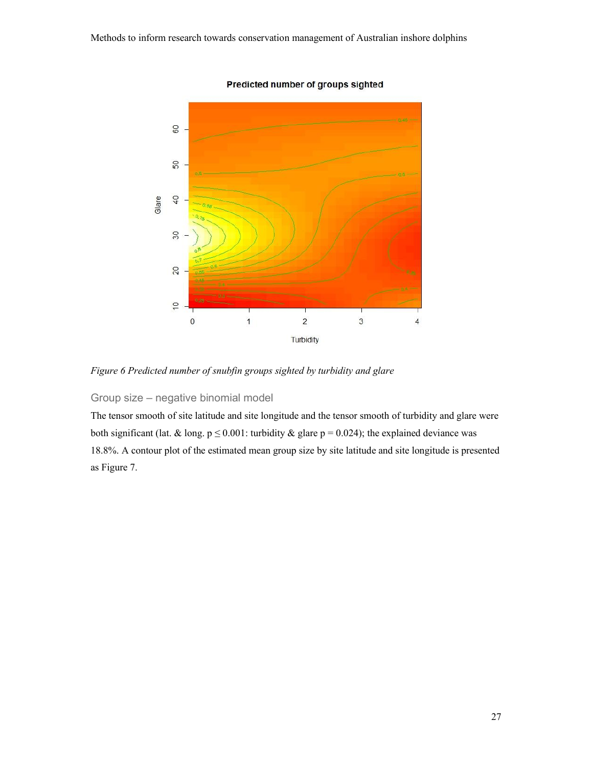*Figure 6 Predicted number of snubfin groups sighted by turbidity and glare*

### Group size – negative binomial model

The tensor smooth of site latitude and site longitude and the tensor smooth of turbidity and glare were both significant (lat. & long. $p \leq 0.001$: turbidity & glare $p = 0.024$); the explained deviance was 18.8%. A contour plot of the estimated mean group size by site latitude and site longitude is presented as Figure 7.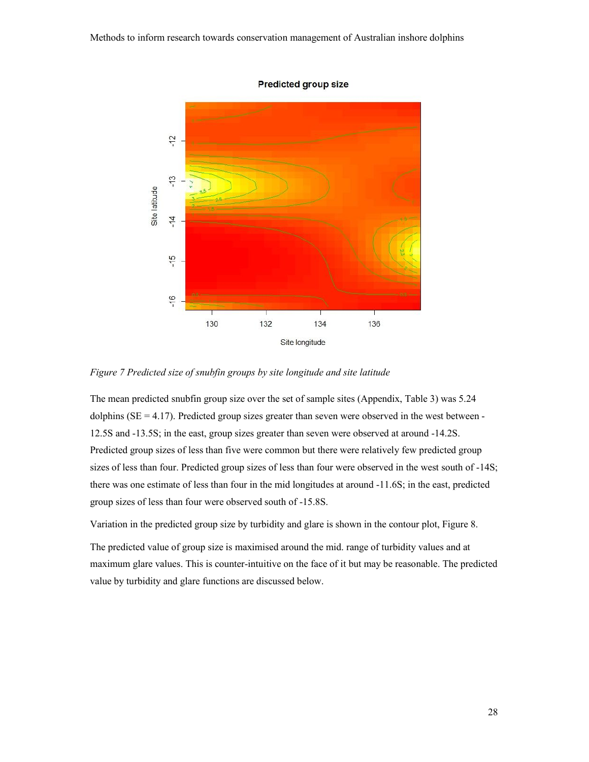*Figure 7 Predicted size of snubfin groups by site longitude and site latitude*

The mean predicted snubfin group size over the set of sample sites (Appendix, Table 3) was 5.24 dolphins (SE = 4.17). Predicted group sizes greater than seven were observed in the west between -12.5S and -13.5S; in the east, group sizes greater than seven were observed at around -14.2S. Predicted group sizes of less than five were common but there were relatively few predicted group sizes of less than four. Predicted group sizes of less than four were observed in the west south of -14S; there was one estimate of less than four in the mid longitudes at around -11.6S; in the east, predicted group sizes of less than four were observed south of -15.8S.

Variation in the predicted group size by turbidity and glare is shown in the contour plot, Figure 8.

The predicted value of group size is maximised around the mid. range of turbidity values and at maximum glare values. This is counter-intuitive on the face of it but may be reasonable. The predicted value by turbidity and glare functions are discussed below.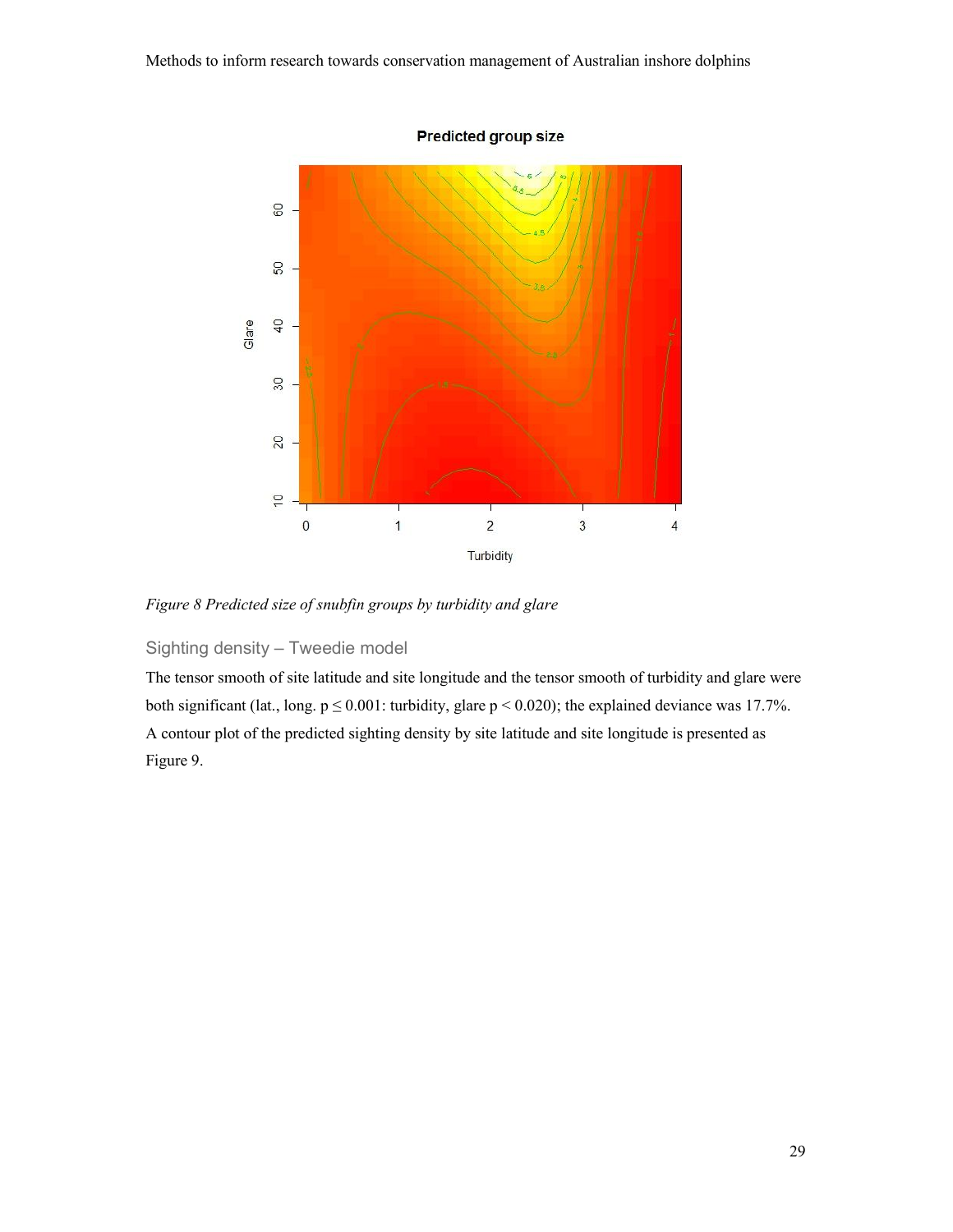*Figure 8 Predicted size of snubfin groups by turbidity and glare*

### Sighting density – Tweedie model

The tensor smooth of site latitude and site longitude and the tensor smooth of turbidity and glare were both significant (lat., long. $p \leq 0.001$: turbidity, glare $p < 0.020$); the explained deviance was 17.7%. A contour plot of the predicted sighting density by site latitude and site longitude is presented as Figure 9.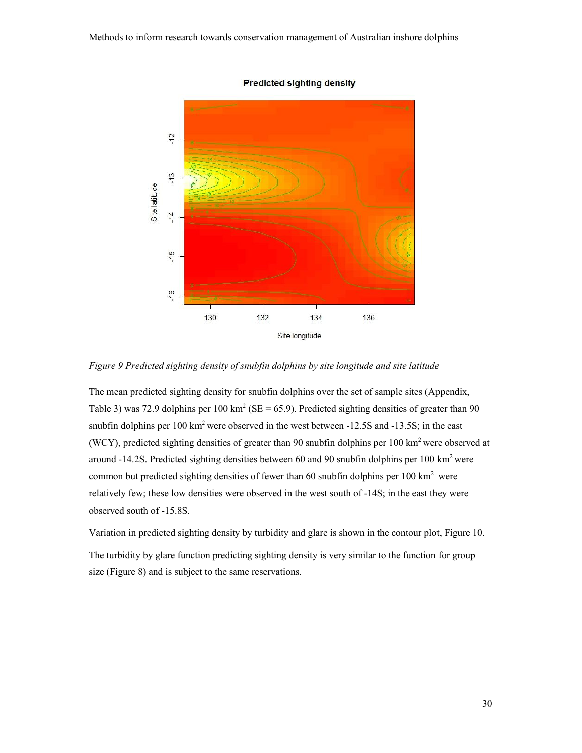*Figure 9 Predicted sighting density of snubfin dolphins by site longitude and site latitude*

The mean predicted sighting density for snubfin dolphins over the set of sample sites (Appendix, Table 3) was 72.9 dolphins per 100 km$^2$ (SE = 65.9). Predicted sighting densities of greater than 90 snubfin dolphins per 100 km$^2$ were observed in the west between -12.5S and -13.5S; in the east (WCY), predicted sighting densities of greater than 90 snubfin dolphins per 100 km$^2$ were observed at around -14.2S. Predicted sighting densities between 60 and 90 snubfin dolphins per 100 km$^2$ were common but predicted sighting densities of fewer than 60 snubfin dolphins per 100 km$^2$ were relatively few; these low densities were observed in the west south of -14S; in the east they were observed south of -15.8S.

Variation in predicted sighting density by turbidity and glare is shown in the contour plot, Figure 10.

The turbidity by glare function predicting sighting density is very similar to the function for group size (Figure 8) and is subject to the same reservations.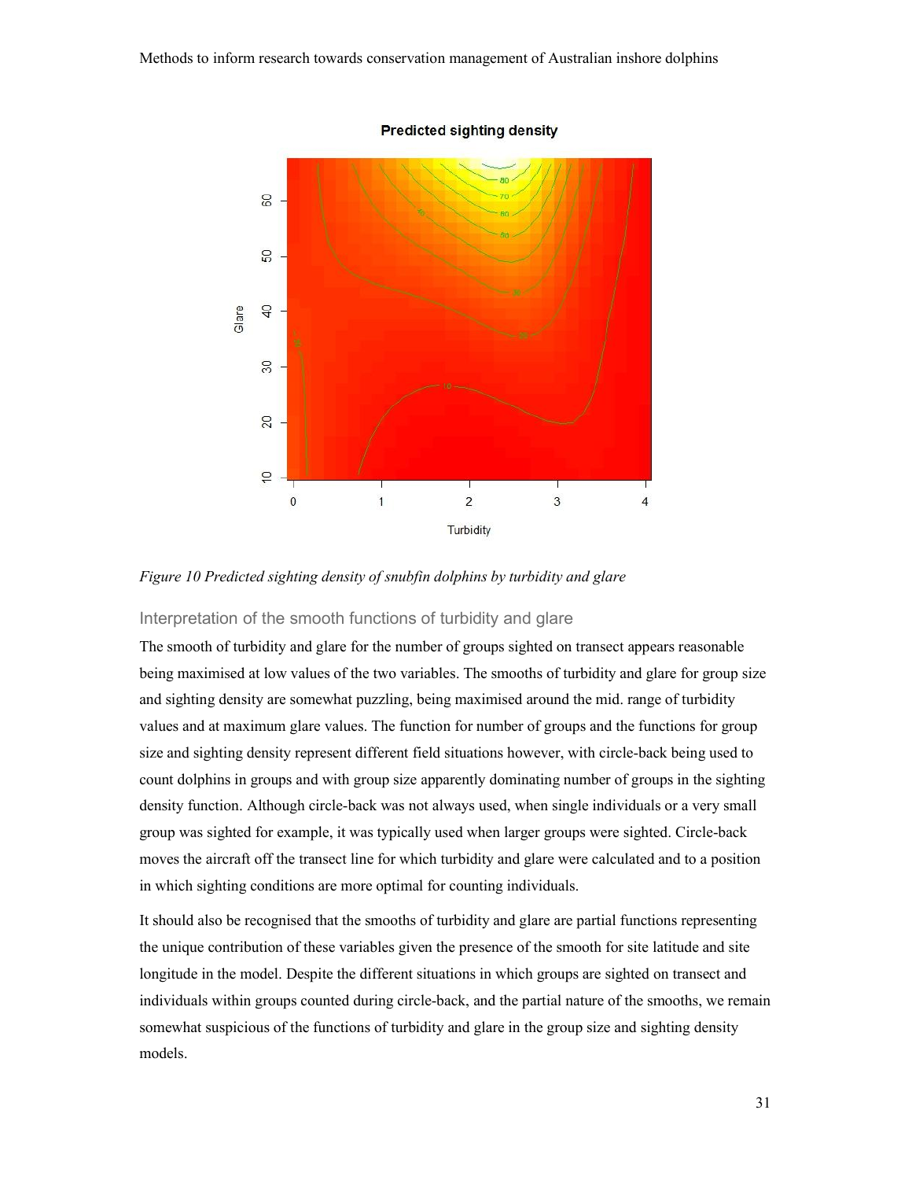*Figure 10 Predicted sighting density of snubfin dolphins by turbidity and glare*

### Interpretation of the smooth functions of turbidity and glare

The smooth of turbidity and glare for the number of groups sighted on transect appears reasonable being maximised at low values of the two variables. The smooths of turbidity and glare for group size and sighting density are somewhat puzzling, being maximised around the mid. range of turbidity values and at maximum glare values. The function for number of groups and the functions for group size and sighting density represent different field situations however, with circle-back being used to count dolphins in groups and with group size apparently dominating number of groups in the sighting density function. Although circle-back was not always used, when single individuals or a very small group was sighted for example, it was typically used when larger groups were sighted. Circle-back moves the aircraft off the transect line for which turbidity and glare were calculated and to a position in which sighting conditions are more optimal for counting individuals.

It should also be recognised that the smooths of turbidity and glare are partial functions representing the unique contribution of these variables given the presence of the smooth for site latitude and site longitude in the model. Despite the different situations in which groups are sighted on transect and individuals within groups counted during circle-back, and the partial nature of the smooths, we remain somewhat suspicious of the functions of turbidity and glare in the group size and sighting density models.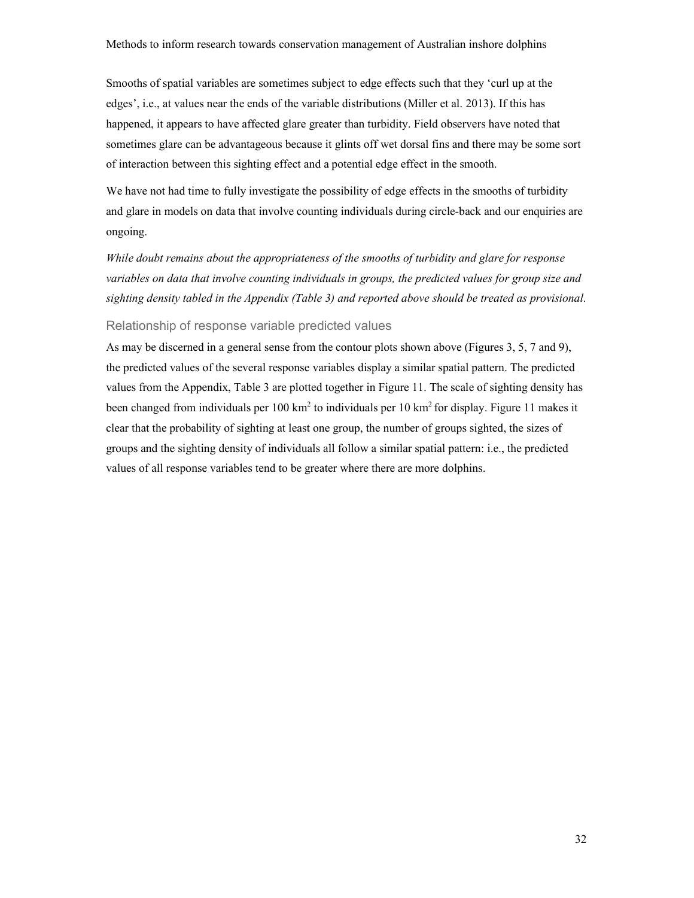Smooths of spatial variables are sometimes subject to edge effects such that they 'curl up at the edges', i.e., at values near the ends of the variable distributions (Miller et al. 2013). If this has happened, it appears to have affected glare greater than turbidity. Field observers have noted that sometimes glare can be advantageous because it glints off wet dorsal fins and there may be some sort of interaction between this sighting effect and a potential edge effect in the smooth.

We have not had time to fully investigate the possibility of edge effects in the smooths of turbidity and glare in models on data that involve counting individuals during circle-back and our enquiries are ongoing.

*While doubt remains about the appropriateness of the smooths of turbidity and glare for response variables on data that involve counting individuals in groups, the predicted values for group size and sighting density tabled in the Appendix (Table 3) and reported above should be treated as provisional.*

### Relationship of response variable predicted values

As may be discerned in a general sense from the contour plots shown above (Figures 3, 5, 7 and 9), the predicted values of the several response variables display a similar spatial pattern. The predicted values from the Appendix, Table 3 are plotted together in Figure 11. The scale of sighting density has been changed from individuals per 100 $km^2$ to individuals per 10 $km^2$ for display. Figure 11 makes it clear that the probability of sighting at least one group, the number of groups sighted, the sizes of groups and the sighting density of individuals all follow a similar spatial pattern: i.e., the predicted values of all response variables tend to be greater where there are more dolphins.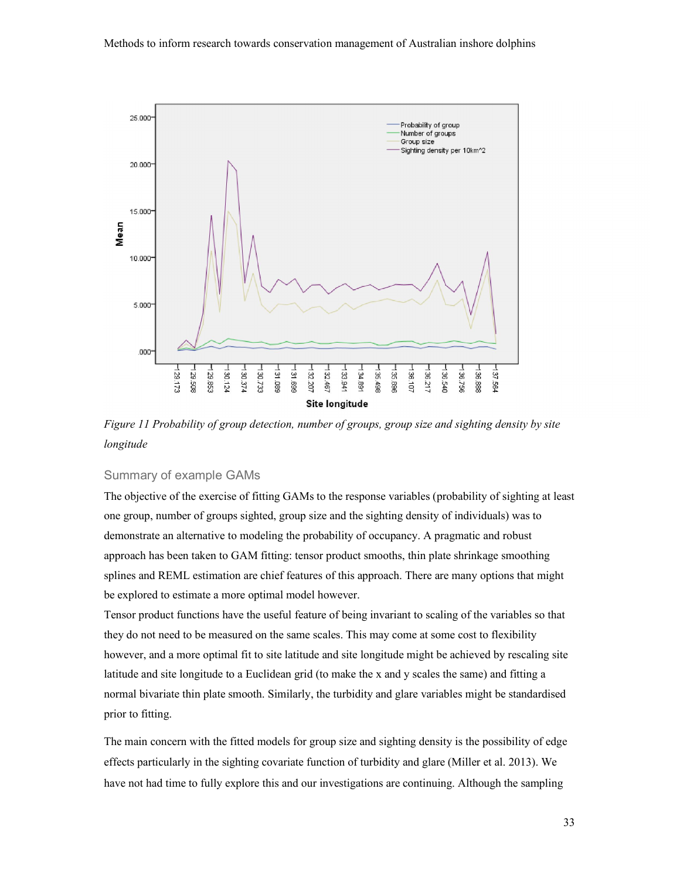*Figure 11 Probability of group detection, number of groups, group size and sighting density by site longitude*

### Summary of example GAMs

The objective of the exercise of fitting GAMs to the response variables (probability of sighting at least one group, number of groups sighted, group size and the sighting density of individuals) was to demonstrate an alternative to modeling the probability of occupancy. A pragmatic and robust approach has been taken to GAM fitting: tensor product smooths, thin plate shrinkage smoothing splines and REML estimation are chief features of this approach. There are many options that might be explored to estimate a more optimal model however.

Tensor product functions have the useful feature of being invariant to scaling of the variables so that they do not need to be measured on the same scales. This may come at some cost to flexibility however, and a more optimal fit to site latitude and site longitude might be achieved by rescaling site latitude and site longitude to a Euclidean grid (to make the x and y scales the same) and fitting a normal bivariate thin plate smooth. Similarly, the turbidity and glare variables might be standardised prior to fitting.

The main concern with the fitted models for group size and sighting density is the possibility of edge effects particularly in the sighting covariate function of turbidity and glare (Miller et al. 2013). We have not had time to fully explore this and our investigations are continuing. Although the sampling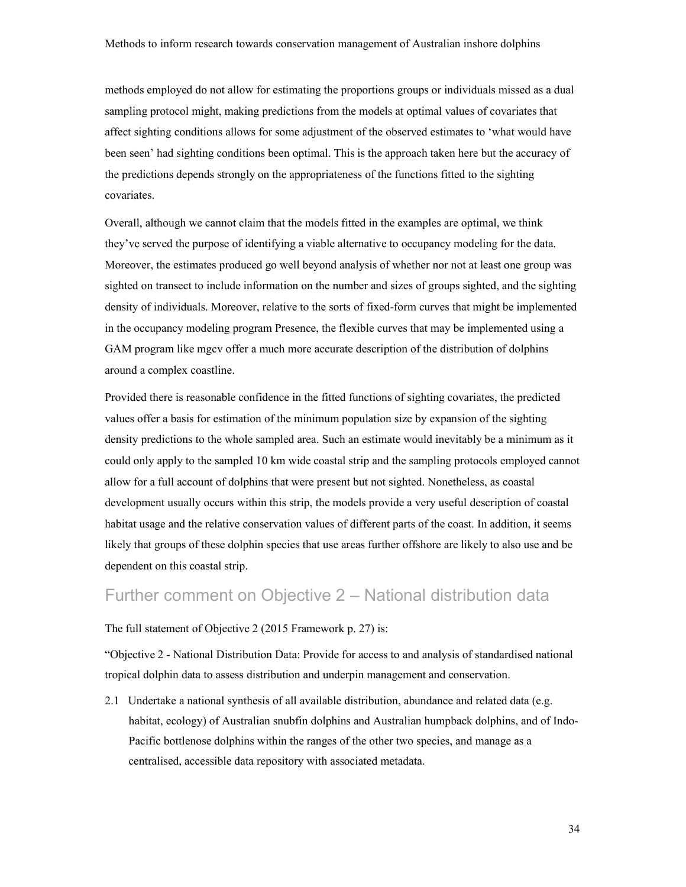methods employed do not allow for estimating the proportions groups or individuals missed as a dual sampling protocol might, making predictions from the models at optimal values of covariates that affect sighting conditions allows for some adjustment of the observed estimates to 'what would have been seen' had sighting conditions been optimal. This is the approach taken here but the accuracy of the predictions depends strongly on the appropriateness of the functions fitted to the sighting covariates.

Overall, although we cannot claim that the models fitted in the examples are optimal, we think they've served the purpose of identifying a viable alternative to occupancy modeling for the data. Moreover, the estimates produced go well beyond analysis of whether nor not at least one group was sighted on transect to include information on the number and sizes of groups sighted, and the sighting density of individuals. Moreover, relative to the sorts of fixed-form curves that might be implemented in the occupancy modeling program Presence, the flexible curves that may be implemented using a GAM program like mgcv offer a much more accurate description of the distribution of dolphins around a complex coastline.

Provided there is reasonable confidence in the fitted functions of sighting covariates, the predicted values offer a basis for estimation of the minimum population size by expansion of the sighting density predictions to the whole sampled area. Such an estimate would inevitably be a minimum as it could only apply to the sampled 10 km wide coastal strip and the sampling protocols employed cannot allow for a full account of dolphins that were present but not sighted. Nonetheless, as coastal development usually occurs within this strip, the models provide a very useful description of coastal habitat usage and the relative conservation values of different parts of the coast. In addition, it seems likely that groups of these dolphin species that use areas further offshore are likely to also use and be dependent on this coastal strip.

## Further comment on Objective 2 – National distribution data

The full statement of Objective 2 (2015 Framework p. 27) is:

"Objective 2 - National Distribution Data: Provide for access to and analysis of standardised national tropical dolphin data to assess distribution and underpin management and conservation.

2.1 Undertake a national synthesis of all available distribution, abundance and related data (e.g. habitat, ecology) of Australian snubfin dolphins and Australian humpback dolphins, and of Indo-Pacific bottlenose dolphins within the ranges of the other two species, and manage as a centralised, accessible data repository with associated metadata.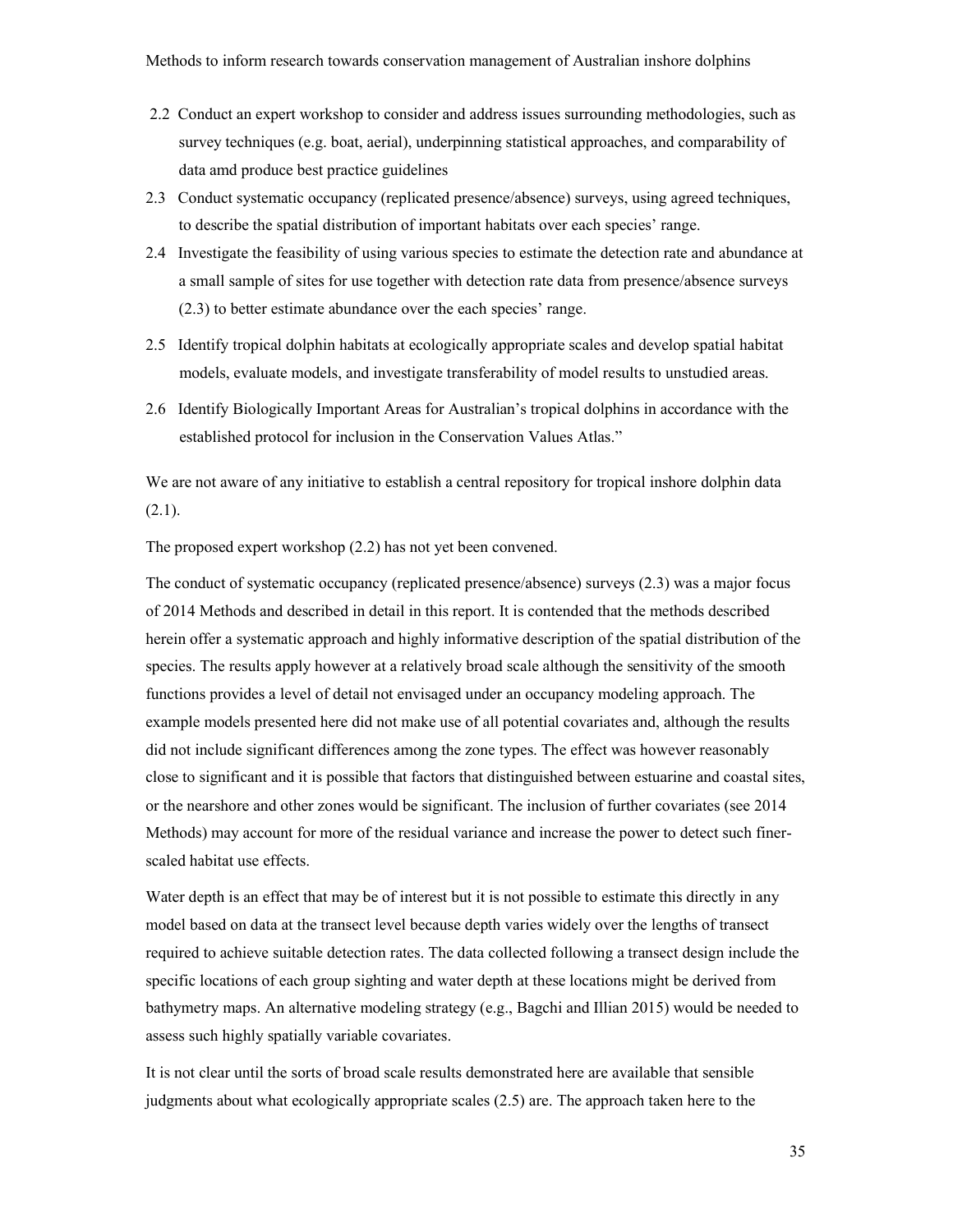2.2 Conduct an expert workshop to consider and address issues surrounding methodologies, such as survey techniques (e.g. boat, aerial), underpinning statistical approaches, and comparability of data amd produce best practice guidelines

2.3 Conduct systematic occupancy (replicated presence/absence) surveys, using agreed techniques, to describe the spatial distribution of important habitats over each species' range.

2.4 Investigate the feasibility of using various species to estimate the detection rate and abundance at a small sample of sites for use together with detection rate data from presence/absence surveys (2.3) to better estimate abundance over the each species' range.

2.5 Identify tropical dolphin habitats at ecologically appropriate scales and develop spatial habitat models, evaluate models, and investigate transferability of model results to unstudied areas.

2.6 Identify Biologically Important Areas for Australian's tropical dolphins in accordance with the established protocol for inclusion in the Conservation Values Atlas."

We are not aware of any initiative to establish a central repository for tropical inshore dolphin data (2.1).

The proposed expert workshop (2.2) has not yet been convened.

The conduct of systematic occupancy (replicated presence/absence) surveys (2.3) was a major focus of 2014 Methods and described in detail in this report. It is contended that the methods described herein offer a systematic approach and highly informative description of the spatial distribution of the species. The results apply however at a relatively broad scale although the sensitivity of the smooth functions provides a level of detail not envisaged under an occupancy modeling approach. The example models presented here did not make use of all potential covariates and, although the results did not include significant differences among the zone types. The effect was however reasonably close to significant and it is possible that factors that distinguished between estuarine and coastal sites, or the nearshore and other zones would be significant. The inclusion of further covariates (see 2014 Methods) may account for more of the residual variance and increase the power to detect such finer-scaled habitat use effects.

Water depth is an effect that may be of interest but it is not possible to estimate this directly in any model based on data at the transect level because depth varies widely over the lengths of transect required to achieve suitable detection rates. The data collected following a transect design include the specific locations of each group sighting and water depth at these locations might be derived from bathymetry maps. An alternative modeling strategy (e.g., Bagchi and Illian 2015) would be needed to assess such highly spatially variable covariates.

It is not clear until the sorts of broad scale results demonstrated here are available that sensible judgments about what ecologically appropriate scales (2.5) are. The approach taken here to the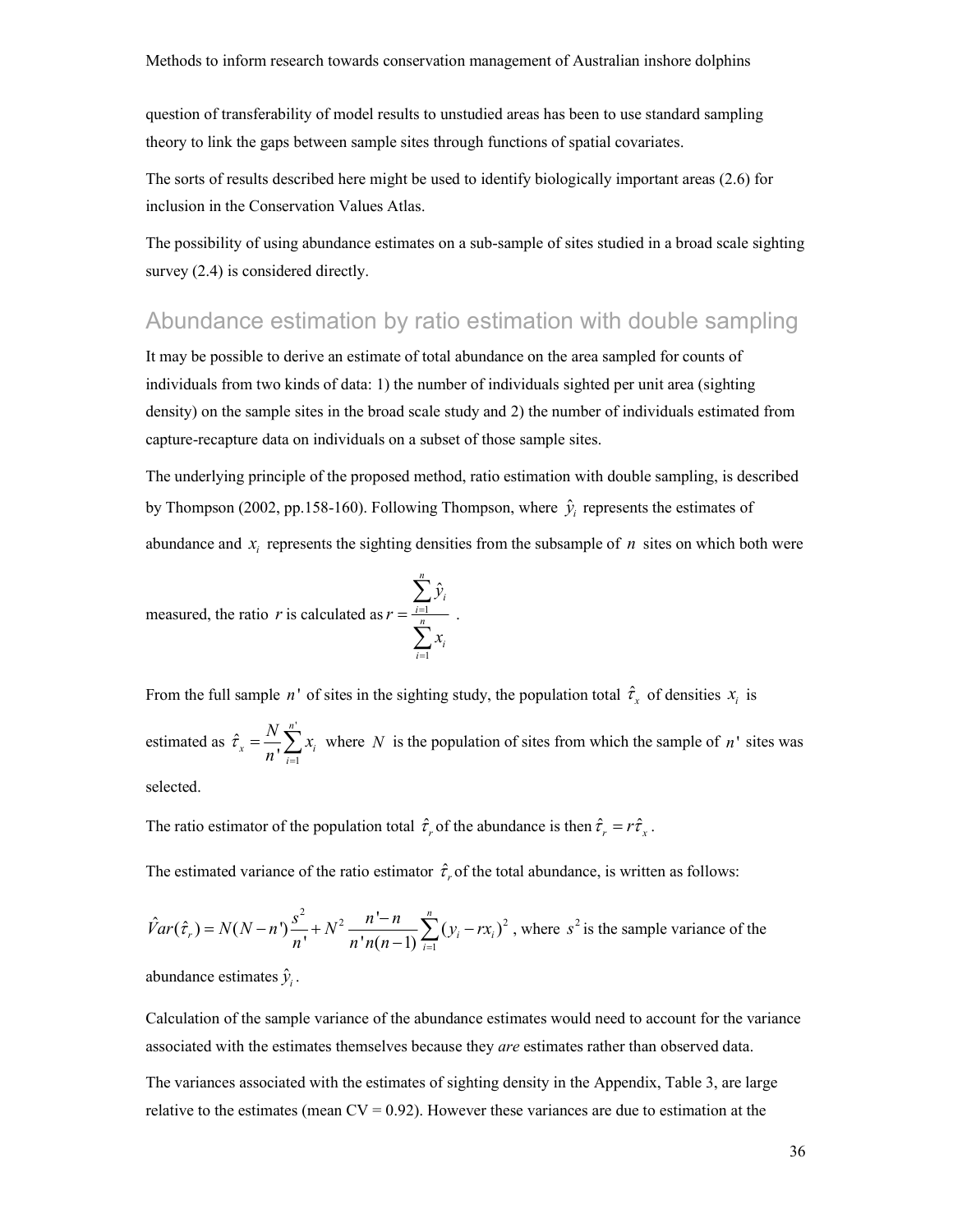question of transferability of model results to unstudied areas has been to use standard sampling theory to link the gaps between sample sites through functions of spatial covariates.

The sorts of results described here might be used to identify biologically important areas (2.6) for inclusion in the Conservation Values Atlas.

The possibility of using abundance estimates on a sub-sample of sites studied in a broad scale sighting survey (2.4) is considered directly.

## Abundance estimation by ratio estimation with double sampling

It may be possible to derive an estimate of total abundance on the area sampled for counts of individuals from two kinds of data: 1) the number of individuals sighted per unit area (sighting density) on the sample sites in the broad scale study and 2) the number of individuals estimated from capture-recapture data on individuals on a subset of those sample sites.

The underlying principle of the proposed method, ratio estimation with double sampling, is described by Thompson (2002, pp.158-160). Following Thompson, where $\hat{y}_i$ represents the estimates of abundance and $x_i$ represents the sighting densities from the subsample of $n$ sites on which both were measured, the ratio $r$ is calculated as $r = \frac{\sum_{i=1}^{n} \hat{y}_i}{\sum_{i=1}^{n} x_i}$ .

From the full sample $n'$ of sites in the sighting study, the population total $\hat{\tau}_x$ of densities $x_i$ is estimated as $\hat{\tau}_x = \frac{N}{n'} \sum_{i=1}^{n'} x_i$ where $N$ is the population of sites from which the sample of $n'$ sites was selected.

The ratio estimator of the population total $\hat{\tau}_r$ of the abundance is then $\hat{\tau}_r = r\hat{\tau}_x$.

The estimated variance of the ratio estimator $\hat{\tau}_r$ of the total abundance, is written as follows:

$\hat{V}ar(\hat{\tau}_r) = N(N-n')\frac{s^2}{n'} + N^2 \frac{n'-n}{n'n(n-1)} \sum_{i=1}^{n} (y_i - rx_i)^2$ , where $s^2$ is the sample variance of the abundance estimates $\hat{y}_i$.

Calculation of the sample variance of the abundance estimates would need to account for the variance associated with the estimates themselves because they *are* estimates rather than observed data.

The variances associated with the estimates of sighting density in the Appendix, Table 3, are large relative to the estimates (mean CV = 0.92). However these variances are due to estimation at the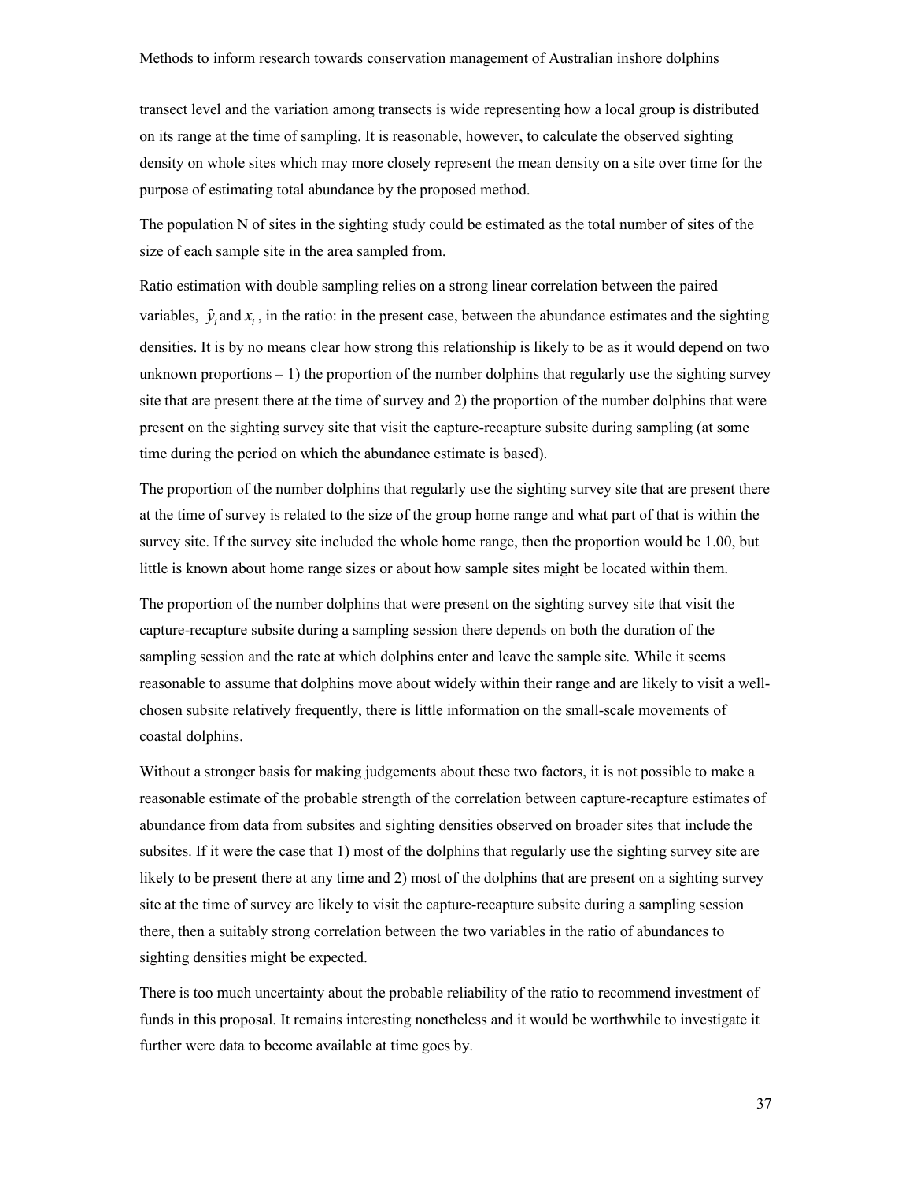transect level and the variation among transects is wide representing how a local group is distributed on its range at the time of sampling. It is reasonable, however, to calculate the observed sighting density on whole sites which may more closely represent the mean density on a site over time for the purpose of estimating total abundance by the proposed method.

The population N of sites in the sighting study could be estimated as the total number of sites of the size of each sample site in the area sampled from.

Ratio estimation with double sampling relies on a strong linear correlation between the paired variables, $\hat{y}_i$ and $x_i$, in the ratio: in the present case, between the abundance estimates and the sighting densities. It is by no means clear how strong this relationship is likely to be as it would depend on two unknown proportions – 1) the proportion of the number dolphins that regularly use the sighting survey site that are present there at the time of survey and 2) the proportion of the number dolphins that were present on the sighting survey site that visit the capture-recapture subsite during sampling (at some time during the period on which the abundance estimate is based).

The proportion of the number dolphins that regularly use the sighting survey site that are present there at the time of survey is related to the size of the group home range and what part of that is within the survey site. If the survey site included the whole home range, then the proportion would be 1.00, but little is known about home range sizes or about how sample sites might be located within them.

The proportion of the number dolphins that were present on the sighting survey site that visit the capture-recapture subsite during a sampling session there depends on both the duration of the sampling session and the rate at which dolphins enter and leave the sample site. While it seems reasonable to assume that dolphins move about widely within their range and are likely to visit a well-chosen subsite relatively frequently, there is little information on the small-scale movements of coastal dolphins.

Without a stronger basis for making judgements about these two factors, it is not possible to make a reasonable estimate of the probable strength of the correlation between capture-recapture estimates of abundance from data from subsites and sighting densities observed on broader sites that include the subsites. If it were the case that 1) most of the dolphins that regularly use the sighting survey site are likely to be present there at any time and 2) most of the dolphins that are present on a sighting survey site at the time of survey are likely to visit the capture-recapture subsite during a sampling session there, then a suitably strong correlation between the two variables in the ratio of abundances to sighting densities might be expected.

There is too much uncertainty about the probable reliability of the ratio to recommend investment of funds in this proposal. It remains interesting nonetheless and it would be worthwhile to investigate it further were data to become available at time goes by.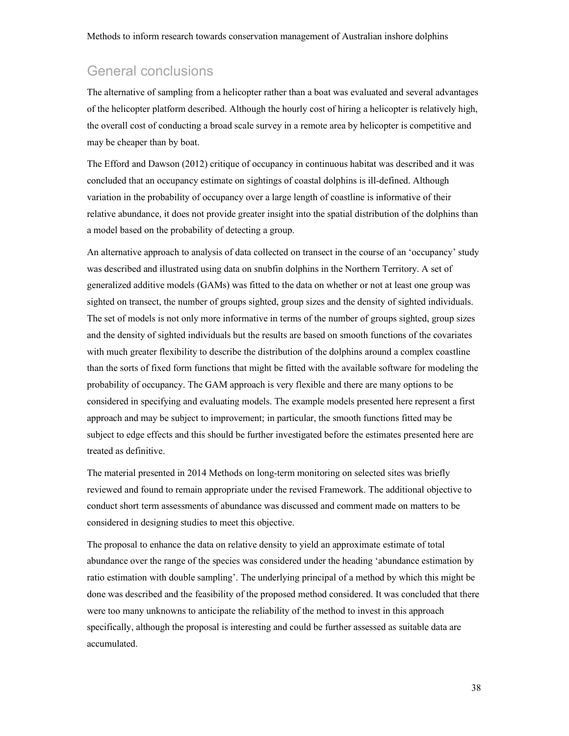## General conclusions

The alternative of sampling from a helicopter rather than a boat was evaluated and several advantages of the helicopter platform described. Although the hourly cost of hiring a helicopter is relatively high, the overall cost of conducting a broad scale survey in a remote area by helicopter is competitive and may be cheaper than by boat.

The Efford and Dawson (2012) critique of occupancy in continuous habitat was described and it was concluded that an occupancy estimate on sightings of coastal dolphins is ill-defined. Although variation in the probability of occupancy over a large length of coastline is informative of their relative abundance, it does not provide greater insight into the spatial distribution of the dolphins than a model based on the probability of detecting a group.

An alternative approach to analysis of data collected on transect in the course of an 'occupancy' study was described and illustrated using data on snubfin dolphins in the Northern Territory. A set of generalized additive models (GAMs) was fitted to the data on whether or not at least one group was sighted on transect, the number of groups sighted, group sizes and the density of sighted individuals. The set of models is not only more informative in terms of the number of groups sighted, group sizes and the density of sighted individuals but the results are based on smooth functions of the covariates with much greater flexibility to describe the distribution of the dolphins around a complex coastline than the sorts of fixed form functions that might be fitted with the available software for modeling the probability of occupancy. The GAM approach is very flexible and there are many options to be considered in specifying and evaluating models. The example models presented here represent a first approach and may be subject to improvement; in particular, the smooth functions fitted may be subject to edge effects and this should be further investigated before the estimates presented here are treated as definitive.

The material presented in 2014 Methods on long-term monitoring on selected sites was briefly reviewed and found to remain appropriate under the revised Framework. The additional objective to conduct short term assessments of abundance was discussed and comment made on matters to be considered in designing studies to meet this objective.

The proposal to enhance the data on relative density to yield an approximate estimate of total abundance over the range of the species was considered under the heading 'abundance estimation by ratio estimation with double sampling'. The underlying principal of a method by which this might be done was described and the feasibility of the proposed method considered. It was concluded that there were too many unknowns to anticipate the reliability of the method to invest in this approach specifically, although the proposal is interesting and could be further assessed as suitable data are accumulated.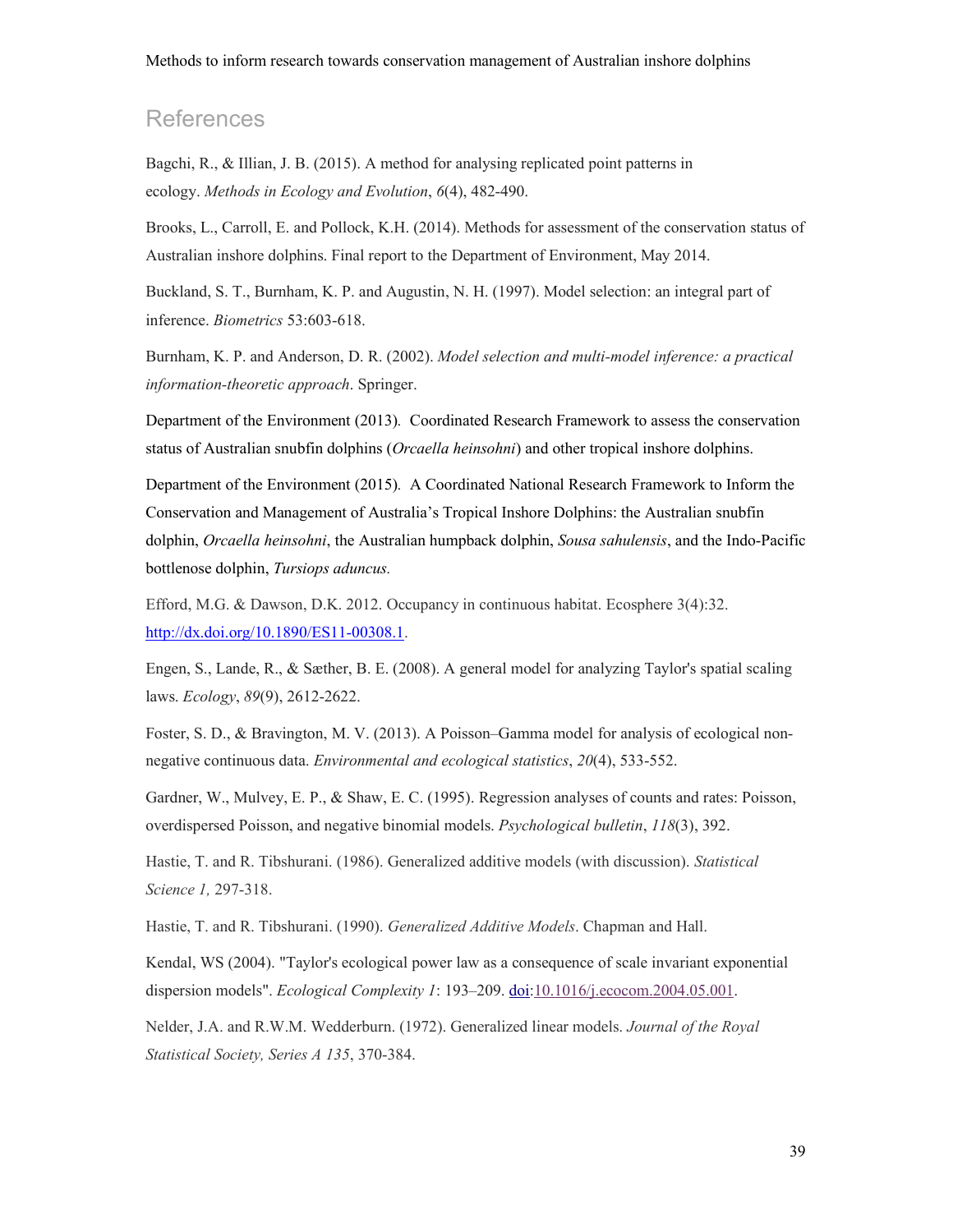## References

Bagchi, R., & Illian, J. B. (2015). A method for analysing replicated point patterns in ecology. *Methods in Ecology and Evolution*, *6*(4), 482-490.

Brooks, L., Carroll, E. and Pollock, K.H. (2014). Methods for assessment of the conservation status of Australian inshore dolphins. Final report to the Department of Environment, May 2014.

Buckland, S. T., Burnham, K. P. and Augustin, N. H. (1997). Model selection: an integral part of inference. *Biometrics* 53:603-618.

Burnham, K. P. and Anderson, D. R. (2002). *Model selection and multi-model inference: a practical information-theoretic approach*. Springer.

Department of the Environment (2013). Coordinated Research Framework to assess the conservation status of Australian snubfin dolphins (*Orcaella heinsohni*) and other tropical inshore dolphins.

Department of the Environment (2015). A Coordinated National Research Framework to Inform the Conservation and Management of Australia's Tropical Inshore Dolphins: the Australian snubfin dolphin, *Orcaella heinsohni*, the Australian humpback dolphin, *Sousa sahulensis*, and the Indo-Pacific bottlenose dolphin, *Tursiops aduncus.*

Efford, M.G. & Dawson, D.K. 2012. Occupancy in continuous habitat. Ecosphere 3(4):32. http://dx.doi.org/10.1890/ES11-00308.1.

Engen, S., Lande, R., & Sæther, B. E. (2008). A general model for analyzing Taylor's spatial scaling laws. *Ecology*, *89*(9), 2612-2622.

Foster, S. D., & Bravington, M. V. (2013). A Poisson–Gamma model for analysis of ecological non-negative continuous data. *Environmental and ecological statistics*, *20*(4), 533-552.

Gardner, W., Mulvey, E. P., & Shaw, E. C. (1995). Regression analyses of counts and rates: Poisson, overdispersed Poisson, and negative binomial models. *Psychological bulletin*, *118*(3), 392.

Hastie, T. and R. Tibshurani. (1986). Generalized additive models (with discussion). *Statistical Science 1,* 297-318.

Hastie, T. and R. Tibshurani. (1990). *Generalized Additive Models*. Chapman and Hall.

Kendal, WS (2004). "Taylor's ecological power law as a consequence of scale invariant exponential dispersion models". *Ecological Complexity 1*: 193–209. doi:10.1016/j.ecocom.2004.05.001.

Nelder, J.A. and R.W.M. Wedderburn. (1972). Generalized linear models. *Journal of the Royal Statistical Society, Series A 135*, 370-384.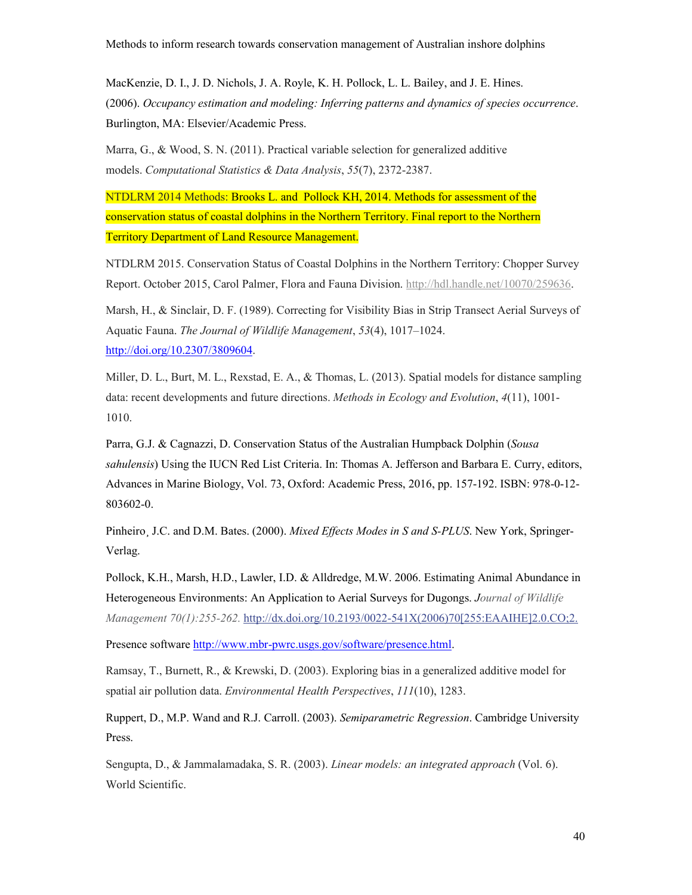MacKenzie, D. I., J. D. Nichols, J. A. Royle, K. H. Pollock, L. L. Bailey, and J. E. Hines. (2006). *Occupancy estimation and modeling: Inferring patterns and dynamics of species occurrence*. Burlington, MA: Elsevier/Academic Press.

Marra, G., & Wood, S. N. (2011). Practical variable selection for generalized additive models. *Computational Statistics & Data Analysis*, *55*(7), 2372-2387.

NTDLRM 2014 Methods: Brooks L. and Pollock KH, 2014. Methods for assessment of the conservation status of coastal dolphins in the Northern Territory. Final report to the Northern Territory Department of Land Resource Management.

NTDLRM 2015. Conservation Status of Coastal Dolphins in the Northern Territory: Chopper Survey Report. October 2015, Carol Palmer, Flora and Fauna Division. http://hdl.handle.net/10070/259636.

Marsh, H., & Sinclair, D. F. (1989). Correcting for Visibility Bias in Strip Transect Aerial Surveys of Aquatic Fauna. *The Journal of Wildlife Management*, *53*(4), 1017–1024. http://doi.org/10.2307/3809604.

Miller, D. L., Burt, M. L., Rexstad, E. A., & Thomas, L. (2013). Spatial models for distance sampling data: recent developments and future directions. *Methods in Ecology and Evolution*, *4*(11), 1001-1010.

Parra, G.J. & Cagnazzi, D. Conservation Status of the Australian Humpback Dolphin (*Sousa sahulensis*) Using the IUCN Red List Criteria. In: Thomas A. Jefferson and Barbara E. Curry, editors, Advances in Marine Biology, Vol. 73, Oxford: Academic Press, 2016, pp. 157-192. ISBN: 978-0-12-803602-0.

Pinheiro¸ J.C. and D.M. Bates. (2000). *Mixed Effects Modes in S and S-PLUS*. New York, Springer-Verlag.

Pollock, K.H., Marsh, H.D., Lawler, I.D. & Alldredge, M.W. 2006. Estimating Animal Abundance in Heterogeneous Environments: An Application to Aerial Surveys for Dugongs. *Journal of Wildlife Management 70(1):255-262.* http://dx.doi.org/10.2193/0022-541X(2006)70[255:EAAIHE]2.0.CO;2.

Presence software http://www.mbr-pwrc.usgs.gov/software/presence.html.

Ramsay, T., Burnett, R., & Krewski, D. (2003). Exploring bias in a generalized additive model for spatial air pollution data. *Environmental Health Perspectives*, *111*(10), 1283.

Ruppert, D., M.P. Wand and R.J. Carroll. (2003). *Semiparametric Regression*. Cambridge University Press.

Sengupta, D., & Jammalamadaka, S. R. (2003). *Linear models: an integrated approach* (Vol. 6). World Scientific.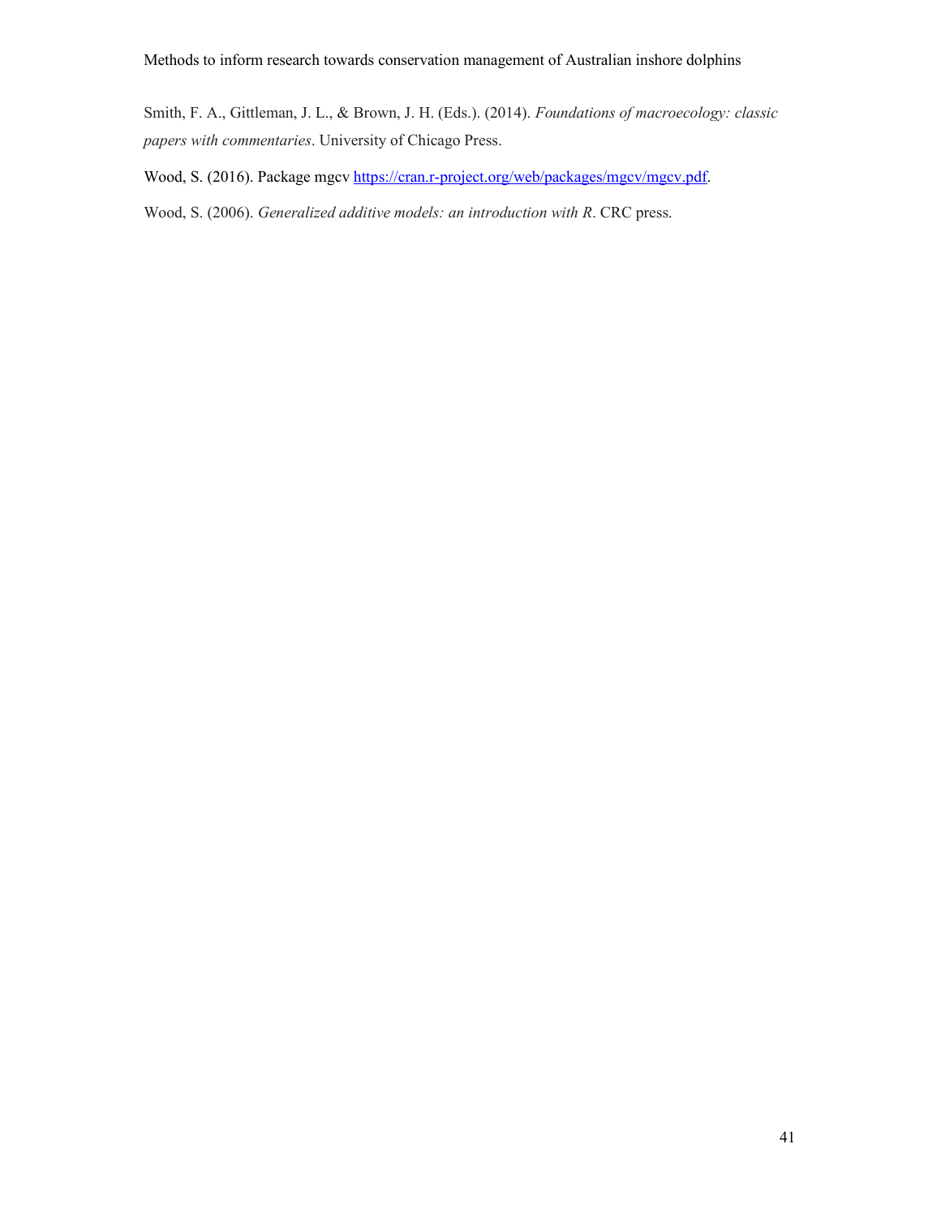Smith, F. A., Gittleman, J. L., & Brown, J. H. (Eds.). (2014). *Foundations of macroecology: classic papers with commentaries*. University of Chicago Press.

Wood, S. (2016). Package mgcv https://cran.r-project.org/web/packages/mgcv/mgcv.pdf.

Wood, S. (2006). *Generalized additive models: an introduction with R*. CRC press.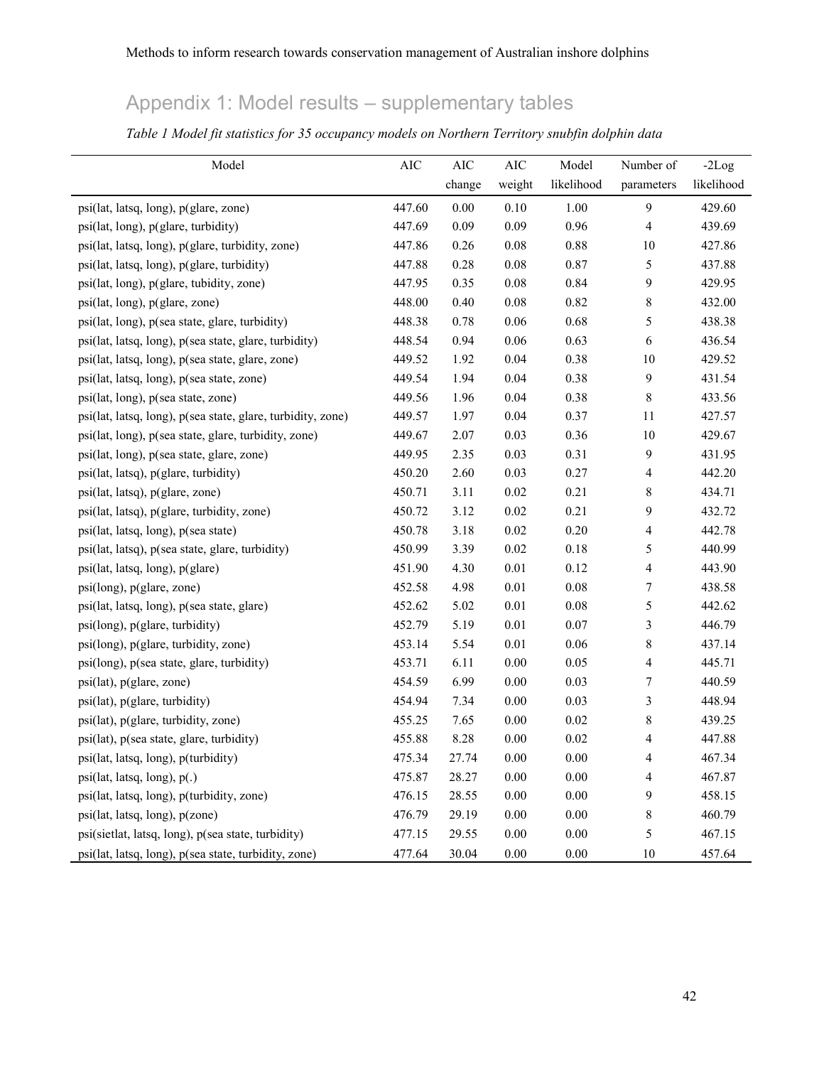## Appendix 1: Model results – supplementary tables

*Table 1 Model fit statistics for 35 occupancy models on Northern Territory snubfin dolphin data*

| Model | AIC | AIC change | AIC weight | Model likelihood | Number of parameters | -2Log likelihood |
|---|---|---|---|---|---|---|
| psi(lat, latsq, long), p(glare, zone) | 447.60 | 0.00 | 0.10 | 1.00 | 9 | 429.60 |
| psi(lat, long), p(glare, turbidity) | 447.69 | 0.09 | 0.09 | 0.96 | 4 | 439.69 |
| psi(lat, latsq, long), p(glare, turbidity, zone) | 447.86 | 0.26 | 0.08 | 0.88 | 10 | 427.86 |
| psi(lat, latsq, long), p(glare, turbidity) | 447.88 | 0.28 | 0.08 | 0.87 | 5 | 437.88 |
| psi(lat, long), p(glare, tubidity, zone) | 447.95 | 0.35 | 0.08 | 0.84 | 9 | 429.95 |
| psi(lat, long), p(glare, zone) | 448.00 | 0.40 | 0.08 | 0.82 | 8 | 432.00 |
| psi(lat, long), p(sea state, glare, turbidity) | 448.38 | 0.78 | 0.06 | 0.68 | 5 | 438.38 |
| psi(lat, latsq, long), p(sea state, glare, turbidity) | 448.54 | 0.94 | 0.06 | 0.63 | 6 | 436.54 |
| psi(lat, latsq, long), p(sea state, glare, zone) | 449.52 | 1.92 | 0.04 | 0.38 | 10 | 429.52 |
| psi(lat, latsq, long), p(sea state, zone) | 449.54 | 1.94 | 0.04 | 0.38 | 9 | 431.54 |
| psi(lat, long), p(sea state, zone) | 449.56 | 1.96 | 0.04 | 0.38 | 8 | 433.56 |
| psi(lat, latsq, long), p(sea state, glare, turbidity, zone) | 449.57 | 1.97 | 0.04 | 0.37 | 11 | 427.57 |
| psi(lat, long), p(sea state, glare, turbidity, zone) | 449.67 | 2.07 | 0.03 | 0.36 | 10 | 429.67 |
| psi(lat, long), p(sea state, glare, zone) | 449.95 | 2.35 | 0.03 | 0.31 | 9 | 431.95 |
| psi(lat, latsq), p(glare, turbidity) | 450.20 | 2.60 | 0.03 | 0.27 | 4 | 442.20 |
| psi(lat, latsq), p(glare, zone) | 450.71 | 3.11 | 0.02 | 0.21 | 8 | 434.71 |
| psi(lat, latsq), p(glare, turbidity, zone) | 450.72 | 3.12 | 0.02 | 0.21 | 9 | 432.72 |
| psi(lat, latsq, long), p(sea state) | 450.78 | 3.18 | 0.02 | 0.20 | 4 | 442.78 |
| psi(lat, latsq), p(sea state, glare, turbidity) | 450.99 | 3.39 | 0.02 | 0.18 | 5 | 440.99 |
| psi(lat, latsq, long), p(glare) | 451.90 | 4.30 | 0.01 | 0.12 | 4 | 443.90 |
| psi(long), p(glare, zone) | 452.58 | 4.98 | 0.01 | 0.08 | 7 | 438.58 |
| psi(lat, latsq, long), p(sea state, glare) | 452.62 | 5.02 | 0.01 | 0.08 | 5 | 442.62 |
| psi(long), p(glare, turbidity) | 452.79 | 5.19 | 0.01 | 0.07 | 3 | 446.79 |
| psi(long), p(glare, turbidity, zone) | 453.14 | 5.54 | 0.01 | 0.06 | 8 | 437.14 |
| psi(long), p(sea state, glare, turbidity) | 453.71 | 6.11 | 0.00 | 0.05 | 4 | 445.71 |
| psi(lat), p(glare, zone) | 454.59 | 6.99 | 0.00 | 0.03 | 7 | 440.59 |
| psi(lat), p(glare, turbidity) | 454.94 | 7.34 | 0.00 | 0.03 | 3 | 448.94 |
| psi(lat), p(glare, turbidity, zone) | 455.25 | 7.65 | 0.00 | 0.02 | 8 | 439.25 |
| psi(lat), p(sea state, glare, turbidity) | 455.88 | 8.28 | 0.00 | 0.02 | 4 | 447.88 |
| psi(lat, latsq, long), p(turbidity) | 475.34 | 27.74 | 0.00 | 0.00 | 4 | 467.34 |
| psi(lat, latsq, long), p(.) | 475.87 | 28.27 | 0.00 | 0.00 | 4 | 467.87 |
| psi(lat, latsq, long), p(turbidity, zone) | 476.15 | 28.55 | 0.00 | 0.00 | 9 | 458.15 |
| psi(lat, latsq, long), p(zone) | 476.79 | 29.19 | 0.00 | 0.00 | 8 | 460.79 |
| psi(sietlat, latsq, long), p(sea state, turbidity) | 477.15 | 29.55 | 0.00 | 0.00 | 5 | 467.15 |
| psi(lat, latsq, long), p(sea state, turbidity, zone) | 477.64 | 30.04 | 0.00 | 0.00 | 10 | 457.64 |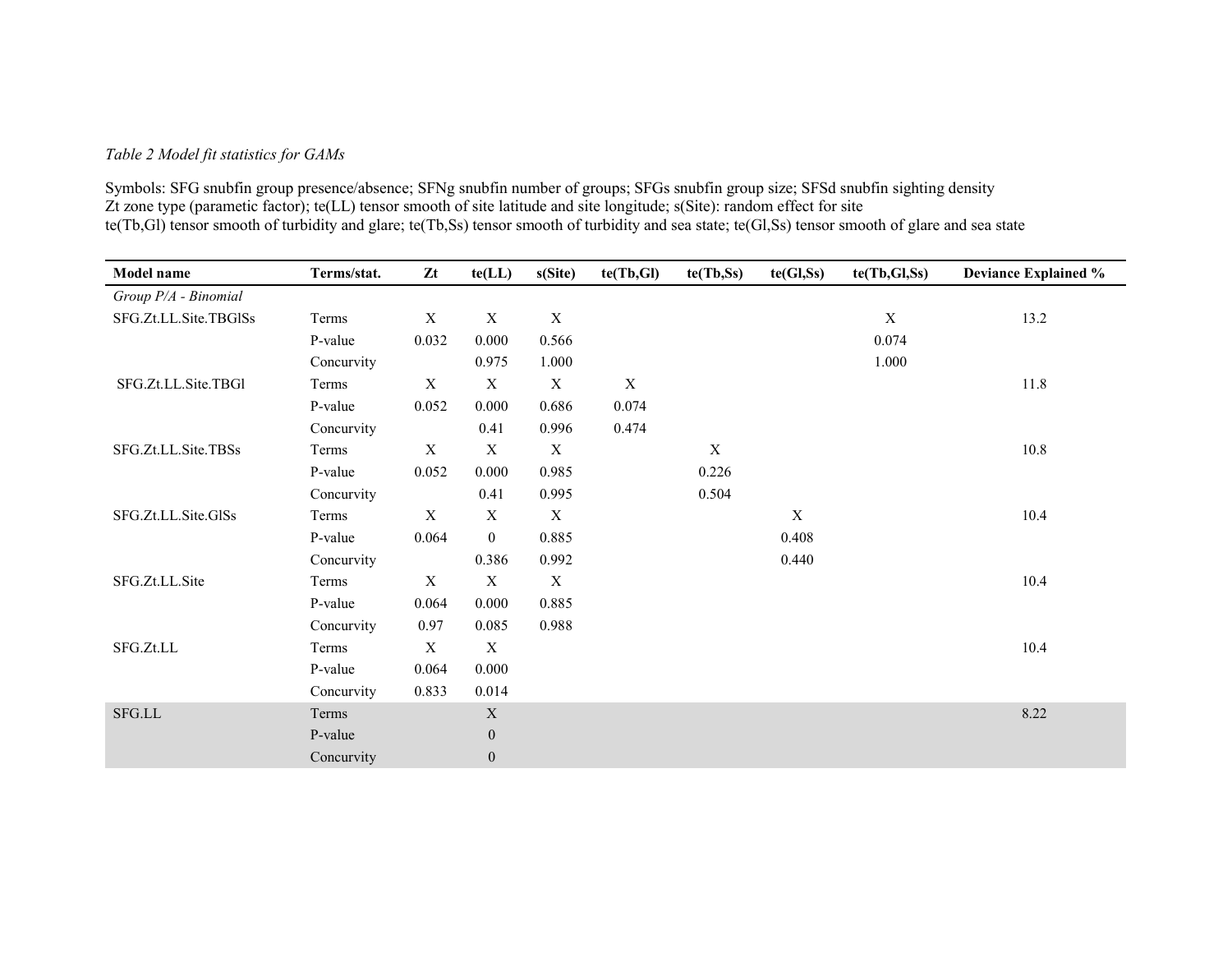*Table 2 Model fit statistics for GAMs*

Symbols: SFG snubfin group presence/absence; SFNg snubfin number of groups; SFGs snubfin group size; SFSd snubfin sighting density
Zt zone type (parametric factor); te(LL) tensor smooth of site latitude and site longitude; s(Site): random effect for site
te(Tb,Gl) tensor smooth of turbidity and glare; te(Tb,Ss) tensor smooth of turbidity and sea state; te(Gl,Ss) tensor smooth of glare and sea state

| **Model name** | **Terms/stat.** | **Zt** | **te(LL)** | **s(Site)** | **te(Tb,Gl)** | **te(Tb,Ss)** | **te(Gl,Ss)** | **te(Tb,Gl,Ss)** | **Deviance Explained %** |
|---|---|---|---|---|---|---|---|---|---|
| *Group P/A - Binomial* | | | | | | | | | |
| SFG.Zt.LL.Site.TBGlSs | Terms | X | X | X | | | | X | 13.2 |
| | P-value | 0.032 | 0.000 | 0.566 | | | | 0.074 | |
| | Concurvity | | 0.975 | 1.000 | | | | 1.000 | |
| SFG.Zt.LL.Site.TBGl | Terms | X | X | X | X | | | | 11.8 |
| | P-value | 0.052 | 0.000 | 0.686 | 0.074 | | | | |
| | Concurvity | | 0.41 | 0.996 | 0.474 | | | | |
| SFG.Zt.LL.Site.TBSs | Terms | X | X | X | | X | | | 10.8 |
| | P-value | 0.052 | 0.000 | 0.985 | | 0.226 | | | |
| | Concurvity | | 0.41 | 0.995 | | 0.504 | | | |
| SFG.Zt.LL.Site.GlSs | Terms | X | X | X | | | X | | 10.4 |
| | P-value | 0.064 | 0 | 0.885 | | | 0.408 | | |
| | Concurvity | | 0.386 | 0.992 | | | 0.440 | | |
| SFG.Zt.LL.Site | Terms | X | X | X | | | | | 10.4 |
| | P-value | 0.064 | 0.000 | 0.885 | | | | | |
| | Concurvity | 0.97 | 0.085 | 0.988 | | | | | |
| SFG.Zt.LL | Terms | X | X | | | | | | 10.4 |
| | P-value | 0.064 | 0.000 | | | | | | |
| | Concurvity | 0.833 | 0.014 | | | | | | |
| SFG.LL | Terms | | X | | | | | | 8.22 |
| | P-value | | 0 | | | | | | |
| | Concurvity | | 0 | | | | | | |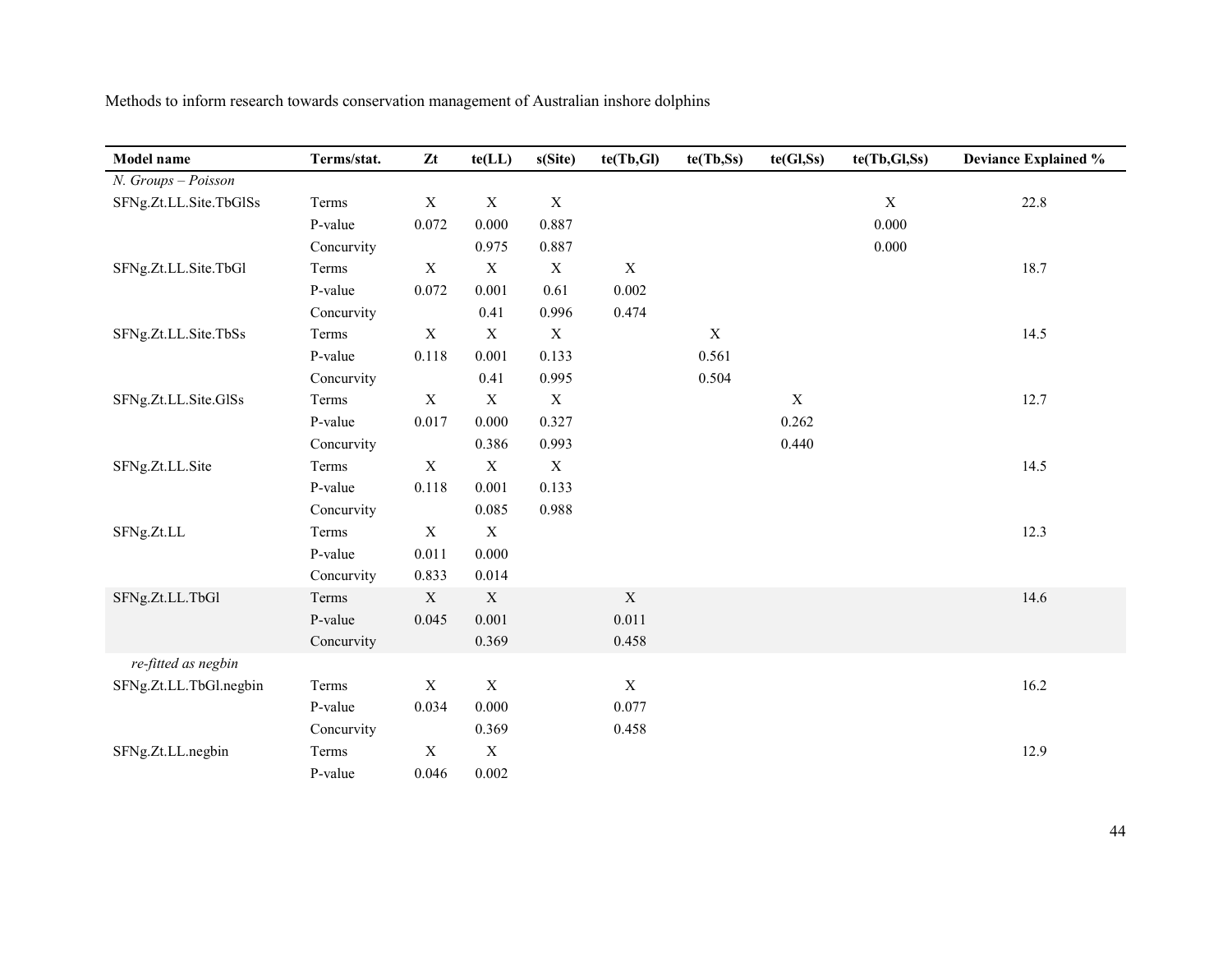| Model name | Terms/stat. | Zt | te(LL) | s(Site) | te(Tb,Gl) | te(Tb,Ss) | te(Gl,Ss) | te(Tb,Gl,Ss) | Deviance Explained % |
|---|---|---|---|---|---|---|---|---|---|
| *N. Groups – Poisson* | | | | | | | | | |
| SFNg.Zt.LL.Site.TbGlSs | Terms | X | X | X | | | | X | 22.8 |
| | P-value | 0.072 | 0.000 | 0.887 | | | | 0.000 | |
| | Concurvity | | 0.975 | 0.887 | | | | 0.000 | |
| SFNg.Zt.LL.Site.TbGl | Terms | X | X | X | X | | | | 18.7 |
| | P-value | 0.072 | 0.001 | 0.61 | 0.002 | | | | |
| | Concurvity | | 0.41 | 0.996 | 0.474 | | | | |
| SFNg.Zt.LL.Site.TbSs | Terms | X | X | X | | X | | | 14.5 |
| | P-value | 0.118 | 0.001 | 0.133 | | 0.561 | | | |
| | Concurvity | | 0.41 | 0.995 | | 0.504 | | | |
| SFNg.Zt.LL.Site.GlSs | Terms | X | X | X | | | X | | 12.7 |
| | P-value | 0.017 | 0.000 | 0.327 | | | 0.262 | | |
| | Concurvity | | 0.386 | 0.993 | | | 0.440 | | |
| SFNg.Zt.LL.Site | Terms | X | X | X | | | | | 14.5 |
| | P-value | 0.118 | 0.001 | 0.133 | | | | | |
| | Concurvity | | 0.085 | 0.988 | | | | | |
| SFNg.Zt.LL | Terms | X | X | | | | | | 12.3 |
| | P-value | 0.011 | 0.000 | | | | | | |
| | Concurvity | 0.833 | 0.014 | | | | | | |
| SFNg.Zt.LL.TbGl | Terms | X | X | | X | | | | 14.6 |
| | P-value | 0.045 | 0.001 | | 0.011 | | | | |
| | Concurvity | | 0.369 | | 0.458 | | | | |
| *re-fitted as negbin* | | | | | | | | | |
| SFNg.Zt.LL.TbGl.negbin | Terms | X | X | | X | | | | 16.2 |
| | P-value | 0.034 | 0.000 | | 0.077 | | | | |
| | Concurvity | | 0.369 | | 0.458 | | | | |
| SFNg.Zt.LL.negbin | Terms | X | X | | | | | | 12.9 |
| | P-value | 0.046 | 0.002 | | | | | | |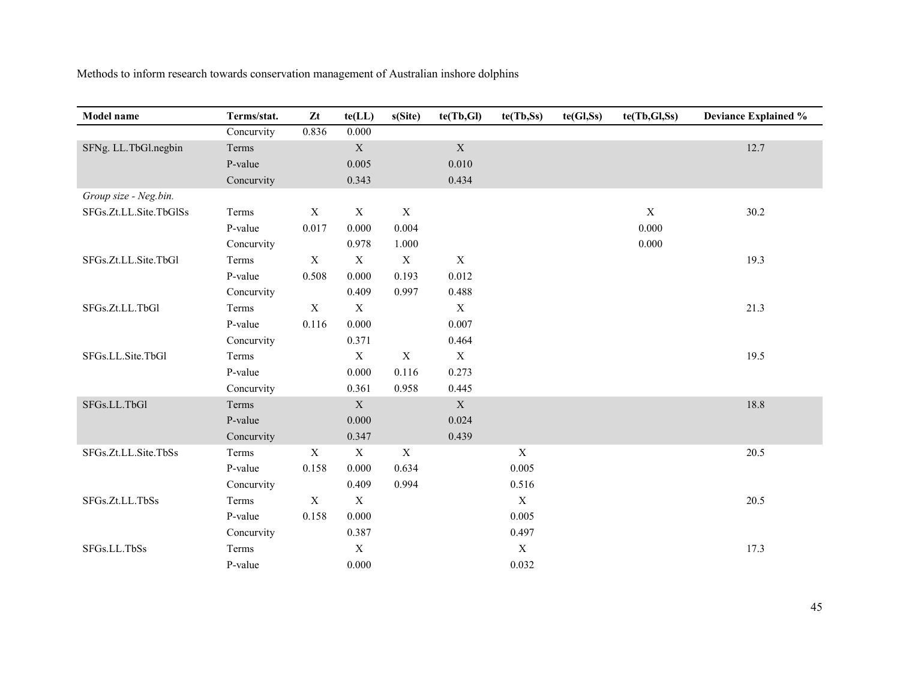| Model name | Terms/stat. | Zt | te(LL) | s(Site) | te(Tb,Gl) | te(Tb,Ss) | te(Gl,Ss) | te(Tb,Gl,Ss) | Deviance Explained % |
|---|---|---|---|---|---|---|---|---|---|
| | Concurvity | 0.836 | 0.000 | | | | | | |
| SFNg. LL.TbGl.negbin | Terms | | X | | X | | | | 12.7 |
| | P-value | | 0.005 | | 0.010 | | | | |
| | Concurvity | | 0.343 | | 0.434 | | | | |
| *Group size - Neg.bin.* | | | | | | | | | |
| SFGs.Zt.LL.Site.TbGlSs | Terms | X | X | X | | | | X | 30.2 |
| | P-value | 0.017 | 0.000 | 0.004 | | | | 0.000 | |
| | Concurvity | | 0.978 | 1.000 | | | | 0.000 | |
| SFGs.Zt.LL.Site.TbGl | Terms | X | X | X | X | | | | 19.3 |
| | P-value | 0.508 | 0.000 | 0.193 | 0.012 | | | | |
| | Concurvity | | 0.409 | 0.997 | 0.488 | | | | |
| SFGs.Zt.LL.TbGl | Terms | X | X | | X | | | | 21.3 |
| | P-value | 0.116 | 0.000 | | 0.007 | | | | |
| | Concurvity | | 0.371 | | 0.464 | | | | |
| SFGs.LL.Site.TbGl | Terms | | X | X | X | | | | 19.5 |
| | P-value | | 0.000 | 0.116 | 0.273 | | | | |
| | Concurvity | | 0.361 | 0.958 | 0.445 | | | | |
| SFGs.LL.TbGl | Terms | | X | | X | | | | 18.8 |
| | P-value | | 0.000 | | 0.024 | | | | |
| | Concurvity | | 0.347 | | 0.439 | | | | |
| SFGs.Zt.LL.Site.TbSs | Terms | X | X | X | | X | | | 20.5 |
| | P-value | 0.158 | 0.000 | 0.634 | | 0.005 | | | |
| | Concurvity | | 0.409 | 0.994 | | 0.516 | | | |
| SFGs.Zt.LL.TbSs | Terms | X | X | | | X | | | 20.5 |
| | P-value | 0.158 | 0.000 | | | 0.005 | | | |
| | Concurvity | | 0.387 | | | 0.497 | | | |
| SFGs.LL.TbSs | Terms | | X | | | X | | | 17.3 |
| | P-value | | 0.000 | | | 0.032 | | | |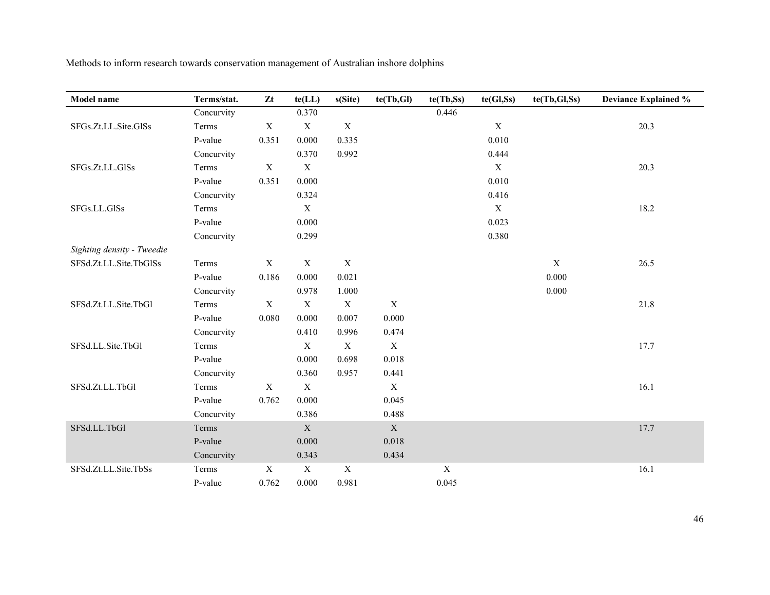| Model name | Terms/stat. | Zt | te(LL) | s(Site) | te(Tb,Gl) | te(Tb,Ss) | te(Gl,Ss) | te(Tb,Gl,Ss) | Deviance Explained % |
|---|---|---|---|---|---|---|---|---|---|
| | Concurvity | | 0.370 | | | 0.446 | | | |
| SFGs.Zt.LL.Site.GlSs | Terms | X | X | X | | | X | | 20.3 |
| | P-value | 0.351 | 0.000 | 0.335 | | | 0.010 | | |
| | Concurvity | | 0.370 | 0.992 | | | 0.444 | | |
| SFGs.Zt.LL.GlSs | Terms | X | X | | | | X | | 20.3 |
| | P-value | 0.351 | 0.000 | | | | 0.010 | | |
| | Concurvity | | 0.324 | | | | 0.416 | | |
| SFGs.LL.GlSs | Terms | | X | | | | X | | 18.2 |
| | P-value | | 0.000 | | | | 0.023 | | |
| | Concurvity | | 0.299 | | | | 0.380 | | |
| *Sighting density - Tweedie* | | | | | | | | | |
| SFSd.Zt.LL.Site.TbGlSs | Terms | X | X | X | | | | X | 26.5 |
| | P-value | 0.186 | 0.000 | 0.021 | | | | 0.000 | |
| | Concurvity | | 0.978 | 1.000 | | | | 0.000 | |
| SFSd.Zt.LL.Site.TbGl | Terms | X | X | X | X | | | | 21.8 |
| | P-value | 0.080 | 0.000 | 0.007 | 0.000 | | | | |
| | Concurvity | | 0.410 | 0.996 | 0.474 | | | | |
| SFSd.LL.Site.TbGl | Terms | | X | X | X | | | | 17.7 |
| | P-value | | 0.000 | 0.698 | 0.018 | | | | |
| | Concurvity | | 0.360 | 0.957 | 0.441 | | | | |
| SFSd.Zt.LL.TbGl | Terms | X | X | | X | | | | 16.1 |
| | P-value | 0.762 | 0.000 | | 0.045 | | | | |
| | Concurvity | | 0.386 | | 0.488 | | | | |
| SFSd.LL.TbGl | Terms | | X | | X | | | | 17.7 |
| | P-value | | 0.000 | | 0.018 | | | | |
| | Concurvity | | 0.343 | | 0.434 | | | | |
| SFSd.Zt.LL.Site.TbSs | Terms | X | X | X | | X | | | 16.1 |
| | P-value | 0.762 | 0.000 | 0.981 | | 0.045 | | | |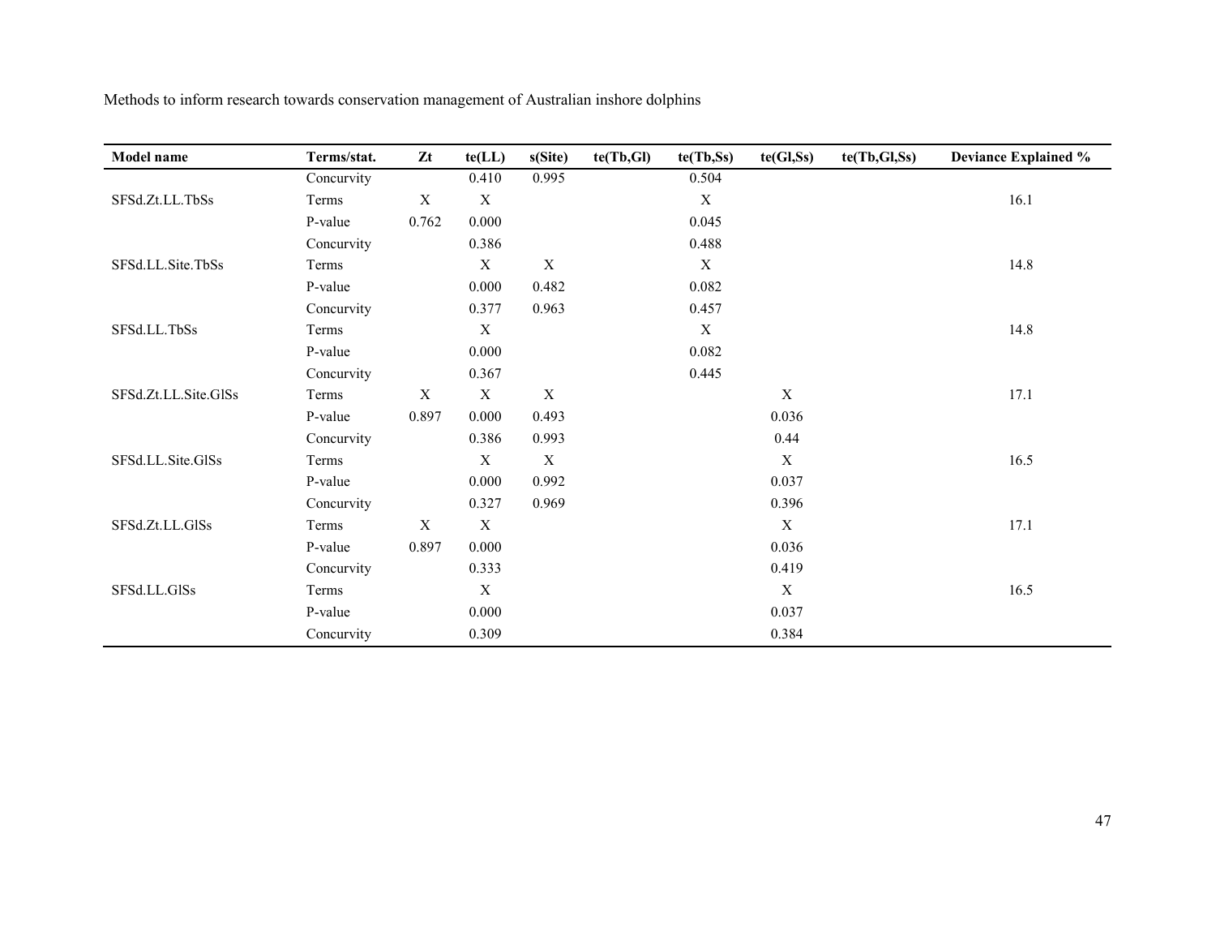| Model name | Terms/stat. | Zt | te(LL) | s(Site) | te(Tb,Gl) | te(Tb,Ss) | te(Gl,Ss) | te(Tb,Gl,Ss) | Deviance Explained % |
|---|---|---|---|---|---|---|---|---|---|
| | Concurvity | | 0.410 | 0.995 | | 0.504 | | | |
| SFSd.Zt.LL.TbSs | Terms | X | X | | | X | | | 16.1 |
| | P-value | 0.762 | 0.000 | | | 0.045 | | | |
| | Concurvity | | 0.386 | | | 0.488 | | | |
| SFSd.LL.Site.TbSs | Terms | | X | X | | X | | | 14.8 |
| | P-value | | 0.000 | 0.482 | | 0.082 | | | |
| | Concurvity | | 0.377 | 0.963 | | 0.457 | | | |
| SFSd.LL.TbSs | Terms | | X | | | X | | | 14.8 |
| | P-value | | 0.000 | | | 0.082 | | | |
| | Concurvity | | 0.367 | | | 0.445 | | | |
| SFSd.Zt.LL.Site.GlSs | Terms | X | X | X | | | X | | 17.1 |
| | P-value | 0.897 | 0.000 | 0.493 | | | 0.036 | | |
| | Concurvity | | 0.386 | 0.993 | | | 0.44 | | |
| SFSd.LL.Site.GlSs | Terms | | X | X | | | X | | 16.5 |
| | P-value | | 0.000 | 0.992 | | | 0.037 | | |
| | Concurvity | | 0.327 | 0.969 | | | 0.396 | | |
| SFSd.Zt.LL.GlSs | Terms | X | X | | | | X | | 17.1 |
| | P-value | 0.897 | 0.000 | | | | 0.036 | | |
| | Concurvity | | 0.333 | | | | 0.419 | | |
| SFSd.LL.GlSs | Terms | | X | | | | X | | 16.5 |
| | P-value | | 0.000 | | | | 0.037 | | |
| | Concurvity | | 0.309 | | | | 0.384 | | |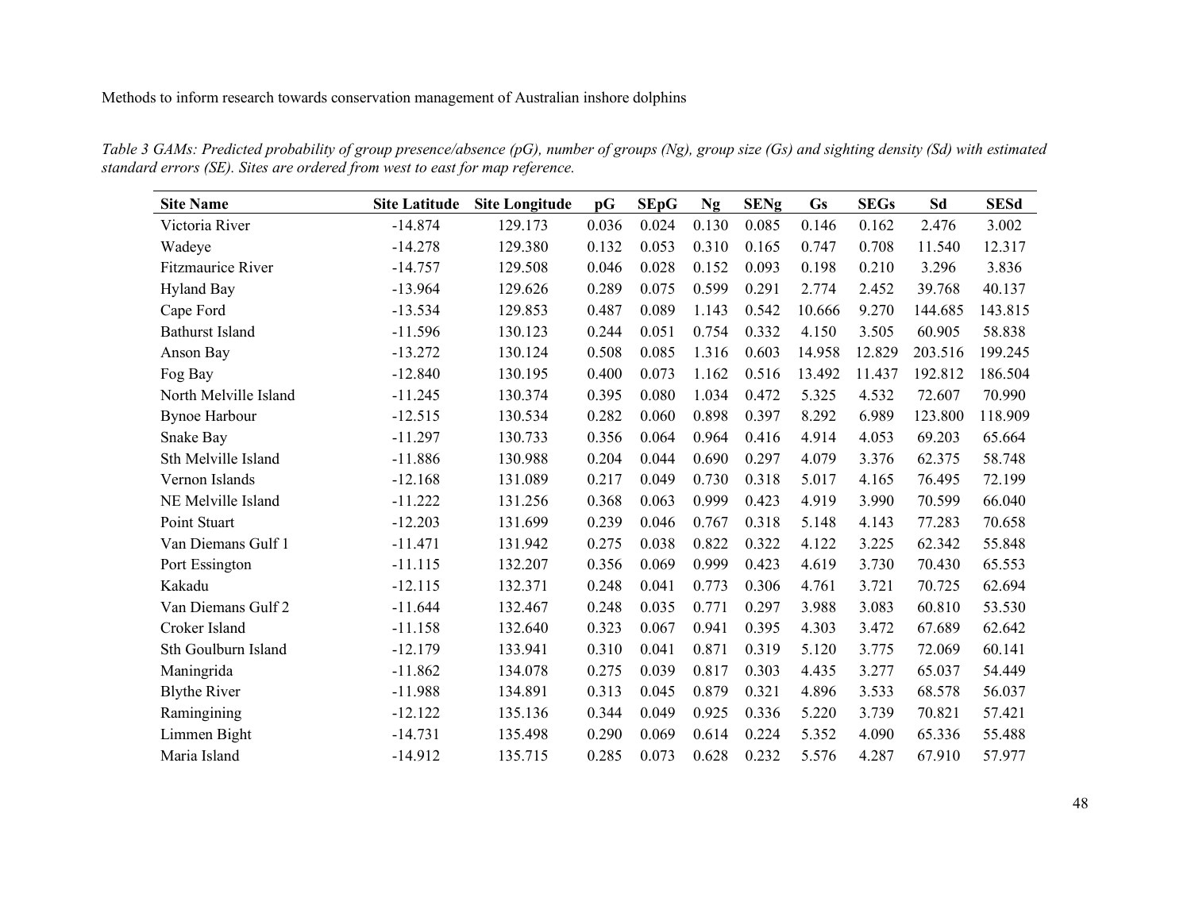*Table 3 GAMs: Predicted probability of group presence/absence (pG), number of groups (Ng), group size (Gs) and sighting density (Sd) with estimated standard errors (SE). Sites are ordered from west to east for map reference.*

| Site Name | Site Latitude | Site Longitude | pG | SEpG | Ng | SENg | Gs | SEGs | Sd | SESd |
|---|---|---|---|---|---|---|---|---|---|---|
| Victoria River | -14.874 | 129.173 | 0.036 | 0.024 | 0.130 | 0.085 | 0.146 | 0.162 | 2.476 | 3.002 |
| Wadeye | -14.278 | 129.380 | 0.132 | 0.053 | 0.310 | 0.165 | 0.747 | 0.708 | 11.540 | 12.317 |
| Fitzmaurice River | -14.757 | 129.508 | 0.046 | 0.028 | 0.152 | 0.093 | 0.198 | 0.210 | 3.296 | 3.836 |
| Hyland Bay | -13.964 | 129.626 | 0.289 | 0.075 | 0.599 | 0.291 | 2.774 | 2.452 | 39.768 | 40.137 |
| Cape Ford | -13.534 | 129.853 | 0.487 | 0.089 | 1.143 | 0.542 | 10.666 | 9.270 | 144.685 | 143.815 |
| Bathurst Island | -11.596 | 130.123 | 0.244 | 0.051 | 0.754 | 0.332 | 4.150 | 3.505 | 60.905 | 58.838 |
| Anson Bay | -13.272 | 130.124 | 0.508 | 0.085 | 1.316 | 0.603 | 14.958 | 12.829 | 203.516 | 199.245 |
| Fog Bay | -12.840 | 130.195 | 0.400 | 0.073 | 1.162 | 0.516 | 13.492 | 11.437 | 192.812 | 186.504 |
| North Melville Island | -11.245 | 130.374 | 0.395 | 0.080 | 1.034 | 0.472 | 5.325 | 4.532 | 72.607 | 70.990 |
| Bynoe Harbour | -12.515 | 130.534 | 0.282 | 0.060 | 0.898 | 0.397 | 8.292 | 6.989 | 123.800 | 118.909 |
| Snake Bay | -11.297 | 130.733 | 0.356 | 0.064 | 0.964 | 0.416 | 4.914 | 4.053 | 69.203 | 65.664 |
| Sth Melville Island | -11.886 | 130.988 | 0.204 | 0.044 | 0.690 | 0.297 | 4.079 | 3.376 | 62.375 | 58.748 |
| Vernon Islands | -12.168 | 131.089 | 0.217 | 0.049 | 0.730 | 0.318 | 5.017 | 4.165 | 76.495 | 72.199 |
| NE Melville Island | -11.222 | 131.256 | 0.368 | 0.063 | 0.999 | 0.423 | 4.919 | 3.990 | 70.599 | 66.040 |
| Point Stuart | -12.203 | 131.699 | 0.239 | 0.046 | 0.767 | 0.318 | 5.148 | 4.143 | 77.283 | 70.658 |
| Van Diemans Gulf 1 | -11.471 | 131.942 | 0.275 | 0.038 | 0.822 | 0.322 | 4.122 | 3.225 | 62.342 | 55.848 |
| Port Essington | -11.115 | 132.207 | 0.356 | 0.069 | 0.999 | 0.423 | 4.619 | 3.730 | 70.430 | 65.553 |
| Kakadu | -12.115 | 132.371 | 0.248 | 0.041 | 0.773 | 0.306 | 4.761 | 3.721 | 70.725 | 62.694 |
| Van Diemans Gulf 2 | -11.644 | 132.467 | 0.248 | 0.035 | 0.771 | 0.297 | 3.988 | 3.083 | 60.810 | 53.530 |
| Croker Island | -11.158 | 132.640 | 0.323 | 0.067 | 0.941 | 0.395 | 4.303 | 3.472 | 67.689 | 62.642 |
| Sth Goulburn Island | -12.179 | 133.941 | 0.310 | 0.041 | 0.871 | 0.319 | 5.120 | 3.775 | 72.069 | 60.141 |
| Maningrida | -11.862 | 134.078 | 0.275 | 0.039 | 0.817 | 0.303 | 4.435 | 3.277 | 65.037 | 54.449 |
| Blythe River | -11.988 | 134.891 | 0.313 | 0.045 | 0.879 | 0.321 | 4.896 | 3.533 | 68.578 | 56.037 |
| Ramingining | -12.122 | 135.136 | 0.344 | 0.049 | 0.925 | 0.336 | 5.220 | 3.739 | 70.821 | 57.421 |
| Limmen Bight | -14.731 | 135.498 | 0.290 | 0.069 | 0.614 | 0.224 | 5.352 | 4.090 | 65.336 | 55.488 |
| Maria Island | -14.912 | 135.715 | 0.285 | 0.073 | 0.628 | 0.232 | 5.576 | 4.287 | 67.910 | 57.977 |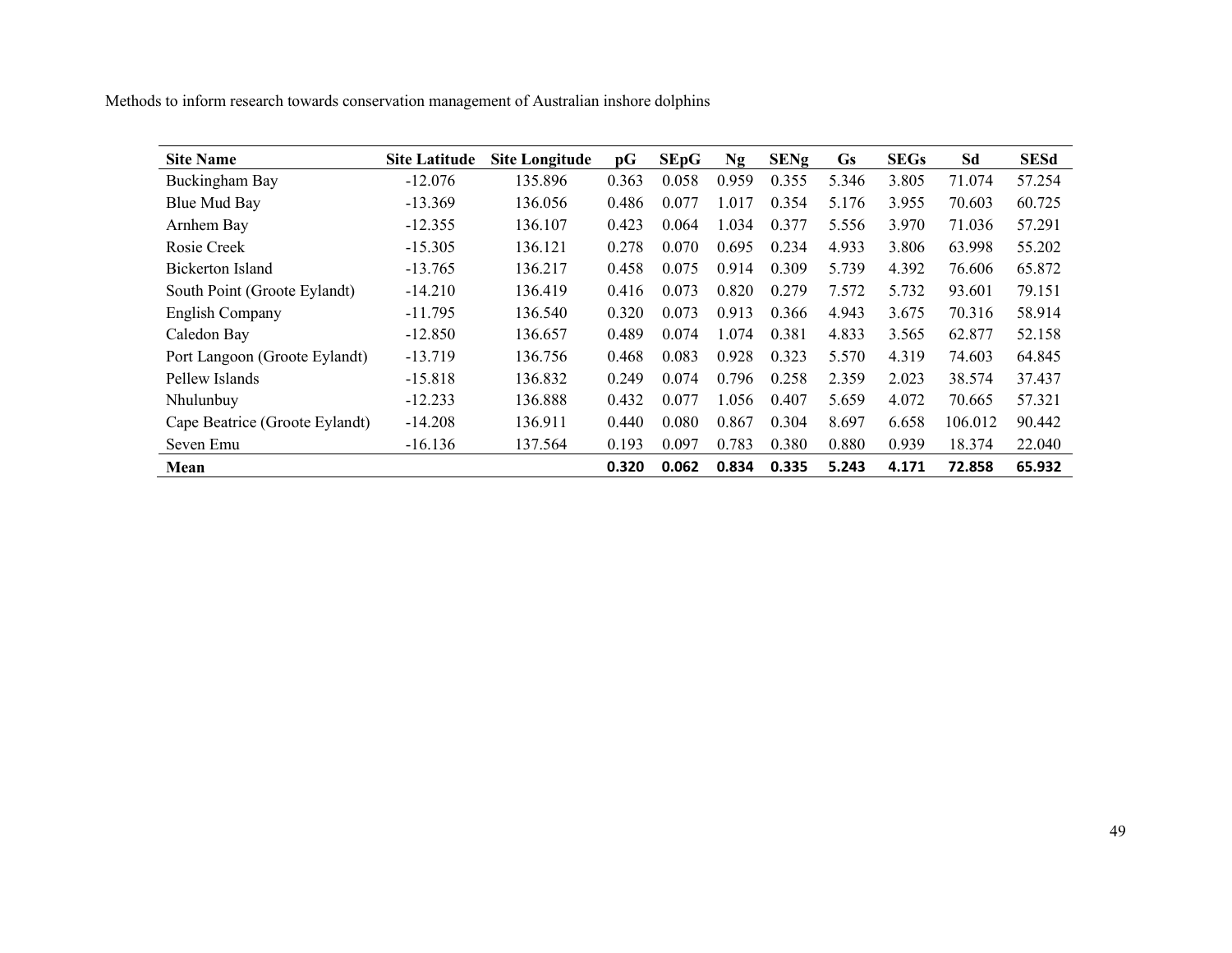| Site Name | Site Latitude | Site Longitude | pG | SEpG | Ng | SENg | Gs | SEGs | Sd | SESd |
|---|---|---|---|---|---|---|---|---|---|---|
| Buckingham Bay | -12.076 | 135.896 | 0.363 | 0.058 | 0.959 | 0.355 | 5.346 | 3.805 | 71.074 | 57.254 |
| Blue Mud Bay | -13.369 | 136.056 | 0.486 | 0.077 | 1.017 | 0.354 | 5.176 | 3.955 | 70.603 | 60.725 |
| Arnhem Bay | -12.355 | 136.107 | 0.423 | 0.064 | 1.034 | 0.377 | 5.556 | 3.970 | 71.036 | 57.291 |
| Rosie Creek | -15.305 | 136.121 | 0.278 | 0.070 | 0.695 | 0.234 | 4.933 | 3.806 | 63.998 | 55.202 |
| Bickerton Island | -13.765 | 136.217 | 0.458 | 0.075 | 0.914 | 0.309 | 5.739 | 4.392 | 76.606 | 65.872 |
| South Point (Groote Eylandt) | -14.210 | 136.419 | 0.416 | 0.073 | 0.820 | 0.279 | 7.572 | 5.732 | 93.601 | 79.151 |
| English Company | -11.795 | 136.540 | 0.320 | 0.073 | 0.913 | 0.366 | 4.943 | 3.675 | 70.316 | 58.914 |
| Caledon Bay | -12.850 | 136.657 | 0.489 | 0.074 | 1.074 | 0.381 | 4.833 | 3.565 | 62.877 | 52.158 |
| Port Langoon (Groote Eylandt) | -13.719 | 136.756 | 0.468 | 0.083 | 0.928 | 0.323 | 5.570 | 4.319 | 74.603 | 64.845 |
| Pellew Islands | -15.818 | 136.832 | 0.249 | 0.074 | 0.796 | 0.258 | 2.359 | 2.023 | 38.574 | 37.437 |
| Nhulunbuy | -12.233 | 136.888 | 0.432 | 0.077 | 1.056 | 0.407 | 5.659 | 4.072 | 70.665 | 57.321 |
| Cape Beatrice (Groote Eylandt) | -14.208 | 136.911 | 0.440 | 0.080 | 0.867 | 0.304 | 8.697 | 6.658 | 106.012 | 90.442 |
| Seven Emu | -16.136 | 137.564 | 0.193 | 0.097 | 0.783 | 0.380 | 0.880 | 0.939 | 18.374 | 22.040 |
| **Mean** | | | **0.320** | **0.062** | **0.834** | **0.335** | **5.243** | **4.171** | **72.858** | **65.932** |